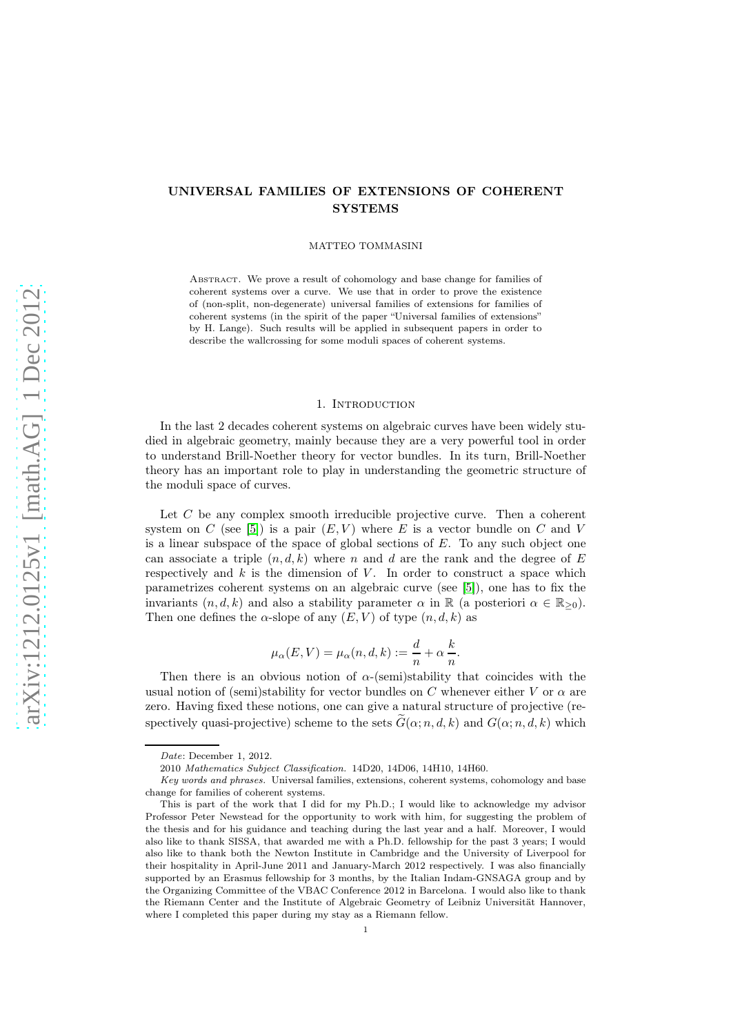# UNIVERSAL FAMILIES OF EXTENSIONS OF COHERENT SYSTEMS

MATTEO TOMMASINI

Abstract. We prove a result of cohomology and base change for families of coherent systems over a curve. We use that in order to prove the existence of (non-split, non-degenerate) universal families of extensions for families of coherent systems (in the spirit of the paper "Universal families of extensions" by H. Lange). Such results will be applied in subsequent papers in order to describe the wallcrossing for some moduli spaces of coherent systems.

## 1. Introduction

In the last 2 decades coherent systems on algebraic curves have been widely studied in algebraic geometry, mainly because they are a very powerful tool in order to understand Brill-Noether theory for vector bundles. In its turn, Brill-Noether theory has an important role to play in understanding the geometric structure of the moduli space of curves.

Let $C$ be any complex smooth irreducible projective curve. Then a coherent system on $C$ (see [5]) is a pair $(E,V)$ where $E$ is a vector bundle on $C$ and $V$ is a linear subspace of the space of global sections of $E$. To any such object one can associate a triple $(n,d,k)$ where $n$ and $d$ are the rank and the degree of $E$ respectively and $k$ is the dimension of $V$. In order to construct a space which parametrizes coherent systems on an algebraic curve (see [5]), one has to fix the invariants $(n,d,k)$ and also a stability parameter $\alpha$ in $\mathbb{R}$ (a posteriori $\alpha \in \mathbb{R}_{\geq 0}$). Then one defines the $\alpha$-slope of any $(E,V)$ of type $(n,d,k)$ as

$$\mu_\alpha(E,V) = \mu_\alpha(n,d,k) := \frac{d}{n} + \alpha\,\frac{k}{n}.$$

Then there is an obvious notion of $\alpha$-(semi)stability that coincides with the usual notion of (semi)stability for vector bundles on $C$ whenever either $V$ or $\alpha$ are zero. Having fixed these notions, one can give a natural structure of projective (respectively quasi-projective) scheme to the sets $\widetilde{G}(\alpha;n,d,k)$ and $G(\alpha;n,d,k)$ which

---

*Date*: December 1, 2012.

2010 *Mathematics Subject Classification.* 14D20, 14D06, 14H10, 14H60.

*Key words and phrases.* Universal families, extensions, coherent systems, cohomology and base change for families of coherent systems.

This is part of the work that I did for my Ph.D.; I would like to acknowledge my advisor Professor Peter Newstead for the opportunity to work with him, for suggesting the problem of the thesis and for his guidance and teaching during the last year and a half. Moreover, I would also like to thank SISSA, that awarded me with a Ph.D. fellowship for the past 3 years; I would also like to thank both the Newton Institute in Cambridge and the University of Liverpool for their hospitality in April-June 2011 and January-March 2012 respectively. I was also financially supported by an Erasmus fellowship for 3 months, by the Italian Indam-GNSAGA group and by the Organizing Committee of the VBAC Conference 2012 in Barcelona. I would also like to thank the Riemann Center and the Institute of Algebraic Geometry of Leibniz Universität Hannover, where I completed this paper during my stay as a Riemann fellow.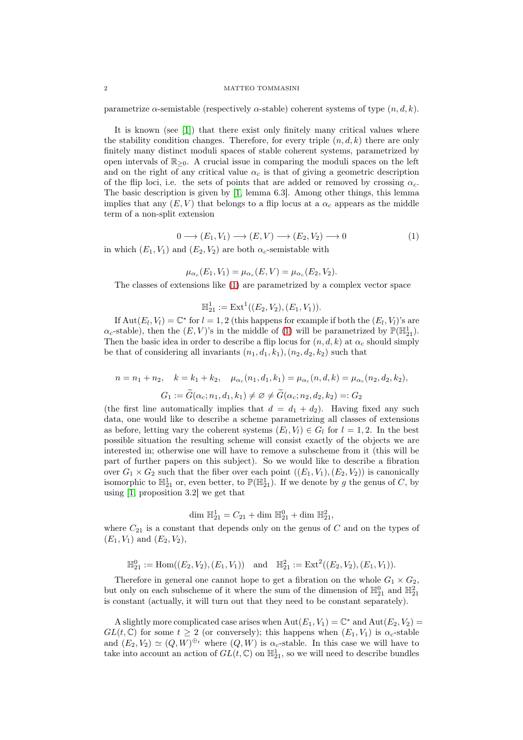parametrize $\alpha$-semistable (respectively $\alpha$-stable) coherent systems of type $(n, d, k)$.

It is known (see [1]) that there exist only finitely many critical values where the stability condition changes. Therefore, for every triple $(n, d, k)$ there are only finitely many distinct moduli spaces of stable coherent systems, parametrized by open intervals of $\mathbb{R}_{\geq 0}$. A crucial issue in comparing the moduli spaces on the left and on the right of any critical value $\alpha_c$ is that of giving a geometric description of the flip loci, i.e. the sets of points that are added or removed by crossing $\alpha_c$. The basic description is given by [1, lemma 6.3]. Among other things, this lemma implies that any $(E, V)$ that belongs to a flip locus at a $\alpha_c$ appears as the middle term of a non-split extension

$$0 \longrightarrow (E_1, V_1) \longrightarrow (E, V) \longrightarrow (E_2, V_2) \longrightarrow 0 \tag{1}$$

in which $(E_1, V_1)$ and $(E_2, V_2)$ are both $\alpha_c$-semistable with

$$\mu_{\alpha_c}(E_1, V_1) = \mu_{\alpha_c}(E, V) = \mu_{\alpha_c}(E_2, V_2).$$

The classes of extensions like (1) are parametrized by a complex vector space

$$\mathbb{H}^1_{21} := \mathrm{Ext}^1((E_2, V_2), (E_1, V_1)).$$

If $\mathrm{Aut}(E_l, V_l) = \mathbb{C}^*$ for $l = 1, 2$ (this happens for example if both the $(E_l, V_l)$'s are $\alpha_c$-stable), then the $(E, V)$'s in the middle of (1) will be parametrized by $\mathbb{P}(\mathbb{H}^1_{21})$. Then the basic idea in order to describe a flip locus for $(n, d, k)$ at $\alpha_c$ should simply be that of considering all invariants $(n_1, d_1, k_1), (n_2, d_2, k_2)$ such that

$$n = n_1 + n_2, \quad k = k_1 + k_2, \quad \mu_{\alpha_c}(n_1, d_1, k_1) = \mu_{\alpha_c}(n, d, k) = \mu_{\alpha_c}(n_2, d_2, k_2),$$

$$G_1 := \widetilde{G}(\alpha_c; n_1, d_1, k_1) \neq \varnothing \neq \widetilde{G}(\alpha_c; n_2, d_2, k_2) =: G_2$$

(the first line automatically implies that $d = d_1 + d_2$). Having fixed any such data, one would like to describe a scheme parametrizing all classes of extensions as before, letting vary the coherent systems $(E_l, V_l) \in G_l$ for $l = 1, 2$. In the best possible situation the resulting scheme will consist exactly of the objects we are interested in; otherwise one will have to remove a subscheme from it (this will be part of further papers on this subject). So we would like to describe a fibration over $G_1 \times G_2$ such that the fiber over each point $((E_1, V_1), (E_2, V_2))$ is canonically isomorphic to $\mathbb{H}^1_{21}$ or, even better, to $\mathbb{P}(\mathbb{H}^1_{21})$. If we denote by $g$ the genus of $C$, by using [1, proposition 3.2] we get that

$$\dim\, \mathbb{H}^1_{21} = C_{21} + \dim\, \mathbb{H}^0_{21} + \dim\, \mathbb{H}^2_{21},$$

where $C_{21}$ is a constant that depends only on the genus of $C$ and on the types of $(E_1, V_1)$ and $(E_2, V_2)$,

$$\mathbb{H}^0_{21} := \mathrm{Hom}((E_2, V_2), (E_1, V_1)) \quad \text{and} \quad \mathbb{H}^2_{21} := \mathrm{Ext}^2((E_2, V_2), (E_1, V_1)).$$

Therefore in general one cannot hope to get a fibration on the whole $G_1 \times G_2$, but only on each subscheme of it where the sum of the dimension of $\mathbb{H}^0_{21}$ and $\mathbb{H}^2_{21}$ is constant (actually, it will turn out that they need to be constant separately).

A slightly more complicated case arises when $\mathrm{Aut}(E_1, V_1) = \mathbb{C}^*$ and $\mathrm{Aut}(E_2, V_2) = GL(t, \mathbb{C})$ for some $t \geq 2$ (or conversely); this happens when $(E_1, V_1)$ is $\alpha_c$-stable and $(E_2, V_2) \simeq (Q, W)^{\oplus_t}$ where $(Q, W)$ is $\alpha_c$-stable. In this case we will have to take into account an action of $GL(t, \mathbb{C})$ on $\mathbb{H}^1_{21}$, so we will need to describe bundles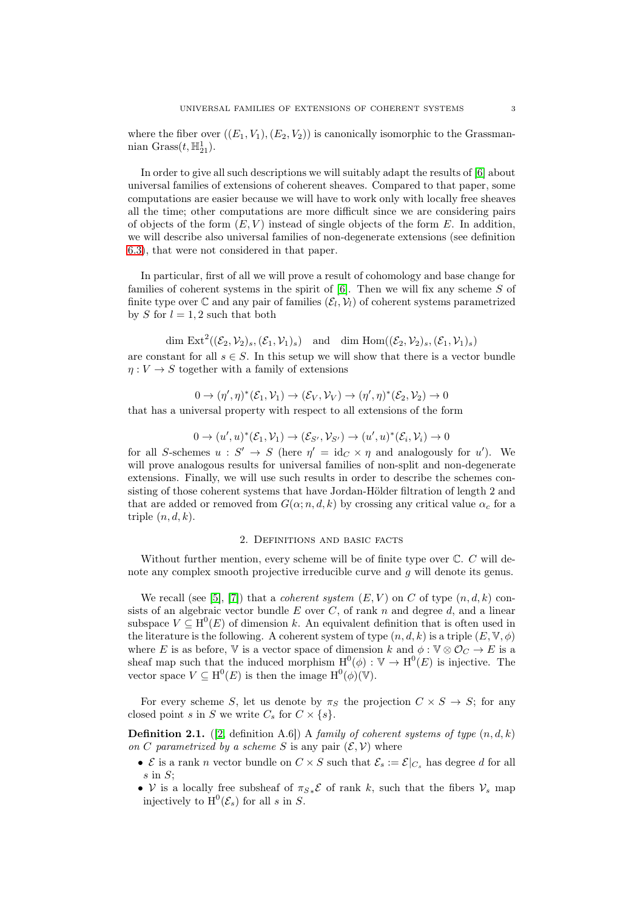where the fiber over $((E_1, V_1), (E_2, V_2))$ is canonically isomorphic to the Grassmannian $\text{Grass}(t, \mathbb{H}^1_{21})$.

In order to give all such descriptions we will suitably adapt the results of [6] about universal families of extensions of coherent sheaves. Compared to that paper, some computations are easier because we will have to work only with locally free sheaves all the time; other computations are more difficult since we are considering pairs of objects of the form $(E, V)$ instead of single objects of the form $E$. In addition, we will describe also universal families of non-degenerate extensions (see definition 6.3), that were not considered in that paper.

In particular, first of all we will prove a result of cohomology and base change for families of coherent systems in the spirit of [6]. Then we will fix any scheme $S$ of finite type over $\mathbb{C}$ and any pair of families $(\mathcal{E}_l, \mathcal{V}_l)$ of coherent systems parametrized by $S$ for $l = 1, 2$ such that both

$$\dim \text{Ext}^2((\mathcal{E}_2, \mathcal{V}_2)_s, (\mathcal{E}_1, \mathcal{V}_1)_s) \quad \text{and} \quad \dim \text{Hom}((\mathcal{E}_2, \mathcal{V}_2)_s, (\mathcal{E}_1, \mathcal{V}_1)_s)$$

are constant for all $s \in S$. In this setup we will show that there is a vector bundle $\eta : V \to S$ together with a family of extensions

$$0 \to (\eta', \eta)^*(\mathcal{E}_1, \mathcal{V}_1) \to (\mathcal{E}_V, \mathcal{V}_V) \to (\eta', \eta)^*(\mathcal{E}_2, \mathcal{V}_2) \to 0$$

that has a universal property with respect to all extensions of the form

$$0 \to (u', u)^*(\mathcal{E}_1, \mathcal{V}_1) \to (\mathcal{E}_{S'}, \mathcal{V}_{S'}) \to (u', u)^*(\mathcal{E}_i, \mathcal{V}_i) \to 0$$

for all $S$-schemes $u : S' \to S$ (here $\eta' = \text{id}_C \times \eta$ and analogously for $u'$). We will prove analogous results for universal families of non-split and non-degenerate extensions. Finally, we will use such results in order to describe the schemes consisting of those coherent systems that have Jordan-Hölder filtration of length 2 and that are added or removed from $G(\alpha; n, d, k)$ by crossing any critical value $\alpha_c$ for a triple $(n, d, k)$.

## 2. Definitions and basic facts

Without further mention, every scheme will be of finite type over $\mathbb{C}$. $C$ will denote any complex smooth projective irreducible curve and $g$ will denote its genus.

We recall (see [5], [7]) that a *coherent system* $(E, V)$ on $C$ of type $(n, d, k)$ consists of an algebraic vector bundle $E$ over $C$, of rank $n$ and degree $d$, and a linear subspace $V \subseteq \text{H}^0(E)$ of dimension $k$. An equivalent definition that is often used in the literature is the following. A coherent system of type $(n, d, k)$ is a triple $(E, \mathbb{V}, \phi)$ where $E$ is as before, $\mathbb{V}$ is a vector space of dimension $k$ and $\phi : \mathbb{V} \otimes \mathcal{O}_C \to E$ is a sheaf map such that the induced morphism $\text{H}^0(\phi) : \mathbb{V} \to \text{H}^0(E)$ is injective. The vector space $V \subseteq \text{H}^0(E)$ is then the image $\text{H}^0(\phi)(\mathbb{V})$.

For every scheme $S$, let us denote by $\pi_S$ the projection $C \times S \to S$; for any closed point $s$ in $S$ we write $C_s$ for $C \times \{s\}$.

**Definition 2.1.** ([2, definition A.6]) *A family of coherent systems of type $(n, d, k)$ on $C$ parametrized by a scheme $S$ is any pair $(\mathcal{E}, \mathcal{V})$ where*

- $\mathcal{E}$ is a rank $n$ vector bundle on $C \times S$ such that $\mathcal{E}_s := \mathcal{E}|_{C_s}$ has degree $d$ for all $s$ in $S$;
- $\mathcal{V}$ is a locally free subsheaf of $\pi_{S*}\mathcal{E}$ of rank $k$, such that the fibers $\mathcal{V}_s$ map injectively to $\text{H}^0(\mathcal{E}_s)$ for all $s$ in $S$.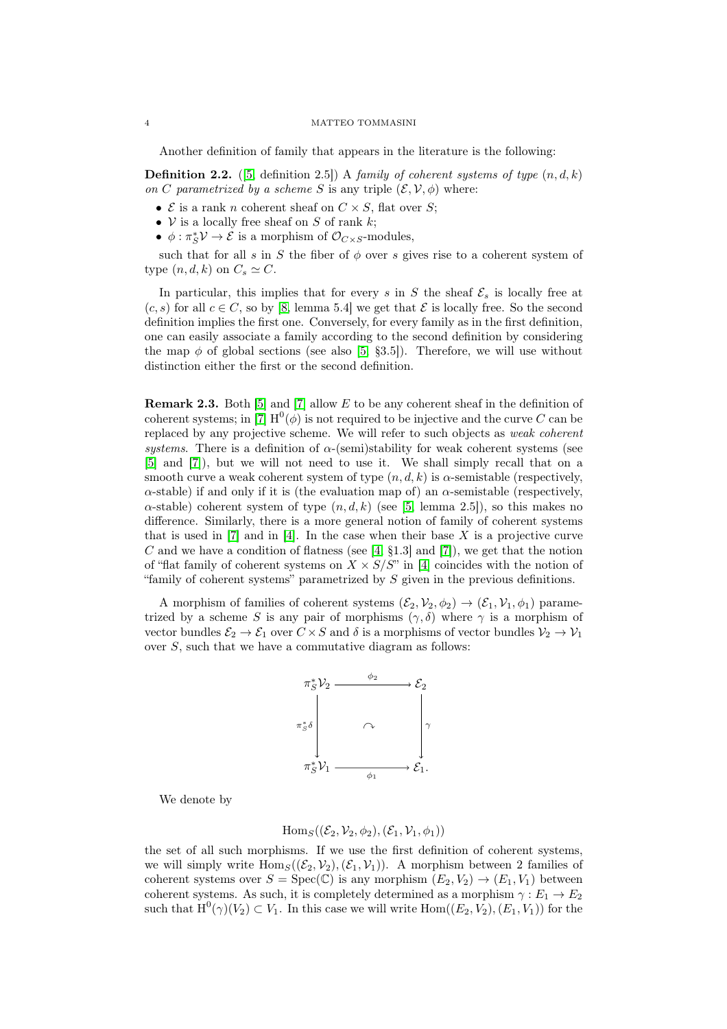Another definition of family that appears in the literature is the following:

**Definition 2.2.** ([5] definition 2.5]) *A family of coherent systems of type $(n, d, k)$ on $C$ parametrized by a scheme $S$* is any triple $(\mathcal{E}, \mathcal{V}, \phi)$ where:

- $\mathcal{E}$ is a rank $n$ coherent sheaf on $C \times S$, flat over $S$;
- $\mathcal{V}$ is a locally free sheaf on $S$ of rank $k$;
- $\phi : \pi_S^* \mathcal{V} \to \mathcal{E}$ is a morphism of $\mathcal{O}_{C\times S}$-modules,

such that for all $s$ in $S$ the fiber of $\phi$ over $s$ gives rise to a coherent system of type $(n, d, k)$ on $C_s \simeq C$.

In particular, this implies that for every $s$ in $S$ the sheaf $\mathcal{E}_s$ is locally free at $(c, s)$ for all $c \in C$, so by [8, lemma 5.4] we get that $\mathcal{E}$ is locally free. So the second definition implies the first one. Conversely, for every family as in the first definition, one can easily associate a family according to the second definition by considering the map $\phi$ of global sections (see also [5, §3.5]). Therefore, we will use without distinction either the first or the second definition.

**Remark 2.3.** Both [5] and [7] allow $E$ to be any coherent sheaf in the definition of coherent systems; in [7] $\mathrm{H}^0(\phi)$ is not required to be injective and the curve $C$ can be replaced by any projective scheme. We will refer to such objects as *weak coherent systems*. There is a definition of $\alpha$-(semi)stability for weak coherent systems (see [5] and [7]), but we will not need to use it. We shall simply recall that on a smooth curve a weak coherent system of type $(n, d, k)$ is $\alpha$-semistable (respectively, $\alpha$-stable) if and only if it is (the evaluation map of) an $\alpha$-semistable (respectively, $\alpha$-stable) coherent system of type $(n, d, k)$ (see [5, lemma 2.5]), so this makes no difference. Similarly, there is a more general notion of family of coherent systems that is used in [7] and in [4]. In the case when their base $X$ is a projective curve $C$ and we have a condition of flatness (see [4, §1.3] and [7]), we get that the notion of "flat family of coherent systems on $X \times S/S$" in [4] coincides with the notion of "family of coherent systems" parametrized by $S$ given in the previous definitions.

A morphism of families of coherent systems $(\mathcal{E}_2, \mathcal{V}_2, \phi_2) \to (\mathcal{E}_1, \mathcal{V}_1, \phi_1)$ parametrized by a scheme $S$ is any pair of morphisms $(\gamma, \delta)$ where $\gamma$ is a morphism of vector bundles $\mathcal{E}_2 \to \mathcal{E}_1$ over $C \times S$ and $\delta$ is a morphisms of vector bundles $\mathcal{V}_2 \to \mathcal{V}_1$ over $S$, such that we have a commutative diagram as follows:

$$\begin{array}{ccc} \pi_S^* \mathcal{V}_2 & \xrightarrow{\phi_2} & \mathcal{E}_2 \\ \downarrow{\scriptstyle \pi_S^*\delta} & \curvearrowright & \downarrow{\scriptstyle \gamma} \\ \pi_S^* \mathcal{V}_1 & \xrightarrow[\phi_1]{} & \mathcal{E}_1. \end{array}$$

We denote by

$$\mathrm{Hom}_S((\mathcal{E}_2, \mathcal{V}_2, \phi_2), (\mathcal{E}_1, \mathcal{V}_1, \phi_1))$$

the set of all such morphisms. If we use the first definition of coherent systems, we will simply write $\mathrm{Hom}_S((\mathcal{E}_2, \mathcal{V}_2), (\mathcal{E}_1, \mathcal{V}_1))$. A morphism between 2 families of coherent systems over $S = \mathrm{Spec}(\mathbb{C})$ is any morphism $(E_2, V_2) \to (E_1, V_1)$ between coherent systems. As such, it is completely determined as a morphism $\gamma : E_1 \to E_2$ such that $\mathrm{H}^0(\gamma)(V_2) \subset V_1$. In this case we will write $\mathrm{Hom}((E_2, V_2), (E_1, V_1))$ for the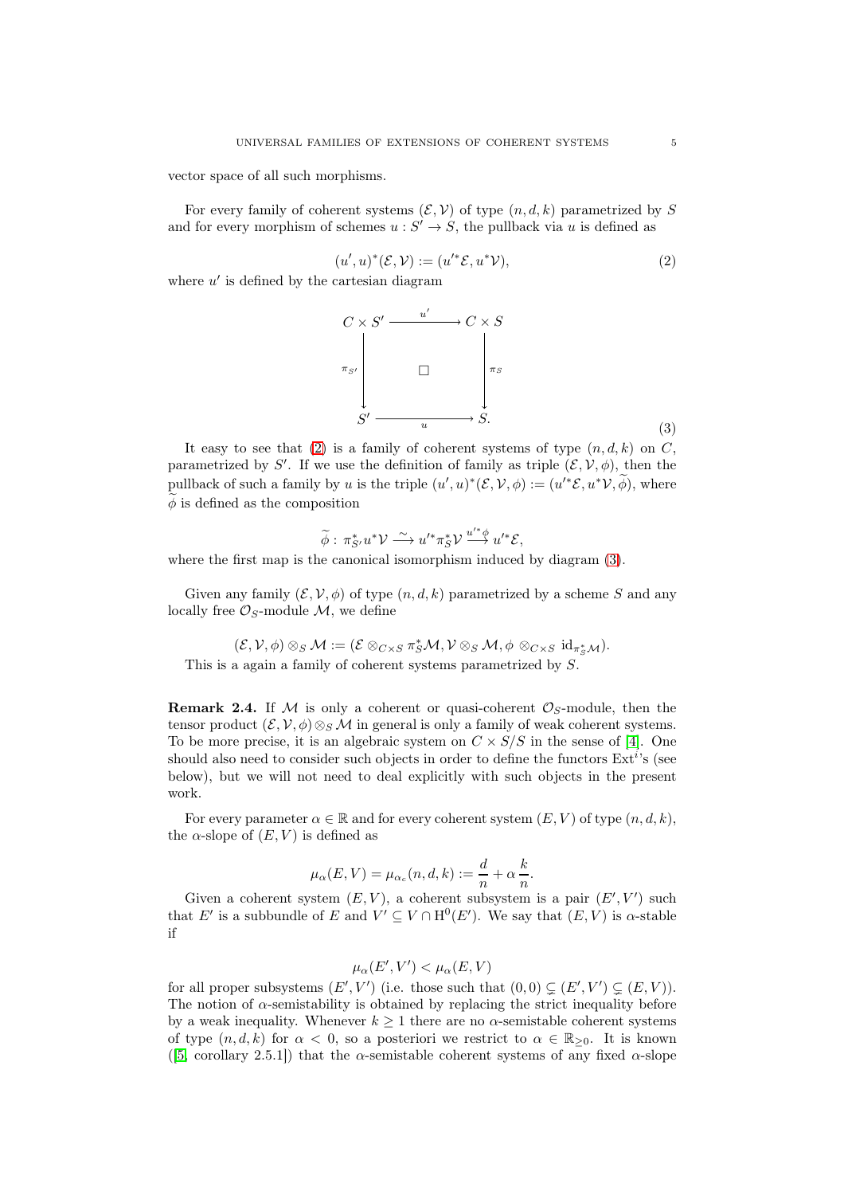vector space of all such morphisms.

For every family of coherent systems $(\mathcal{E}, \mathcal{V})$ of type $(n, d, k)$ parametrized by $S$ and for every morphism of schemes $u : S' \to S$, the pullback via $u$ is defined as

$$(u', u)^*(\mathcal{E}, \mathcal{V}) := (u'^*\mathcal{E}, u^*\mathcal{V}), \tag{2}$$

where $u'$ is defined by the cartesian diagram

$$\begin{array}{ccc} C \times S' & \xrightarrow{\quad u' \quad} & C \times S \\ \big\downarrow{\scriptstyle \pi_{S'}} & \square & \big\downarrow{\scriptstyle \pi_S} \\ S' & \xrightarrow{\quad u \quad} & S. \end{array} \tag{3}$$

It easy to see that (2) is a family of coherent systems of type $(n, d, k)$ on $C$, parametrized by $S'$. If we use the definition of family as triple $(\mathcal{E}, \mathcal{V}, \phi)$, then the pullback of such a family by $u$ is the triple $(u', u)^*(\mathcal{E}, \mathcal{V}, \phi) := (u'^*\mathcal{E}, u^*\mathcal{V}, \widetilde{\phi})$, where $\widetilde{\phi}$ is defined as the composition

$$\widetilde{\phi} : \pi_{S'}^* u^*\mathcal{V} \xrightarrow{\ \sim\ } u'^*\pi_S^*\mathcal{V} \xrightarrow{u'^*\phi} u'^*\mathcal{E},$$

where the first map is the canonical isomorphism induced by diagram (3).

Given any family $(\mathcal{E}, \mathcal{V}, \phi)$ of type $(n, d, k)$ parametrized by a scheme $S$ and any locally free $\mathcal{O}_S$-module $\mathcal{M}$, we define

$$(\mathcal{E}, \mathcal{V}, \phi) \otimes_S \mathcal{M} := (\mathcal{E} \otimes_{C \times S} \pi_S^*\mathcal{M}, \mathcal{V} \otimes_S \mathcal{M}, \phi \otimes_{C \times S} \mathrm{id}_{\pi_S^*\mathcal{M}}).$$

This is a again a family of coherent systems parametrized by $S$.

**Remark 2.4.** If $\mathcal{M}$ is only a coherent or quasi-coherent $\mathcal{O}_S$-module, then the tensor product $(\mathcal{E}, \mathcal{V}, \phi) \otimes_S \mathcal{M}$ in general is only a family of weak coherent systems. To be more precise, it is an algebraic system on $C \times S/S$ in the sense of [4]. One should also need to consider such objects in order to define the functors $\mathrm{Ext}^i$'s (see below), but we will not need to deal explicitly with such objects in the present work.

For every parameter $\alpha \in \mathbb{R}$ and for every coherent system $(E, V)$ of type $(n, d, k)$, the $\alpha$-slope of $(E, V)$ is defined as

$$\mu_\alpha(E, V) = \mu_{\alpha_c}(n, d, k) := \frac{d}{n} + \alpha\,\frac{k}{n}.$$

Given a coherent system $(E, V)$, a coherent subsystem is a pair $(E', V')$ such that $E'$ is a subbundle of $E$ and $V' \subseteq V \cap \mathrm{H}^0(E')$. We say that $(E, V)$ is $\alpha$-stable if

$$\mu_\alpha(E', V') < \mu_\alpha(E, V)$$

for all proper subsystems $(E', V')$ (i.e. those such that $(0, 0) \subsetneq (E', V') \subsetneq (E, V)$). The notion of $\alpha$-semistability is obtained by replacing the strict inequality before by a weak inequality. Whenever $k \geq 1$ there are no $\alpha$-semistable coherent systems of type $(n, d, k)$ for $\alpha < 0$, so a posteriori we restrict to $\alpha \in \mathbb{R}_{\geq 0}$. It is known ([5, corollary 2.5.1]) that the $\alpha$-semistable coherent systems of any fixed $\alpha$-slope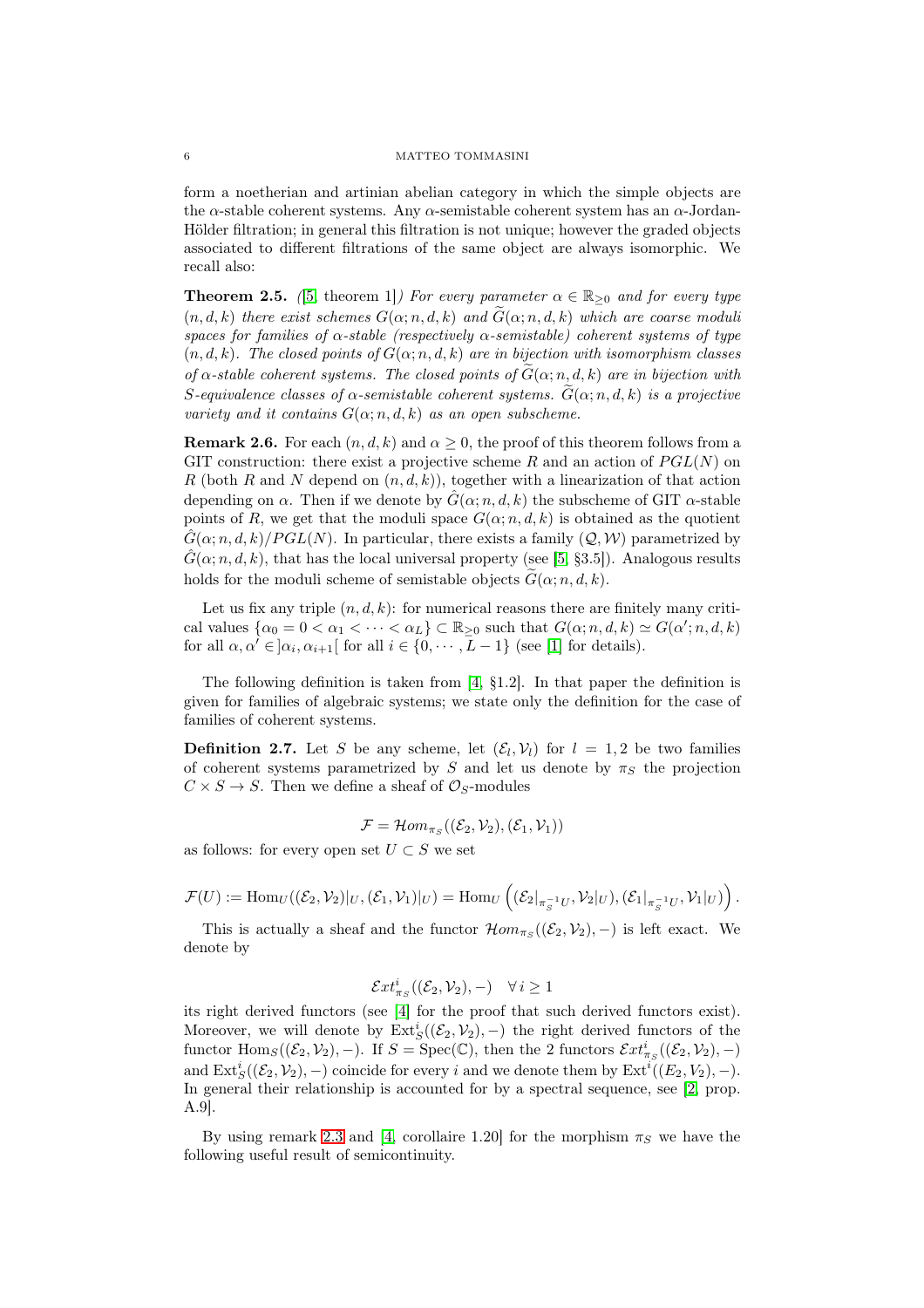form a noetherian and artinian abelian category in which the simple objects are the $\alpha$-stable coherent systems. Any $\alpha$-semistable coherent system has an $\alpha$-Jordan-Hölder filtration; in general this filtration is not unique; however the graded objects associated to different filtrations of the same object are always isomorphic. We recall also:

**Theorem 2.5.** *([5, theorem 1]) For every parameter $\alpha \in \mathbb{R}_{\geq 0}$ and for every type $(n, d, k)$ there exist schemes $G(\alpha; n, d, k)$ and $\widetilde{G}(\alpha; n, d, k)$ which are coarse moduli spaces for families of $\alpha$-stable (respectively $\alpha$-semistable) coherent systems of type $(n, d, k)$. The closed points of $G(\alpha; n, d, k)$ are in bijection with isomorphism classes of $\alpha$-stable coherent systems. The closed points of $\widetilde{G}(\alpha; n, d, k)$ are in bijection with $S$-equivalence classes of $\alpha$-semistable coherent systems. $\widetilde{G}(\alpha; n, d, k)$ is a projective variety and it contains $G(\alpha; n, d, k)$ as an open subscheme.*

**Remark 2.6.** For each $(n, d, k)$ and $\alpha \geq 0$, the proof of this theorem follows from a GIT construction: there exist a projective scheme $R$ and an action of $PGL(N)$ on $R$ (both $R$ and $N$ depend on $(n, d, k)$), together with a linearization of that action depending on $\alpha$. Then if we denote by $\hat{G}(\alpha; n, d, k)$ the subscheme of GIT $\alpha$-stable points of $R$, we get that the moduli space $G(\alpha; n, d, k)$ is obtained as the quotient $\hat{G}(\alpha; n, d, k)/PGL(N)$. In particular, there exists a family $(\mathcal{Q}, \mathcal{W})$ parametrized by $\hat{G}(\alpha; n, d, k)$, that has the local universal property (see [5, §3.5]). Analogous results holds for the moduli scheme of semistable objects $\widetilde{G}(\alpha; n, d, k)$.

Let us fix any triple $(n, d, k)$: for numerical reasons there are finitely many critical values $\{\alpha_0 = 0 < \alpha_1 < \cdots < \alpha_L\} \subset \mathbb{R}_{\geq 0}$ such that $G(\alpha; n, d, k) \simeq G(\alpha'; n, d, k)$ for all $\alpha, \alpha' \in ]\alpha_i, \alpha_{i+1}[$ for all $i \in \{0, \cdots, L-1\}$ (see [1] for details).

The following definition is taken from [4, §1.2]. In that paper the definition is given for families of algebraic systems; we state only the definition for the case of families of coherent systems.

**Definition 2.7.** Let $S$ be any scheme, let $(\mathcal{E}_l, \mathcal{V}_l)$ for $l = 1, 2$ be two families of coherent systems parametrized by $S$ and let us denote by $\pi_S$ the projection $C \times S \to S$. Then we define a sheaf of $\mathcal{O}_S$-modules

$$\mathcal{F} = \mathcal{H}om_{\pi_S}((\mathcal{E}_2, \mathcal{V}_2), (\mathcal{E}_1, \mathcal{V}_1))$$

as follows: for every open set $U \subset S$ we set

$$\mathcal{F}(U) := \operatorname{Hom}_U((\mathcal{E}_2, \mathcal{V}_2)|_U, (\mathcal{E}_1, \mathcal{V}_1)|_U) = \operatorname{Hom}_U\left((\mathcal{E}_2|_{\pi_S^{-1}U}, \mathcal{V}_2|_U), (\mathcal{E}_1|_{\pi_S^{-1}U}, \mathcal{V}_1|_U)\right).$$

This is actually a sheaf and the functor $\mathcal{H}om_{\pi_S}((\mathcal{E}_2, \mathcal{V}_2), -)$ is left exact. We denote by

$$\mathcal{E}xt^i_{\pi_S}((\mathcal{E}_2, \mathcal{V}_2), -) \quad \forall\, i \geq 1$$

its right derived functors (see [4] for the proof that such derived functors exist). Moreover, we will denote by $\operatorname{Ext}^i_S((\mathcal{E}_2, \mathcal{V}_2), -)$ the right derived functors of the functor $\operatorname{Hom}_S((\mathcal{E}_2, \mathcal{V}_2), -)$. If $S = \operatorname{Spec}(\mathbb{C})$, then the 2 functors $\mathcal{E}xt^i_{\pi_S}((\mathcal{E}_2, \mathcal{V}_2), -)$ and $\operatorname{Ext}^i_S((\mathcal{E}_2, \mathcal{V}_2), -)$ coincide for every $i$ and we denote them by $\operatorname{Ext}^i((E_2, V_2), -)$. In general their relationship is accounted for by a spectral sequence, see [2, prop. A.9].

By using remark 2.3 and [4, corollaire 1.20] for the morphism $\pi_S$ we have the following useful result of semicontinuity.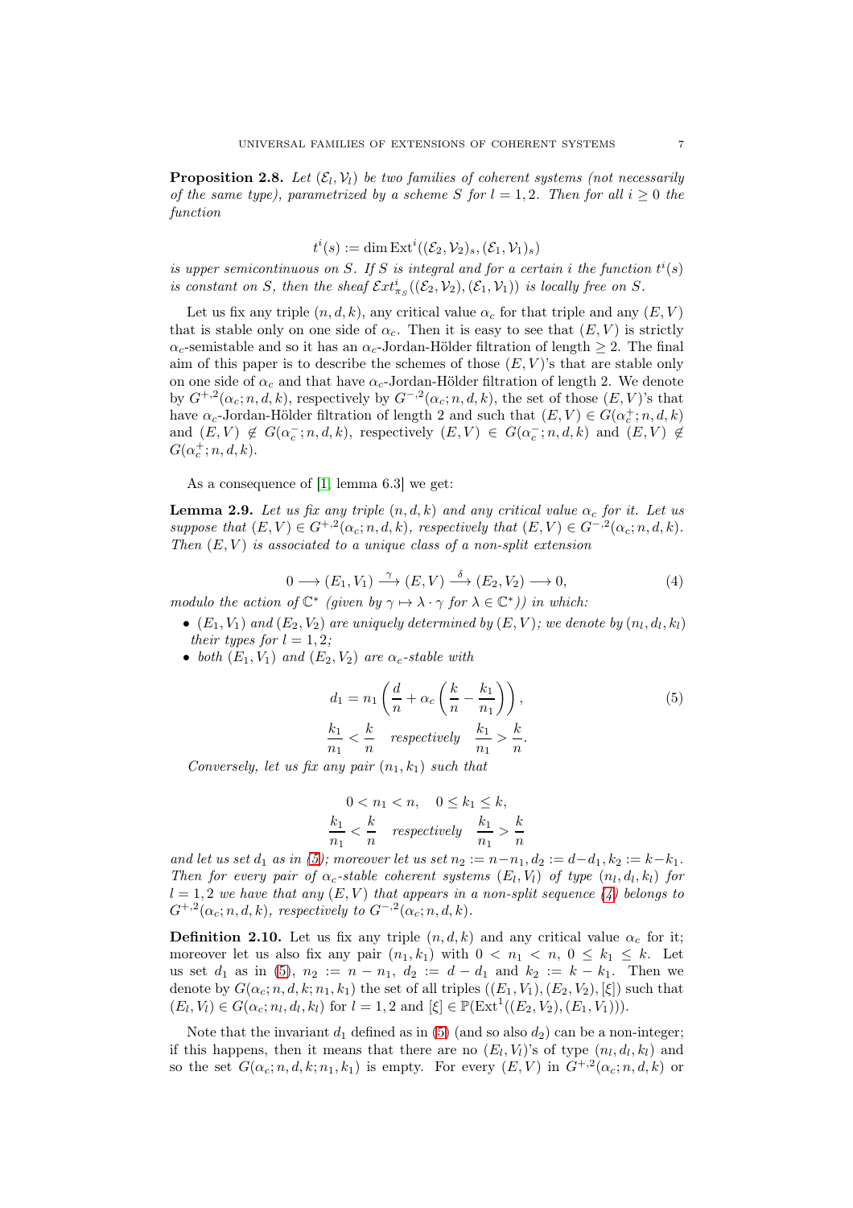**Proposition 2.8.** *Let $(\mathcal{E}_l, \mathcal{V}_l)$ be two families of coherent systems (not necessarily of the same type), parametrized by a scheme $S$ for $l = 1, 2$. Then for all $i \geq 0$ the function*

$$t^i(s) := \dim \mathrm{Ext}^i((\mathcal{E}_2, \mathcal{V}_2)_s, (\mathcal{E}_1, \mathcal{V}_1)_s)$$

*is upper semicontinuous on $S$. If $S$ is integral and for a certain $i$ the function $t^i(s)$ is constant on $S$, then the sheaf $\mathcal{E}xt^i_{\pi_S}((\mathcal{E}_2, \mathcal{V}_2), (\mathcal{E}_1, \mathcal{V}_1))$ is locally free on $S$.*

Let us fix any triple $(n, d, k)$, any critical value $\alpha_c$ for that triple and any $(E, V)$ that is stable only on one side of $\alpha_c$. Then it is easy to see that $(E, V)$ is strictly $\alpha_c$-semistable and so it has an $\alpha_c$-Jordan-Hölder filtration of length $\geq 2$. The final aim of this paper is to describe the schemes of those $(E, V)$'s that are stable only on one side of $\alpha_c$ and that have $\alpha_c$-Jordan-Hölder filtration of length 2. We denote by $G^{+,2}(\alpha_c; n, d, k)$, respectively by $G^{-,2}(\alpha_c; n, d, k)$, the set of those $(E, V)$'s that have $\alpha_c$-Jordan-Hölder filtration of length 2 and such that $(E, V) \in G(\alpha_c^+; n, d, k)$ and $(E, V) \notin G(\alpha_c^-; n, d, k)$, respectively $(E, V) \in G(\alpha_c^-; n, d, k)$ and $(E, V) \notin G(\alpha_c^+; n, d, k)$.

As a consequence of [1, lemma 6.3] we get:

**Lemma 2.9.** *Let us fix any triple $(n, d, k)$ and any critical value $\alpha_c$ for it. Let us suppose that $(E, V) \in G^{+,2}(\alpha_c; n, d, k)$, respectively that $(E, V) \in G^{-,2}(\alpha_c; n, d, k)$. Then $(E, V)$ is associated to a unique class of a non-split extension*

$$0 \longrightarrow (E_1, V_1) \xrightarrow{\gamma} (E, V) \xrightarrow{\delta} (E_2, V_2) \longrightarrow 0, \tag{4}$$

*modulo the action of $\mathbb{C}^*$ (given by $\gamma \mapsto \lambda \cdot \gamma$ for $\lambda \in \mathbb{C}^*$) in which:*

- *$(E_1, V_1)$ and $(E_2, V_2)$ are uniquely determined by $(E, V)$; we denote by $(n_l, d_l, k_l)$ their types for $l = 1, 2$;*
- *both $(E_1, V_1)$ and $(E_2, V_2)$ are $\alpha_c$-stable with*

$$d_1 = n_1 \left( \frac{d}{n} + \alpha_c \left( \frac{k}{n} - \frac{k_1}{n_1} \right) \right), \tag{5}$$

$$\frac{k_1}{n_1} < \frac{k}{n} \quad \textit{respectively} \quad \frac{k_1}{n_1} > \frac{k}{n}.$$

*Conversely, let us fix any pair $(n_1, k_1)$ such that*

$$0 < n_1 < n, \quad 0 \leq k_1 \leq k,$$

$$\frac{k_1}{n_1} < \frac{k}{n} \quad \textit{respectively} \quad \frac{k_1}{n_1} > \frac{k}{n}$$

*and let us set $d_1$ as in (5); moreover let us set $n_2 := n - n_1, d_2 := d - d_1, k_2 := k - k_1$. Then for every pair of $\alpha_c$-stable coherent systems $(E_l, V_l)$ of type $(n_l, d_l, k_l)$ for $l = 1, 2$ we have that any $(E, V)$ that appears in a non-split sequence (4) belongs to $G^{+,2}(\alpha_c; n, d, k)$, respectively to $G^{-,2}(\alpha_c; n, d, k)$.*

**Definition 2.10.** Let us fix any triple $(n, d, k)$ and any critical value $\alpha_c$ for it; moreover let us also fix any pair $(n_1, k_1)$ with $0 < n_1 < n$, $0 \leq k_1 \leq k$. Let us set $d_1$ as in (5), $n_2 := n - n_1$, $d_2 := d - d_1$ and $k_2 := k - k_1$. Then we denote by $G(\alpha_c; n, d, k; n_1, k_1)$ the set of all triples $((E_1, V_1), (E_2, V_2), [\xi])$ such that $(E_l, V_l) \in G(\alpha_c; n_l, d_l, k_l)$ for $l = 1, 2$ and $[\xi] \in \mathbb{P}(\mathrm{Ext}^1((E_2, V_2), (E_1, V_1)))$.

Note that the invariant $d_1$ defined as in (5) (and so also $d_2$) can be a non-integer; if this happens, then it means that there are no $(E_l, V_l)$'s of type $(n_l, d_l, k_l)$ and so the set $G(\alpha_c; n, d, k; n_1, k_1)$ is empty. For every $(E, V)$ in $G^{+,2}(\alpha_c; n, d, k)$ or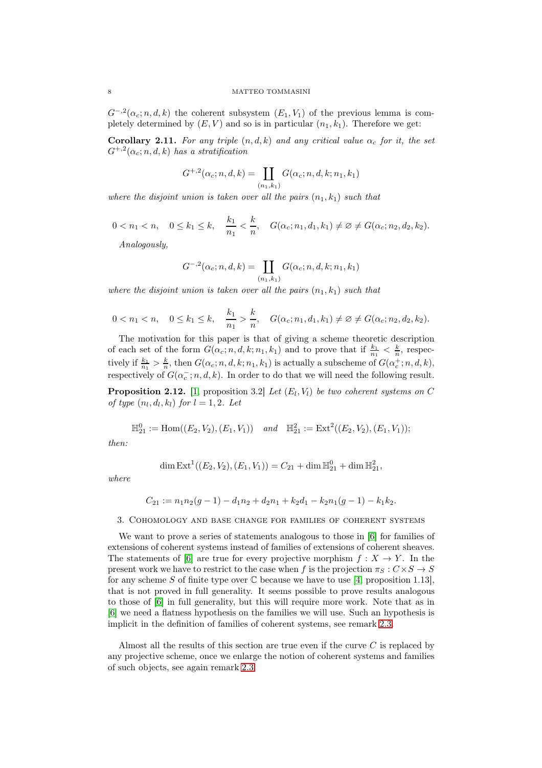$G^{-,2}(\alpha_c; n, d, k)$ the coherent subsystem $(E_1, V_1)$ of the previous lemma is completely determined by $(E, V)$ and so is in particular $(n_1, k_1)$. Therefore we get:

**Corollary 2.11.** *For any triple $(n, d, k)$ and any critical value $\alpha_c$ for it, the set $G^{+,2}(\alpha_c; n, d, k)$ has a stratification*

$$G^{+,2}(\alpha_c; n, d, k) = \coprod_{(n_1,k_1)} G(\alpha_c; n, d, k; n_1, k_1)$$

*where the disjoint union is taken over all the pairs $(n_1, k_1)$ such that*

$$0 < n_1 < n, \quad 0 \leq k_1 \leq k, \quad \frac{k_1}{n_1} < \frac{k}{n}, \quad G(\alpha_c; n_1, d_1, k_1) \neq \varnothing \neq G(\alpha_c; n_2, d_2, k_2).$$

*Analogously,*

$$G^{-,2}(\alpha_c; n, d, k) = \coprod_{(n_1,k_1)} G(\alpha_c; n, d, k; n_1, k_1)$$

*where the disjoint union is taken over all the pairs $(n_1, k_1)$ such that*

$$0 < n_1 < n, \quad 0 \leq k_1 \leq k, \quad \frac{k_1}{n_1} > \frac{k}{n}, \quad G(\alpha_c; n_1, d_1, k_1) \neq \varnothing \neq G(\alpha_c; n_2, d_2, k_2).$$

The motivation for this paper is that of giving a scheme theoretic description of each set of the form $G(\alpha_c; n, d, k; n_1, k_1)$ and to prove that if $\frac{k_1}{n_1} < \frac{k}{n}$, respectively if $\frac{k_1}{n_1} > \frac{k}{n}$, then $G(\alpha_c; n, d, k; n_1, k_1)$ is actually a subscheme of $G(\alpha_c^+; n, d, k)$, respectively of $G(\alpha_c^-; n, d, k)$. In order to do that we will need the following result.

**Proposition 2.12.** [1, proposition 3.2] *Let $(E_l, V_l)$ be two coherent systems on $C$ of type $(n_l, d_l, k_l)$ for $l = 1, 2$. Let*

$$\mathbb{H}^0_{21} := \mathrm{Hom}((E_2, V_2), (E_1, V_1)) \quad \text{and} \quad \mathbb{H}^2_{21} := \mathrm{Ext}^2((E_2, V_2), (E_1, V_1));$$

*then:*

$$\dim \mathrm{Ext}^1((E_2, V_2), (E_1, V_1)) = C_{21} + \dim \mathbb{H}^0_{21} + \dim \mathbb{H}^2_{21},$$

*where*

$$C_{21} := n_1 n_2 (g-1) - d_1 n_2 + d_2 n_1 + k_2 d_1 - k_2 n_1 (g-1) - k_1 k_2.$$

## 3. Cohomology and base change for families of coherent systems

We want to prove a series of statements analogous to those in [6] for families of extensions of coherent systems instead of families of extensions of coherent sheaves. The statements of [6] are true for every projective morphism $f : X \to Y$. In the present work we have to restrict to the case when $f$ is the projection $\pi_S : C \times S \to S$ for any scheme $S$ of finite type over $\mathbb{C}$ because we have to use [4, proposition 1.13], that is not proved in full generality. It seems possible to prove results analogous to those of [6] in full generality, but this will require more work. Note that as in [6] we need a flatness hypothesis on the families we will use. Such an hypothesis is implicit in the definition of families of coherent systems, see remark 2.3.

Almost all the results of this section are true even if the curve $C$ is replaced by any projective scheme, once we enlarge the notion of coherent systems and families of such objects, see again remark 2.3.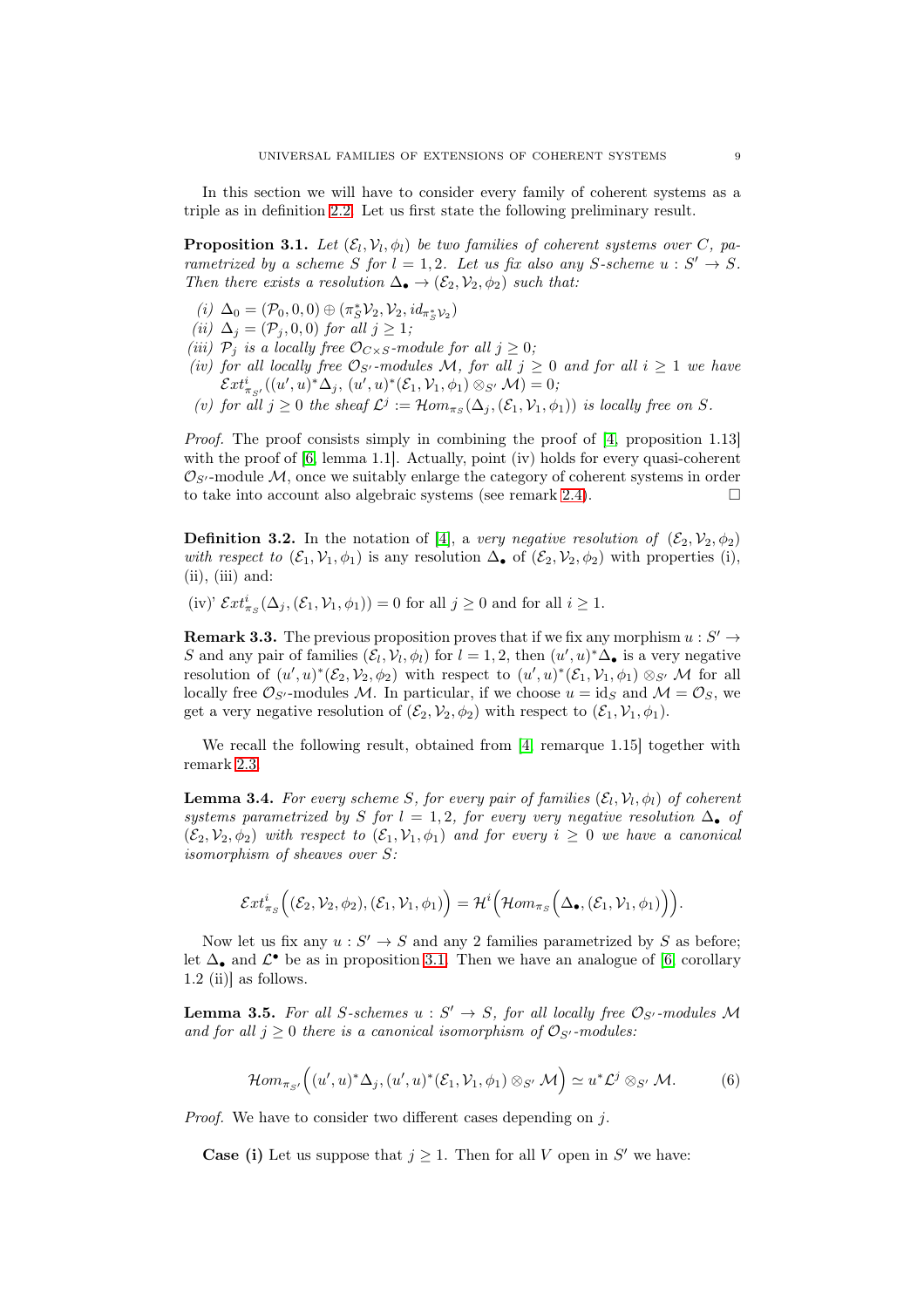In this section we will have to consider every family of coherent systems as a triple as in definition 2.2. Let us first state the following preliminary result.

**Proposition 3.1.** *Let $(\mathcal{E}_l, \mathcal{V}_l, \phi_l)$ be two families of coherent systems over $C$, parametrized by a scheme $S$ for $l = 1, 2$. Let us fix also any $S$-scheme $u : S' \to S$. Then there exists a resolution $\Delta_\bullet \to (\mathcal{E}_2, \mathcal{V}_2, \phi_2)$ such that:*

*(i)* $\Delta_0 = (\mathcal{P}_0, 0, 0) \oplus (\pi_S^* \mathcal{V}_2, \mathcal{V}_2, id_{\pi_S^* \mathcal{V}_2})$

*(ii)* $\Delta_j = (\mathcal{P}_j, 0, 0)$ *for all* $j \geq 1$*;*

*(iii)* $\mathcal{P}_j$ *is a locally free* $\mathcal{O}_{C \times S}$*-module for all* $j \geq 0$*;*

*(iv) for all locally free* $\mathcal{O}_{S'}$*-modules* $\mathcal{M}$*, for all* $j \geq 0$ *and for all* $i \geq 1$ *we have* $\mathcal{E}xt^i_{\pi_{S'}}((u', u)^* \Delta_j, (u', u)^*(\mathcal{E}_1, \mathcal{V}_1, \phi_1) \otimes_{S'} \mathcal{M}) = 0$*;*

*(v) for all* $j \geq 0$ *the sheaf* $\mathcal{L}^j := \mathcal{H}om_{\pi_S}(\Delta_j, (\mathcal{E}_1, \mathcal{V}_1, \phi_1))$ *is locally free on* $S$*.*

*Proof.* The proof consists simply in combining the proof of [4, proposition 1.13] with the proof of [6, lemma 1.1]. Actually, point (iv) holds for every quasi-coherent $\mathcal{O}_{S'}$-module $\mathcal{M}$, once we suitably enlarge the category of coherent systems in order to take into account also algebraic systems (see remark 2.4). □

**Definition 3.2.** In the notation of [4], a *very negative resolution of* $(\mathcal{E}_2, \mathcal{V}_2, \phi_2)$ *with respect to* $(\mathcal{E}_1, \mathcal{V}_1, \phi_1)$ is any resolution $\Delta_\bullet$ of $(\mathcal{E}_2, \mathcal{V}_2, \phi_2)$ with properties (i), (ii), (iii) and:

(iv)' $\mathcal{E}xt^i_{\pi_S}(\Delta_j, (\mathcal{E}_1, \mathcal{V}_1, \phi_1)) = 0$ for all $j \geq 0$ and for all $i \geq 1$.

**Remark 3.3.** The previous proposition proves that if we fix any morphism $u : S' \to S$ and any pair of families $(\mathcal{E}_l, \mathcal{V}_l, \phi_l)$ for $l = 1, 2$, then $(u', u)^* \Delta_\bullet$ is a very negative resolution of $(u', u)^*(\mathcal{E}_2, \mathcal{V}_2, \phi_2)$ with respect to $(u', u)^*(\mathcal{E}_1, \mathcal{V}_1, \phi_1) \otimes_{S'} \mathcal{M}$ for all locally free $\mathcal{O}_{S'}$-modules $\mathcal{M}$. In particular, if we choose $u = \text{id}_S$ and $\mathcal{M} = \mathcal{O}_S$, we get a very negative resolution of $(\mathcal{E}_2, \mathcal{V}_2, \phi_2)$ with respect to $(\mathcal{E}_1, \mathcal{V}_1, \phi_1)$.

We recall the following result, obtained from [4, remarque 1.15] together with remark 2.3.

**Lemma 3.4.** *For every scheme $S$, for every pair of families $(\mathcal{E}_l, \mathcal{V}_l, \phi_l)$ of coherent systems parametrized by $S$ for $l = 1, 2$, for every very negative resolution $\Delta_\bullet$ of $(\mathcal{E}_2, \mathcal{V}_2, \phi_2)$ with respect to $(\mathcal{E}_1, \mathcal{V}_1, \phi_1)$ and for every $i \geq 0$ we have a canonical isomorphism of sheaves over $S$:*

$$\mathcal{E}xt^i_{\pi_S}\Big((\mathcal{E}_2, \mathcal{V}_2, \phi_2), (\mathcal{E}_1, \mathcal{V}_1, \phi_1)\Big) = \mathcal{H}^i\Big(\mathcal{H}om_{\pi_S}\Big(\Delta_\bullet, (\mathcal{E}_1, \mathcal{V}_1, \phi_1)\Big)\Big).$$

Now let us fix any $u : S' \to S$ and any 2 families parametrized by $S$ as before; let $\Delta_\bullet$ and $\mathcal{L}^\bullet$ be as in proposition 3.1. Then we have an analogue of [6, corollary 1.2 (ii)] as follows.

**Lemma 3.5.** *For all $S$-schemes $u : S' \to S$, for all locally free $\mathcal{O}_{S'}$-modules $\mathcal{M}$ and for all $j \geq 0$ there is a canonical isomorphism of $\mathcal{O}_{S'}$-modules:*

$$\mathcal{H}om_{\pi_{S'}}\Big((u', u)^* \Delta_j, (u', u)^*(\mathcal{E}_1, \mathcal{V}_1, \phi_1) \otimes_{S'} \mathcal{M}\Big) \simeq u^* \mathcal{L}^j \otimes_{S'} \mathcal{M}. \tag{6}$$

*Proof.* We have to consider two different cases depending on $j$.

**Case (i)** Let us suppose that $j \geq 1$. Then for all $V$ open in $S'$ we have: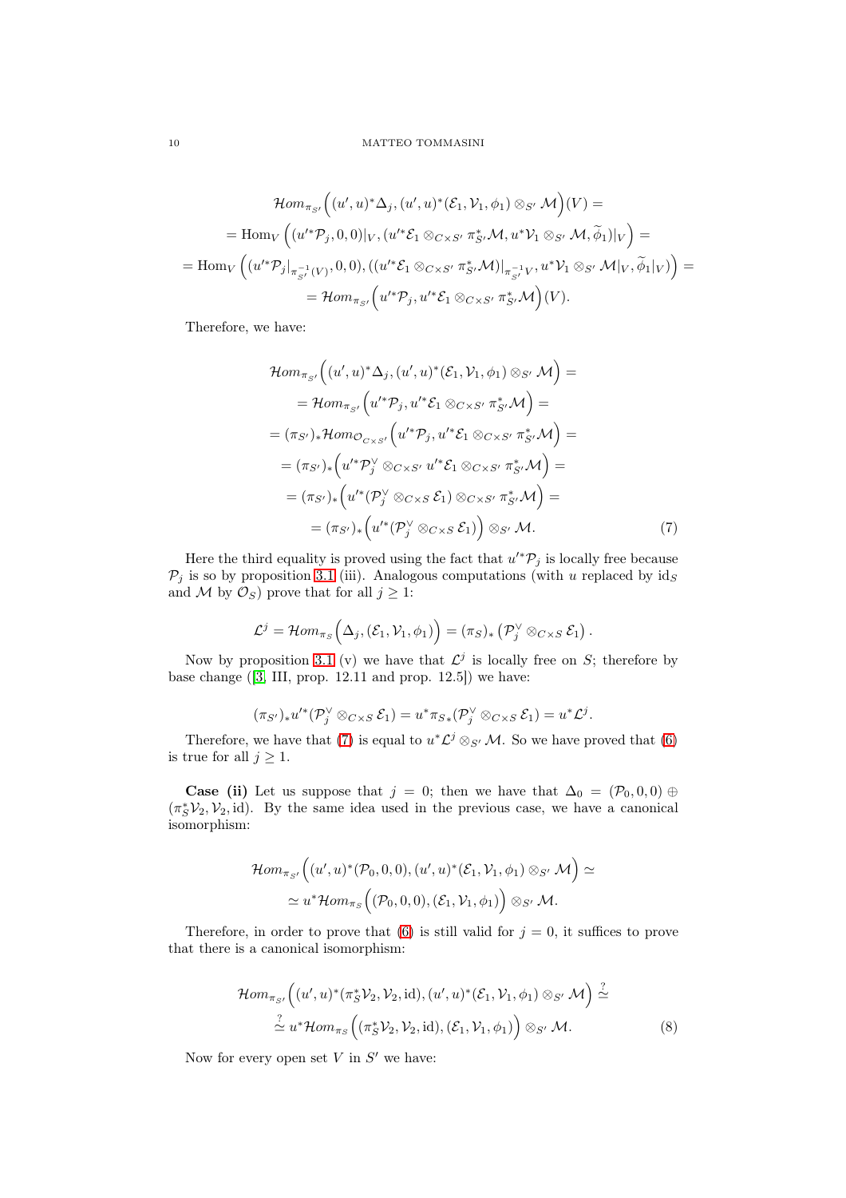$$\mathcal{H}om_{\pi_{S'}}\Big((u',u)^*\Delta_j,(u',u)^*(\mathcal{E}_1,\mathcal{V}_1,\phi_1)\otimes_{S'}\mathcal{M}\Big)(V)=$$
$$=\mathrm{Hom}_V\left((u'^*\mathcal{P}_j,0,0)|_V,(u'^*\mathcal{E}_1\otimes_{C\times S'}\pi_{S'}^*\mathcal{M},u^*\mathcal{V}_1\otimes_{S'}\mathcal{M},\widetilde{\phi}_1)|_V\right)=$$
$$=\mathrm{Hom}_V\left((u'^*\mathcal{P}_j|_{\pi_{S'}^{-1}(V)},0,0),((u'^*\mathcal{E}_1\otimes_{C\times S'}\pi_{S'}^*\mathcal{M})|_{\pi_{S'}^{-1}V},u^*\mathcal{V}_1\otimes_{S'}\mathcal{M}|_V,\widetilde{\phi}_1|_V)\right)=$$
$$=\mathcal{H}om_{\pi_{S'}}\Big(u'^*\mathcal{P}_j,u'^*\mathcal{E}_1\otimes_{C\times S'}\pi_{S'}^*\mathcal{M}\Big)(V).$$

Therefore, we have:

$$\begin{aligned}
&\mathcal{H}om_{\pi_{S'}}\Big((u',u)^*\Delta_j,(u',u)^*(\mathcal{E}_1,\mathcal{V}_1,\phi_1)\otimes_{S'}\mathcal{M}\Big)=\\
&=\mathcal{H}om_{\pi_{S'}}\Big(u'^*\mathcal{P}_j,u'^*\mathcal{E}_1\otimes_{C\times S'}\pi_{S'}^*\mathcal{M}\Big)=\\
&=(\pi_{S'})_*\mathcal{H}om_{\mathcal{O}_{C\times S'}}\Big(u'^*\mathcal{P}_j,u'^*\mathcal{E}_1\otimes_{C\times S'}\pi_{S'}^*\mathcal{M}\Big)=\\
&=(\pi_{S'})_*\Big(u'^*\mathcal{P}_j^\vee\otimes_{C\times S'}u'^*\mathcal{E}_1\otimes_{C\times S'}\pi_{S'}^*\mathcal{M}\Big)=\\
&=(\pi_{S'})_*\Big(u'^*(\mathcal{P}_j^\vee\otimes_{C\times S}\mathcal{E}_1)\otimes_{C\times S'}\pi_{S'}^*\mathcal{M}\Big)=\\
&=(\pi_{S'})_*\Big(u'^*(\mathcal{P}_j^\vee\otimes_{C\times S}\mathcal{E}_1)\Big)\otimes_{S'}\mathcal{M}.
\end{aligned}\tag{7}$$

Here the third equality is proved using the fact that $u'^*\mathcal{P}_j$ is locally free because $\mathcal{P}_j$ is so by proposition 3.1 (iii). Analogous computations (with $u$ replaced by $\mathrm{id}_S$ and $\mathcal{M}$ by $\mathcal{O}_S$) prove that for all $j\geq 1$:

$$\mathcal{L}^j=\mathcal{H}om_{\pi_S}\Big(\Delta_j,(\mathcal{E}_1,\mathcal{V}_1,\phi_1)\Big)=(\pi_S)_*\left(\mathcal{P}_j^\vee\otimes_{C\times S}\mathcal{E}_1\right).$$

Now by proposition 3.1 (v) we have that $\mathcal{L}^j$ is locally free on $S$; therefore by base change ([3, III, prop. 12.11 and prop. 12.5]) we have:

$$(\pi_{S'})_*u'^*(\mathcal{P}_j^\vee\otimes_{C\times S}\mathcal{E}_1)=u^*\pi_{S*}(\mathcal{P}_j^\vee\otimes_{C\times S}\mathcal{E}_1)=u^*\mathcal{L}^j.$$

Therefore, we have that (7) is equal to $u^*\mathcal{L}^j\otimes_{S'}\mathcal{M}$. So we have proved that (6) is true for all $j\geq 1$.

**Case (ii)** Let us suppose that $j=0$; then we have that $\Delta_0=(\mathcal{P}_0,0,0)\oplus(\pi_S^*\mathcal{V}_2,\mathcal{V}_2,\mathrm{id})$. By the same idea used in the previous case, we have a canonical isomorphism:

$$\mathcal{H}om_{\pi_{S'}}\Big((u',u)^*(\mathcal{P}_0,0,0),(u',u)^*(\mathcal{E}_1,\mathcal{V}_1,\phi_1)\otimes_{S'}\mathcal{M}\Big)\simeq$$
$$\simeq u^*\mathcal{H}om_{\pi_S}\Big((\mathcal{P}_0,0,0),(\mathcal{E}_1,\mathcal{V}_1,\phi_1)\Big)\otimes_{S'}\mathcal{M}.$$

Therefore, in order to prove that (6) is still valid for $j=0$, it suffices to prove that there is a canonical isomorphism:

$$\begin{aligned}
&\mathcal{H}om_{\pi_{S'}}\Big((u',u)^*(\pi_S^*\mathcal{V}_2,\mathcal{V}_2,\mathrm{id}),(u',u)^*(\mathcal{E}_1,\mathcal{V}_1,\phi_1)\otimes_{S'}\mathcal{M}\Big)\overset{?}{\simeq}\\
&\overset{?}{\simeq}u^*\mathcal{H}om_{\pi_S}\Big((\pi_S^*\mathcal{V}_2,\mathcal{V}_2,\mathrm{id}),(\mathcal{E}_1,\mathcal{V}_1,\phi_1)\Big)\otimes_{S'}\mathcal{M}.
\end{aligned}\tag{8}$$

Now for every open set $V$ in $S'$ we have: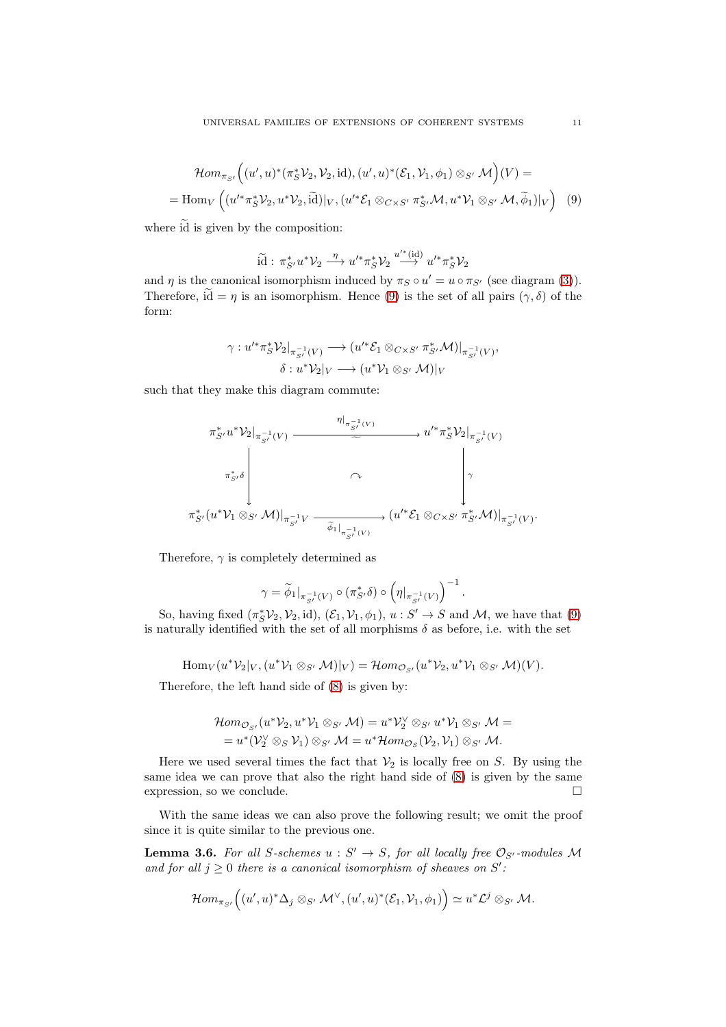$$\mathcal{H}om_{\pi_{S'}}\Big((u',u)^*(\pi_S^*\mathcal{V}_2,\mathcal{V}_2,\mathrm{id}),(u',u)^*(\mathcal{E}_1,\mathcal{V}_1,\phi_1)\otimes_{S'}\mathcal{M}\Big)(V) =$$
$$= \mathrm{Hom}_V\Big((u'^*\pi_S^*\mathcal{V}_2,u^*\mathcal{V}_2,\widetilde{\mathrm{id}})|_V,(u'^*\mathcal{E}_1\otimes_{C\times S'}\pi_{S'}^*\mathcal{M},u^*\mathcal{V}_1\otimes_{S'}\mathcal{M},\widetilde{\phi}_1)|_V\Big) \quad (9)$$

where $\widetilde{\mathrm{id}}$ is given by the composition:

$$\widetilde{\mathrm{id}}:\ \pi_{S'}^*u^*\mathcal{V}_2 \xrightarrow{\ \eta\ } u'^*\pi_S^*\mathcal{V}_2 \xrightarrow{u'^*(\mathrm{id})} u'^*\pi_S^*\mathcal{V}_2$$

and $\eta$ is the canonical isomorphism induced by $\pi_S\circ u' = u\circ\pi_{S'}$ (see diagram (3)). Therefore, $\widetilde{\mathrm{id}}=\eta$ is an isomorphism. Hence (9) is the set of all pairs $(\gamma,\delta)$ of the form:

$$\gamma: u'^*\pi_S^*\mathcal{V}_2|_{\pi_{S'}^{-1}(V)} \longrightarrow (u'^*\mathcal{E}_1\otimes_{C\times S'}\pi_{S'}^*\mathcal{M})|_{\pi_{S'}^{-1}(V)},$$
$$\delta: u^*\mathcal{V}_2|_V \longrightarrow (u^*\mathcal{V}_1\otimes_{S'}\mathcal{M})|_V$$

such that they make this diagram commute:

$$\begin{array}{ccc}
\pi_{S'}^*u^*\mathcal{V}_2|_{\pi_{S'}^{-1}(V)} & \xrightarrow[\sim]{\ \eta|_{\pi_{S'}^{-1}(V)}\ } & u'^*\pi_S^*\mathcal{V}_2|_{\pi_{S'}^{-1}(V)} \\
\Big\downarrow{\scriptstyle \pi_{S'}^*\delta} & \curvearrowright & \Big\downarrow{\scriptstyle \gamma} \\
\pi_{S'}^*(u^*\mathcal{V}_1\otimes_{S'}\mathcal{M})|_{\pi_{S'}^{-1}V} & \xrightarrow[\ \widetilde{\phi}_1|_{\pi_{S'}^{-1}(V)}\ ]{} & (u'^*\mathcal{E}_1\otimes_{C\times S'}\pi_{S'}^*\mathcal{M})|_{\pi_{S'}^{-1}(V)}.
\end{array}$$

Therefore, $\gamma$ is completely determined as

$$\gamma = \widetilde{\phi}_1|_{\pi_{S'}^{-1}(V)}\circ(\pi_{S'}^*\delta)\circ\Big(\eta|_{\pi_{S'}^{-1}(V)}\Big)^{-1}.$$

So, having fixed $(\pi_S^*\mathcal{V}_2,\mathcal{V}_2,\mathrm{id})$, $(\mathcal{E}_1,\mathcal{V}_1,\phi_1)$, $u:S'\to S$ and $\mathcal{M}$, we have that (9) is naturally identified with the set of all morphisms $\delta$ as before, i.e. with the set

$$\mathrm{Hom}_V(u^*\mathcal{V}_2|_V,(u^*\mathcal{V}_1\otimes_{S'}\mathcal{M})|_V) = \mathcal{H}om_{\mathcal{O}_{S'}}(u^*\mathcal{V}_2,u^*\mathcal{V}_1\otimes_{S'}\mathcal{M})(V).$$

Therefore, the left hand side of (8) is given by:

$$\mathcal{H}om_{\mathcal{O}_{S'}}(u^*\mathcal{V}_2,u^*\mathcal{V}_1\otimes_{S'}\mathcal{M}) = u^*\mathcal{V}_2^\vee\otimes_{S'}u^*\mathcal{V}_1\otimes_{S'}\mathcal{M} =$$
$$= u^*(\mathcal{V}_2^\vee\otimes_S\mathcal{V}_1)\otimes_{S'}\mathcal{M} = u^*\mathcal{H}om_{\mathcal{O}_S}(\mathcal{V}_2,\mathcal{V}_1)\otimes_{S'}\mathcal{M}.$$

Here we used several times the fact that $\mathcal{V}_2$ is locally free on $S$. By using the same idea we can prove that also the right hand side of (8) is given by the same expression, so we conclude. □

With the same ideas we can also prove the following result; we omit the proof since it is quite similar to the previous one.

**Lemma 3.6.** *For all $S$-schemes $u:S'\to S$, for all locally free $\mathcal{O}_{S'}$-modules $\mathcal{M}$ and for all $j\geq 0$ there is a canonical isomorphism of sheaves on $S'$:*

$$\mathcal{H}om_{\pi_{S'}}\Big((u',u)^*\Delta_j\otimes_{S'}\mathcal{M}^\vee,(u',u)^*(\mathcal{E}_1,\mathcal{V}_1,\phi_1)\Big)\simeq u^*\mathcal{L}^j\otimes_{S'}\mathcal{M}.$$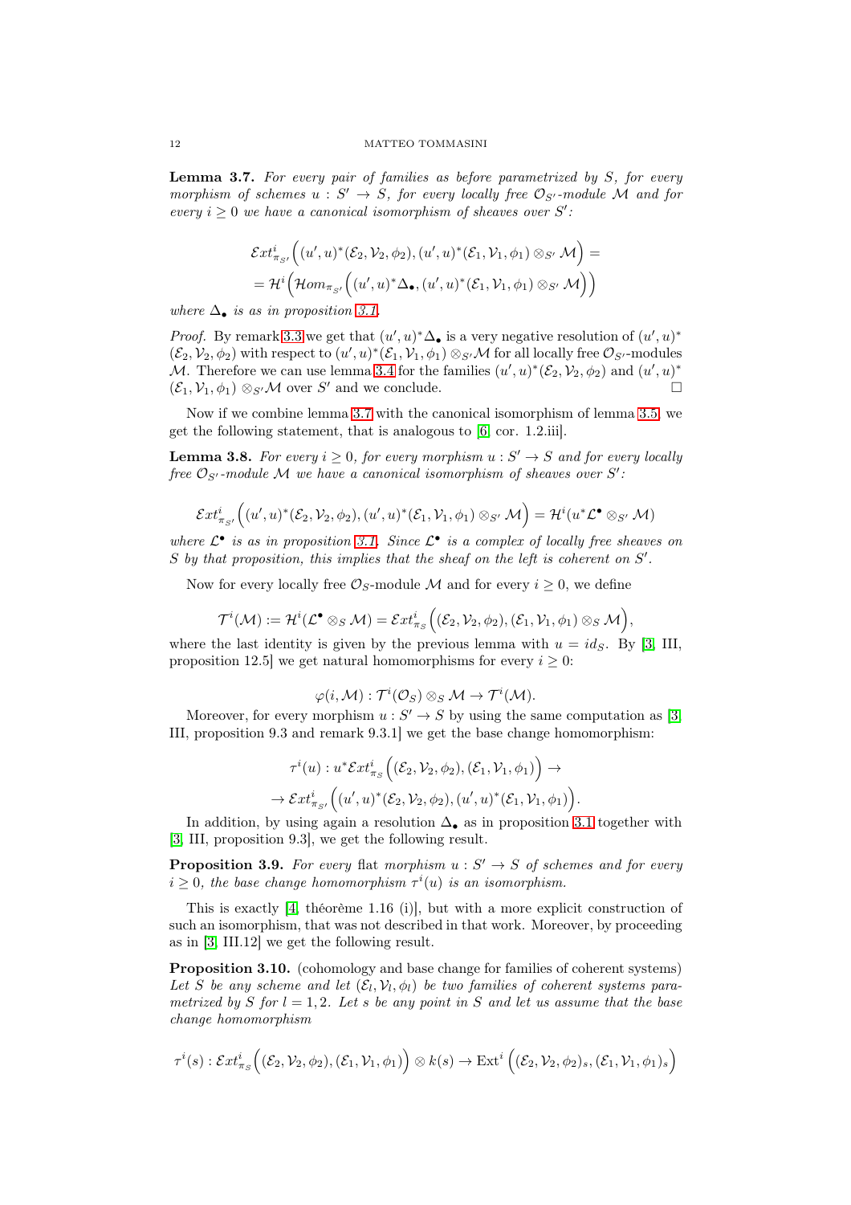**Lemma 3.7.** *For every pair of families as before parametrized by $S$, for every morphism of schemes $u : S' \to S$, for every locally free $\mathcal{O}_{S'}$-module $\mathcal{M}$ and for every $i \geq 0$ we have a canonical isomorphism of sheaves over $S'$:*

$$\mathcal{E}xt^i_{\pi_{S'}}\Big((u',u)^*(\mathcal{E}_2,\mathcal{V}_2,\phi_2),(u',u)^*(\mathcal{E}_1,\mathcal{V}_1,\phi_1)\otimes_{S'}\mathcal{M}\Big) =$$
$$= \mathcal{H}^i\Big(\mathcal{H}om_{\pi_{S'}}\Big((u',u)^*\Delta_\bullet,(u',u)^*(\mathcal{E}_1,\mathcal{V}_1,\phi_1)\otimes_{S'}\mathcal{M}\Big)\Big)$$

*where $\Delta_\bullet$ is as in proposition 3.1.*

*Proof.* By remark 3.3 we get that $(u',u)^*\Delta_\bullet$ is a very negative resolution of $(u',u)^*$ $(\mathcal{E}_2,\mathcal{V}_2,\phi_2)$ with respect to $(u',u)^*(\mathcal{E}_1,\mathcal{V}_1,\phi_1)\otimes_{S'}\mathcal{M}$ for all locally free $\mathcal{O}_{S'}$-modules $\mathcal{M}$. Therefore we can use lemma 3.4 for the families $(u',u)^*(\mathcal{E}_2,\mathcal{V}_2,\phi_2)$ and $(u',u)^*$ $(\mathcal{E}_1,\mathcal{V}_1,\phi_1)\otimes_{S'}\mathcal{M}$ over $S'$ and we conclude. □

Now if we combine lemma 3.7 with the canonical isomorphism of lemma 3.5, we get the following statement, that is analogous to [6, cor. 1.2.iii].

**Lemma 3.8.** *For every $i \geq 0$, for every morphism $u : S' \to S$ and for every locally free $\mathcal{O}_{S'}$-module $\mathcal{M}$ we have a canonical isomorphism of sheaves over $S'$:*

$$\mathcal{E}xt^i_{\pi_{S'}}\Big((u',u)^*(\mathcal{E}_2,\mathcal{V}_2,\phi_2),(u',u)^*(\mathcal{E}_1,\mathcal{V}_1,\phi_1)\otimes_{S'}\mathcal{M}\Big) = \mathcal{H}^i(u^*\mathcal{L}^\bullet\otimes_{S'}\mathcal{M})$$

*where $\mathcal{L}^\bullet$ is as in proposition 3.1. Since $\mathcal{L}^\bullet$ is a complex of locally free sheaves on $S$ by that proposition, this implies that the sheaf on the left is coherent on $S'$.*

Now for every locally free $\mathcal{O}_S$-module $\mathcal{M}$ and for every $i \geq 0$, we define

$$\mathcal{T}^i(\mathcal{M}) := \mathcal{H}^i(\mathcal{L}^\bullet\otimes_S\mathcal{M}) = \mathcal{E}xt^i_{\pi_S}\Big((\mathcal{E}_2,\mathcal{V}_2,\phi_2),(\mathcal{E}_1,\mathcal{V}_1,\phi_1)\otimes_S\mathcal{M}\Big),$$

where the last identity is given by the previous lemma with $u = id_S$. By [3, III, proposition 12.5] we get natural homomorphisms for every $i \geq 0$:

$$\varphi(i,\mathcal{M}) : \mathcal{T}^i(\mathcal{O}_S)\otimes_S\mathcal{M} \to \mathcal{T}^i(\mathcal{M}).$$

Moreover, for every morphism $u : S' \to S$ by using the same computation as [3, III, proposition 9.3 and remark 9.3.1] we get the base change homomorphism:

$$\tau^i(u) : u^*\mathcal{E}xt^i_{\pi_S}\Big((\mathcal{E}_2,\mathcal{V}_2,\phi_2),(\mathcal{E}_1,\mathcal{V}_1,\phi_1)\Big) \to$$
$$\to \mathcal{E}xt^i_{\pi_{S'}}\Big((u',u)^*(\mathcal{E}_2,\mathcal{V}_2,\phi_2),(u',u)^*(\mathcal{E}_1,\mathcal{V}_1,\phi_1)\Big).$$

In addition, by using again a resolution $\Delta_\bullet$ as in proposition 3.1 together with [3, III, proposition 9.3], we get the following result.

**Proposition 3.9.** *For every* flat *morphism $u : S' \to S$ of schemes and for every $i \geq 0$, the base change homomorphism $\tau^i(u)$ is an isomorphism.*

This is exactly [4, théorème 1.16 (i)], but with a more explicit construction of such an isomorphism, that was not described in that work. Moreover, by proceeding as in [3, III.12] we get the following result.

**Proposition 3.10.** (cohomology and base change for families of coherent systems) *Let $S$ be any scheme and let $(\mathcal{E}_l,\mathcal{V}_l,\phi_l)$ be two families of coherent systems parametrized by $S$ for $l = 1,2$. Let $s$ be any point in $S$ and let us assume that the base change homomorphism*

$$\tau^i(s) : \mathcal{E}xt^i_{\pi_S}\Big((\mathcal{E}_2,\mathcal{V}_2,\phi_2),(\mathcal{E}_1,\mathcal{V}_1,\phi_1)\Big)\otimes k(s) \to \mathrm{Ext}^i\Big((\mathcal{E}_2,\mathcal{V}_2,\phi_2)_s,(\mathcal{E}_1,\mathcal{V}_1,\phi_1)_s\Big)$$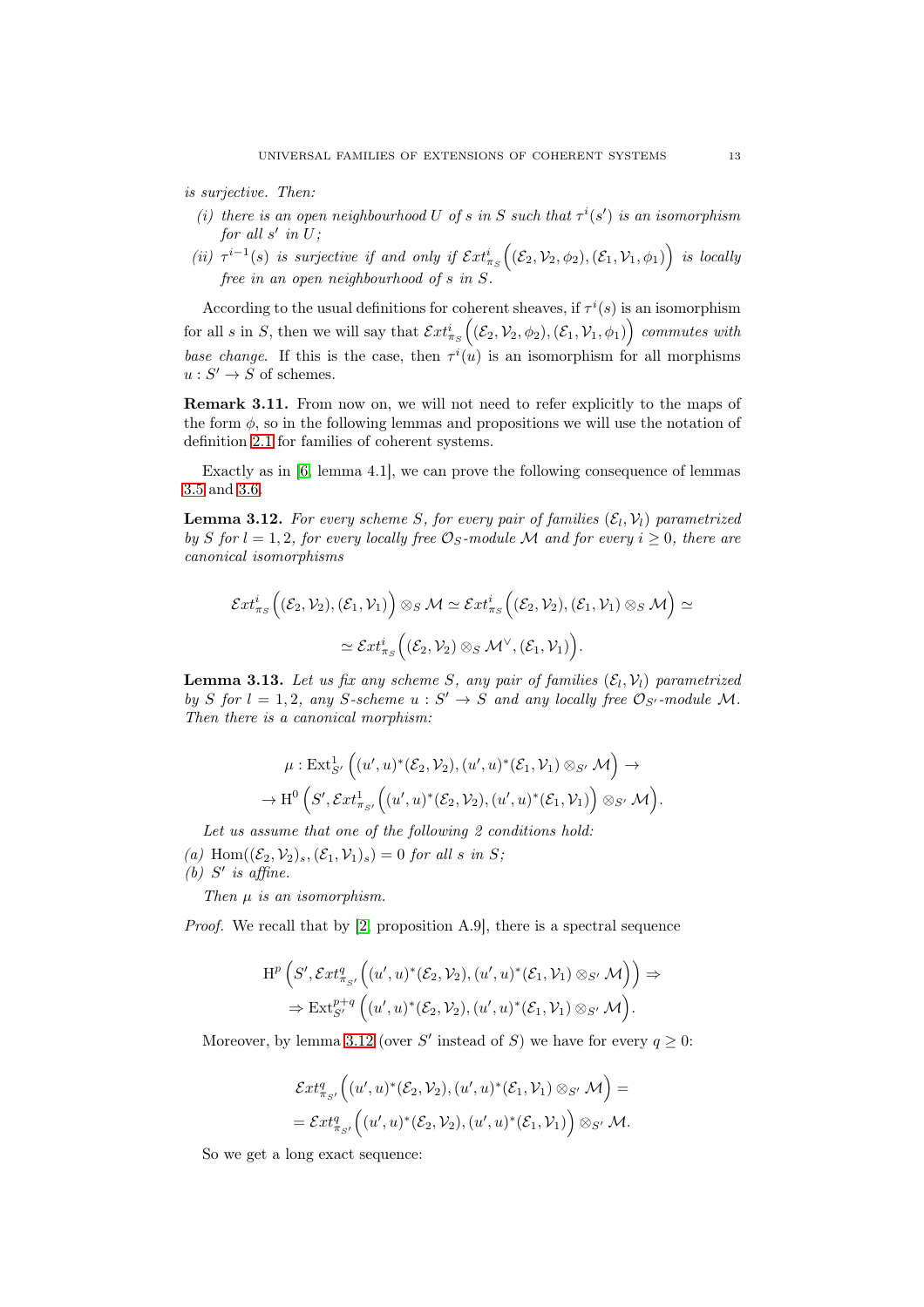*is surjective. Then:*

*(i) there is an open neighbourhood $U$ of $s$ in $S$ such that $\tau^i(s')$ is an isomorphism for all $s'$ in $U$;*

*(ii) $\tau^{i-1}(s)$ is surjective if and only if $\mathcal{E}xt^i_{\pi_S}\Big((\mathcal{E}_2,\mathcal{V}_2,\phi_2),(\mathcal{E}_1,\mathcal{V}_1,\phi_1)\Big)$ is locally free in an open neighbourhood of $s$ in $S$.*

According to the usual definitions for coherent sheaves, if $\tau^i(s)$ is an isomorphism for all $s$ in $S$, then we will say that $\mathcal{E}xt^i_{\pi_S}\Big((\mathcal{E}_2,\mathcal{V}_2,\phi_2),(\mathcal{E}_1,\mathcal{V}_1,\phi_1)\Big)$ *commutes with base change*. If this is the case, then $\tau^i(u)$ is an isomorphism for all morphisms $u:S'\to S$ of schemes.

**Remark 3.11.** From now on, we will not need to refer explicitly to the maps of the form $\phi$, so in the following lemmas and propositions we will use the notation of definition 2.1 for families of coherent systems.

Exactly as in [6, lemma 4.1], we can prove the following consequence of lemmas 3.5 and 3.6.

**Lemma 3.12.** *For every scheme $S$, for every pair of families $(\mathcal{E}_l,\mathcal{V}_l)$ parametrized by $S$ for $l=1,2$, for every locally free $\mathcal{O}_S$-module $\mathcal{M}$ and for every $i\geq 0$, there are canonical isomorphisms*

$$\mathcal{E}xt^i_{\pi_S}\Big((\mathcal{E}_2,\mathcal{V}_2),(\mathcal{E}_1,\mathcal{V}_1)\Big)\otimes_S\mathcal{M}\simeq\mathcal{E}xt^i_{\pi_S}\Big((\mathcal{E}_2,\mathcal{V}_2),(\mathcal{E}_1,\mathcal{V}_1)\otimes_S\mathcal{M}\Big)\simeq$$
$$\simeq\mathcal{E}xt^i_{\pi_S}\Big((\mathcal{E}_2,\mathcal{V}_2)\otimes_S\mathcal{M}^\vee,(\mathcal{E}_1,\mathcal{V}_1)\Big).$$

**Lemma 3.13.** *Let us fix any scheme $S$, any pair of families $(\mathcal{E}_l,\mathcal{V}_l)$ parametrized by $S$ for $l=1,2$, any $S$-scheme $u:S'\to S$ and any locally free $\mathcal{O}_{S'}$-module $\mathcal{M}$. Then there is a canonical morphism:*

$$\mu:\mathrm{Ext}^1_{S'}\Big((u',u)^*(\mathcal{E}_2,\mathcal{V}_2),(u',u)^*(\mathcal{E}_1,\mathcal{V}_1)\otimes_{S'}\mathcal{M}\Big)\to$$
$$\to\mathrm{H}^0\Big(S',\mathcal{E}xt^1_{\pi_{S'}}\Big((u',u)^*(\mathcal{E}_2,\mathcal{V}_2),(u',u)^*(\mathcal{E}_1,\mathcal{V}_1)\Big)\otimes_{S'}\mathcal{M}\Big).$$

*Let us assume that one of the following 2 conditions hold:*

*(a) $\mathrm{Hom}((\mathcal{E}_2,\mathcal{V}_2)_s,(\mathcal{E}_1,\mathcal{V}_1)_s)=0$ for all $s$ in $S$;*
*(b) $S'$ is affine.*

*Then $\mu$ is an isomorphism.*

*Proof.* We recall that by [2, proposition A.9], there is a spectral sequence

$$\mathrm{H}^p\Big(S',\mathcal{E}xt^q_{\pi_{S'}}\Big((u',u)^*(\mathcal{E}_2,\mathcal{V}_2),(u',u)^*(\mathcal{E}_1,\mathcal{V}_1)\otimes_{S'}\mathcal{M}\Big)\Big)\Rightarrow$$
$$\Rightarrow\mathrm{Ext}^{p+q}_{S'}\Big((u',u)^*(\mathcal{E}_2,\mathcal{V}_2),(u',u)^*(\mathcal{E}_1,\mathcal{V}_1)\otimes_{S'}\mathcal{M}\Big).$$

Moreover, by lemma 3.12 (over $S'$ instead of $S$) we have for every $q\geq 0$:

$$\mathcal{E}xt^q_{\pi_{S'}}\Big((u',u)^*(\mathcal{E}_2,\mathcal{V}_2),(u',u)^*(\mathcal{E}_1,\mathcal{V}_1)\otimes_{S'}\mathcal{M}\Big)=$$
$$=\mathcal{E}xt^q_{\pi_{S'}}\Big((u',u)^*(\mathcal{E}_2,\mathcal{V}_2),(u',u)^*(\mathcal{E}_1,\mathcal{V}_1)\Big)\otimes_{S'}\mathcal{M}.$$

So we get a long exact sequence: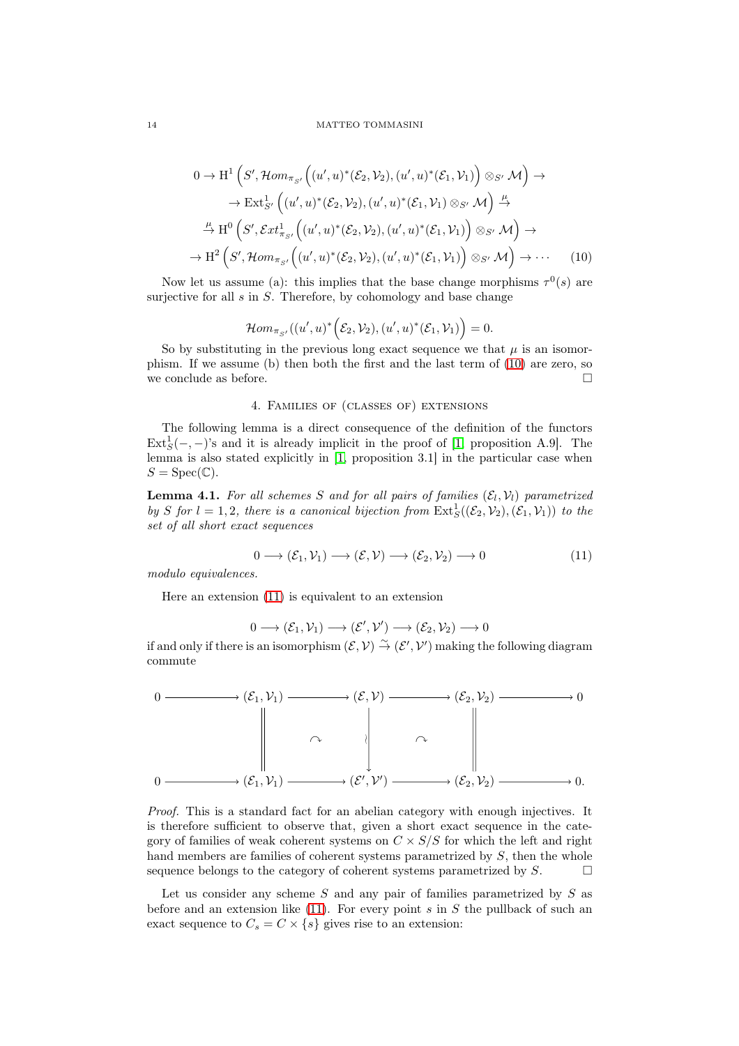$$
\begin{aligned}
0 \to \mathrm{H}^1\Big(S', \mathcal{H}om_{\pi_{S'}}\Big((u',u)^*(\mathcal{E}_2,\mathcal{V}_2),(u',u)^*(\mathcal{E}_1,\mathcal{V}_1)\Big)\otimes_{S'}\mathcal{M}\Big) \to \\
\to \mathrm{Ext}^1_{S'}\Big((u',u)^*(\mathcal{E}_2,\mathcal{V}_2),(u',u)^*(\mathcal{E}_1,\mathcal{V}_1)\otimes_{S'}\mathcal{M}\Big) \xrightarrow{\mu} \\
\xrightarrow{\mu} \mathrm{H}^0\Big(S', \mathcal{E}xt^1_{\pi_{S'}}\Big((u',u)^*(\mathcal{E}_2,\mathcal{V}_2),(u',u)^*(\mathcal{E}_1,\mathcal{V}_1)\Big)\otimes_{S'}\mathcal{M}\Big) \to \\
\to \mathrm{H}^2\Big(S', \mathcal{H}om_{\pi_{S'}}\Big((u',u)^*(\mathcal{E}_2,\mathcal{V}_2),(u',u)^*(\mathcal{E}_1,\mathcal{V}_1)\Big)\otimes_{S'}\mathcal{M}\Big) \to \cdots \qquad (10)
\end{aligned}
$$

Now let us assume (a): this implies that the base change morphisms $\tau^0(s)$ are surjective for all $s$ in $S$. Therefore, by cohomology and base change

$$
\mathcal{H}om_{\pi_{S'}}((u',u)^*\Big(\mathcal{E}_2,\mathcal{V}_2),(u',u)^*(\mathcal{E}_1,\mathcal{V}_1)\Big)=0.
$$

So by substituting in the previous long exact sequence we that $\mu$ is an isomorphism. If we assume (b) then both the first and the last term of (10) are zero, so we conclude as before. $\square$

## 4. Families of (classes of) extensions

The following lemma is a direct consequence of the definition of the functors $\mathrm{Ext}^1_S(-,-)$'s and it is already implicit in the proof of [1, proposition A.9]. The lemma is also stated explicitly in [1, proposition 3.1] in the particular case when $S = \mathrm{Spec}(\mathbb{C})$.

**Lemma 4.1.** *For all schemes $S$ and for all pairs of families $(\mathcal{E}_l,\mathcal{V}_l)$ parametrized by $S$ for $l = 1, 2$, there is a canonical bijection from $\mathrm{Ext}^1_S((\mathcal{E}_2,\mathcal{V}_2),(\mathcal{E}_1,\mathcal{V}_1))$ to the set of all short exact sequences*

$$
0 \longrightarrow (\mathcal{E}_1,\mathcal{V}_1) \longrightarrow (\mathcal{E},\mathcal{V}) \longrightarrow (\mathcal{E}_2,\mathcal{V}_2) \longrightarrow 0 \qquad (11)
$$

*modulo equivalences.*

Here an extension (11) is equivalent to an extension

$$
0 \longrightarrow (\mathcal{E}_1,\mathcal{V}_1) \longrightarrow (\mathcal{E}',\mathcal{V}') \longrightarrow (\mathcal{E}_2,\mathcal{V}_2) \longrightarrow 0
$$

if and only if there is an isomorphism $(\mathcal{E},\mathcal{V}) \xrightarrow{\sim} (\mathcal{E}',\mathcal{V}')$ making the following diagram commute

$$
\begin{array}{ccccccccc}
0 & \longrightarrow & (\mathcal{E}_1,\mathcal{V}_1) & \longrightarrow & (\mathcal{E},\mathcal{V}) & \longrightarrow & (\mathcal{E}_2,\mathcal{V}_2) & \longrightarrow & 0 \\
 & & \| & \curvearrowright & \downarrow \wr & \curvearrowright & \| & & \\
0 & \longrightarrow & (\mathcal{E}_1,\mathcal{V}_1) & \longrightarrow & (\mathcal{E}',\mathcal{V}') & \longrightarrow & (\mathcal{E}_2,\mathcal{V}_2) & \longrightarrow & 0.
\end{array}
$$

*Proof.* This is a standard fact for an abelian category with enough injectives. It is therefore sufficient to observe that, given a short exact sequence in the category of families of weak coherent systems on $C \times S/S$ for which the left and right hand members are families of coherent systems parametrized by $S$, then the whole sequence belongs to the category of coherent systems parametrized by $S$. $\square$

Let us consider any scheme $S$ and any pair of families parametrized by $S$ as before and an extension like (11). For every point $s$ in $S$ the pullback of such an exact sequence to $C_s = C \times \{s\}$ gives rise to an extension: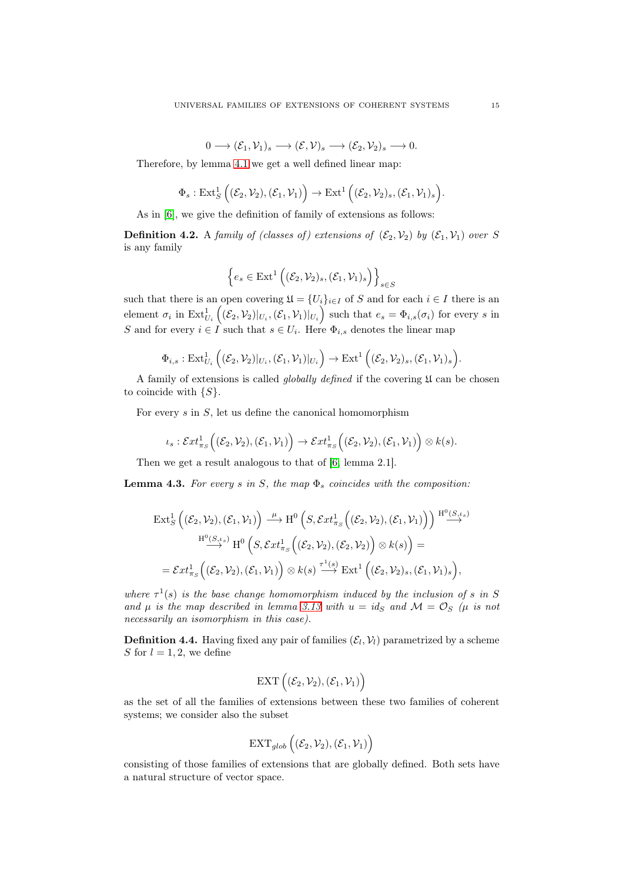$$0 \longrightarrow (\mathcal{E}_1, \mathcal{V}_1)_s \longrightarrow (\mathcal{E}, \mathcal{V})_s \longrightarrow (\mathcal{E}_2, \mathcal{V}_2)_s \longrightarrow 0.$$

Therefore, by lemma 4.1 we get a well defined linear map:

$$\Phi_s : \mathrm{Ext}^1_S \Big( (\mathcal{E}_2, \mathcal{V}_2), (\mathcal{E}_1, \mathcal{V}_1) \Big) \to \mathrm{Ext}^1 \Big( (\mathcal{E}_2, \mathcal{V}_2)_s, (\mathcal{E}_1, \mathcal{V}_1)_s \Big).$$

As in [6], we give the definition of family of extensions as follows:

**Definition 4.2.** A *family of (classes of) extensions of* $(\mathcal{E}_2, \mathcal{V}_2)$ *by* $(\mathcal{E}_1, \mathcal{V}_1)$ *over* $S$ is any family

$$\Big\{ e_s \in \mathrm{Ext}^1 \Big( (\mathcal{E}_2, \mathcal{V}_2)_s, (\mathcal{E}_1, \mathcal{V}_1)_s \Big) \Big\}_{s \in S}$$

such that there is an open covering $\mathfrak{U} = \{U_i\}_{i \in I}$ of $S$ and for each $i \in I$ there is an element $\sigma_i$ in $\mathrm{Ext}^1_{U_i} \Big( (\mathcal{E}_2, \mathcal{V}_2)|_{U_i}, (\mathcal{E}_1, \mathcal{V}_1)|_{U_i} \Big)$ such that $e_s = \Phi_{i,s}(\sigma_i)$ for every $s$ in $S$ and for every $i \in I$ such that $s \in U_i$. Here $\Phi_{i,s}$ denotes the linear map

$$\Phi_{i,s} : \mathrm{Ext}^1_{U_i} \Big( (\mathcal{E}_2, \mathcal{V}_2)|_{U_i}, (\mathcal{E}_1, \mathcal{V}_1)|_{U_i} \Big) \to \mathrm{Ext}^1 \Big( (\mathcal{E}_2, \mathcal{V}_2)_s, (\mathcal{E}_1, \mathcal{V}_1)_s \Big).$$

A family of extensions is called *globally defined* if the covering $\mathfrak{U}$ can be chosen to coincide with $\{S\}$.

For every $s$ in $S$, let us define the canonical homomorphism

$$\iota_s : \mathcal{E}xt^1_{\pi_S} \Big( (\mathcal{E}_2, \mathcal{V}_2), (\mathcal{E}_1, \mathcal{V}_1) \Big) \to \mathcal{E}xt^1_{\pi_S} \Big( (\mathcal{E}_2, \mathcal{V}_2), (\mathcal{E}_1, \mathcal{V}_1) \Big) \otimes k(s).$$

Then we get a result analogous to that of [6, lemma 2.1].

**Lemma 4.3.** *For every $s$ in $S$, the map $\Phi_s$ coincides with the composition:*

$$\begin{aligned} &\mathrm{Ext}^1_S \Big( (\mathcal{E}_2, \mathcal{V}_2), (\mathcal{E}_1, \mathcal{V}_1) \Big) \xrightarrow{\ \mu\ } \mathrm{H}^0 \Big( S, \mathcal{E}xt^1_{\pi_S} \Big( (\mathcal{E}_2, \mathcal{V}_2), (\mathcal{E}_1, \mathcal{V}_1) \Big) \Big) \xrightarrow{\mathrm{H}^0(S, \iota_s)} \\ &\xrightarrow{\mathrm{H}^0(S, \iota_s)} \mathrm{H}^0 \Big( S, \mathcal{E}xt^1_{\pi_S} \Big( (\mathcal{E}_2, \mathcal{V}_2), (\mathcal{E}_2, \mathcal{V}_2) \Big) \otimes k(s) \Big) = \\ &= \mathcal{E}xt^1_{\pi_S} \Big( (\mathcal{E}_2, \mathcal{V}_2), (\mathcal{E}_1, \mathcal{V}_1) \Big) \otimes k(s) \xrightarrow{\tau^1(s)} \mathrm{Ext}^1 \Big( (\mathcal{E}_2, \mathcal{V}_2)_s, (\mathcal{E}_1, \mathcal{V}_1)_s \Big), \end{aligned}$$

*where $\tau^1(s)$ is the base change homomorphism induced by the inclusion of $s$ in $S$ and $\mu$ is the map described in lemma 3.13 with $u = id_S$ and $\mathcal{M} = \mathcal{O}_S$ ($\mu$ is not necessarily an isomorphism in this case).*

**Definition 4.4.** Having fixed any pair of families $(\mathcal{E}_l, \mathcal{V}_l)$ parametrized by a scheme $S$ for $l = 1, 2$, we define

$$\mathrm{EXT} \Big( (\mathcal{E}_2, \mathcal{V}_2), (\mathcal{E}_1, \mathcal{V}_1) \Big)$$

as the set of all the families of extensions between these two families of coherent systems; we consider also the subset

$$\mathrm{EXT}_{glob} \Big( (\mathcal{E}_2, \mathcal{V}_2), (\mathcal{E}_1, \mathcal{V}_1) \Big)$$

consisting of those families of extensions that are globally defined. Both sets have a natural structure of vector space.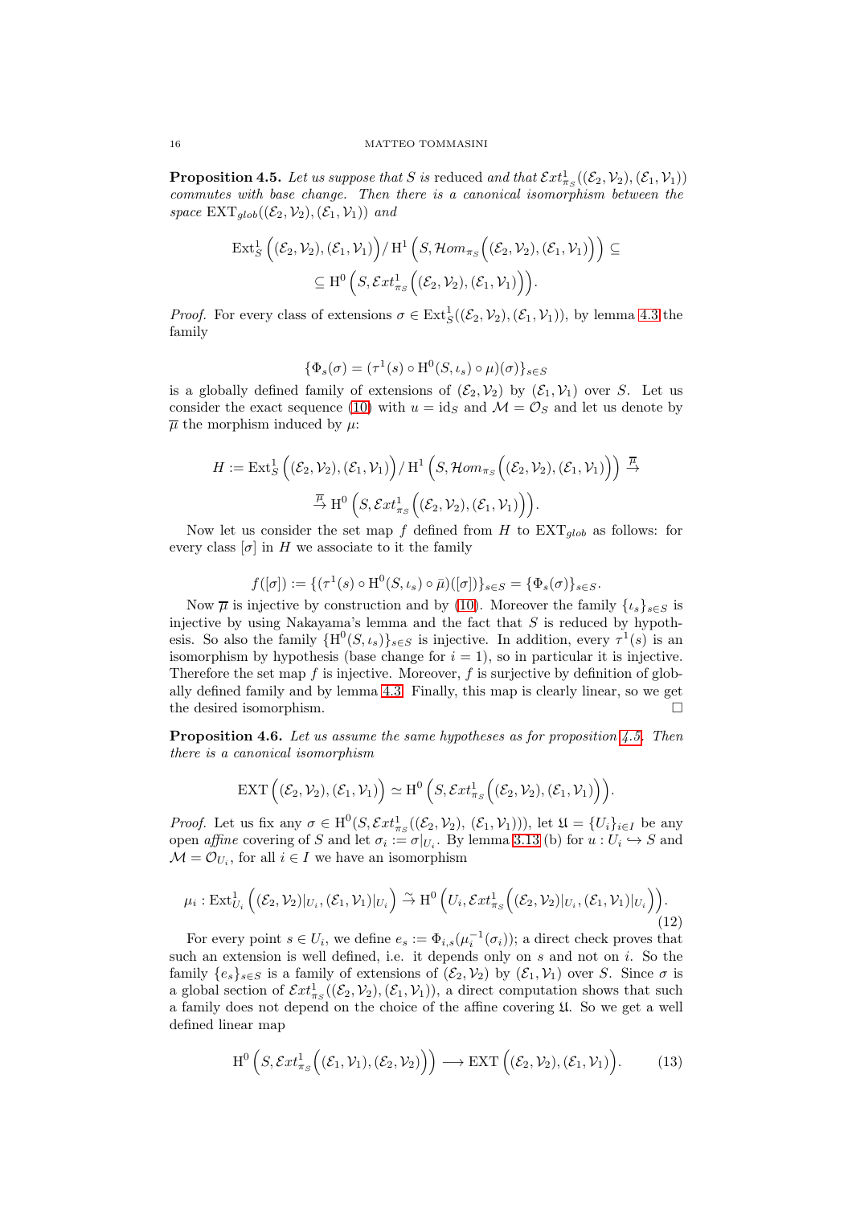**Proposition 4.5.** *Let us suppose that $S$ is* reduced *and that $\mathcal{E}xt^1_{\pi_S}((\mathcal{E}_2,\mathcal{V}_2),(\mathcal{E}_1,\mathcal{V}_1))$ commutes with base change. Then there is a canonical isomorphism between the space $\mathrm{EXT}_{glob}((\mathcal{E}_2,\mathcal{V}_2),(\mathcal{E}_1,\mathcal{V}_1))$ and*

$$\mathrm{Ext}^1_S\Big((\mathcal{E}_2,\mathcal{V}_2),(\mathcal{E}_1,\mathcal{V}_1)\Big)/\,\mathrm{H}^1\Big(S,\mathcal{H}om_{\pi_S}\Big((\mathcal{E}_2,\mathcal{V}_2),(\mathcal{E}_1,\mathcal{V}_1)\Big)\Big)\subseteq$$
$$\subseteq \mathrm{H}^0\Big(S,\mathcal{E}xt^1_{\pi_S}\Big((\mathcal{E}_2,\mathcal{V}_2),(\mathcal{E}_1,\mathcal{V}_1)\Big)\Big).$$

*Proof.* For every class of extensions $\sigma\in\mathrm{Ext}^1_S((\mathcal{E}_2,\mathcal{V}_2),(\mathcal{E}_1,\mathcal{V}_1))$, by lemma 4.3 the family

$$\{\Phi_s(\sigma)=(\tau^1(s)\circ\mathrm{H}^0(S,\iota_s)\circ\mu)(\sigma)\}_{s\in S}$$

is a globally defined family of extensions of $(\mathcal{E}_2,\mathcal{V}_2)$ by $(\mathcal{E}_1,\mathcal{V}_1)$ over $S$. Let us consider the exact sequence (10) with $u=\mathrm{id}_S$ and $\mathcal{M}=\mathcal{O}_S$ and let us denote by $\overline{\mu}$ the morphism induced by $\mu$:

$$H:=\mathrm{Ext}^1_S\Big((\mathcal{E}_2,\mathcal{V}_2),(\mathcal{E}_1,\mathcal{V}_1)\Big)/\,\mathrm{H}^1\Big(S,\mathcal{H}om_{\pi_S}\Big((\mathcal{E}_2,\mathcal{V}_2),(\mathcal{E}_1,\mathcal{V}_1)\Big)\Big)\overset{\overline{\mu}}{\to}$$
$$\overset{\overline{\mu}}{\to}\mathrm{H}^0\Big(S,\mathcal{E}xt^1_{\pi_S}\Big((\mathcal{E}_2,\mathcal{V}_2),(\mathcal{E}_1,\mathcal{V}_1)\Big)\Big).$$

Now let us consider the set map $f$ defined from $H$ to $\mathrm{EXT}_{glob}$ as follows: for every class $[\sigma]$ in $H$ we associate to it the family

$$f([\sigma]):=\{(\tau^1(s)\circ\mathrm{H}^0(S,\iota_s)\circ\bar{\mu})([\sigma])\}_{s\in S}=\{\Phi_s(\sigma)\}_{s\in S}.$$

Now $\overline{\mu}$ is injective by construction and by (10). Moreover the family $\{\iota_s\}_{s\in S}$ is injective by using Nakayama's lemma and the fact that $S$ is reduced by hypothesis. So also the family $\{\mathrm{H}^0(S,\iota_s)\}_{s\in S}$ is injective. In addition, every $\tau^1(s)$ is an isomorphism by hypothesis (base change for $i=1$), so in particular it is injective. Therefore the set map $f$ is injective. Moreover, $f$ is surjective by definition of globally defined family and by lemma 4.3. Finally, this map is clearly linear, so we get the desired isomorphism. $\square$

**Proposition 4.6.** *Let us assume the same hypotheses as for proposition 4.5. Then there is a canonical isomorphism*

$$\mathrm{EXT}\Big((\mathcal{E}_2,\mathcal{V}_2),(\mathcal{E}_1,\mathcal{V}_1)\Big)\simeq\mathrm{H}^0\Big(S,\mathcal{E}xt^1_{\pi_S}\Big((\mathcal{E}_2,\mathcal{V}_2),(\mathcal{E}_1,\mathcal{V}_1)\Big)\Big).$$

*Proof.* Let us fix any $\sigma\in\mathrm{H}^0(S,\mathcal{E}xt^1_{\pi_S}((\mathcal{E}_2,\mathcal{V}_2),\,(\mathcal{E}_1,\mathcal{V}_1)))$, let $\mathfrak{U}=\{U_i\}_{i\in I}$ be any open *affine* covering of $S$ and let $\sigma_i:=\sigma|_{U_i}$. By lemma 3.13 (b) for $u:U_i\hookrightarrow S$ and $\mathcal{M}=\mathcal{O}_{U_i}$, for all $i\in I$ we have an isomorphism

$$\mu_i:\mathrm{Ext}^1_{U_i}\Big((\mathcal{E}_2,\mathcal{V}_2)|_{U_i},(\mathcal{E}_1,\mathcal{V}_1)|_{U_i}\Big)\overset{\sim}{\to}\mathrm{H}^0\Big(U_i,\mathcal{E}xt^1_{\pi_S}\Big((\mathcal{E}_2,\mathcal{V}_2)|_{U_i},(\mathcal{E}_1,\mathcal{V}_1)|_{U_i}\Big)\Big).\tag{12}$$

For every point $s\in U_i$, we define $e_s:=\Phi_{i,s}(\mu_i^{-1}(\sigma_i))$; a direct check proves that such an extension is well defined, i.e. it depends only on $s$ and not on $i$. So the family $\{e_s\}_{s\in S}$ is a family of extensions of $(\mathcal{E}_2,\mathcal{V}_2)$ by $(\mathcal{E}_1,\mathcal{V}_1)$ over $S$. Since $\sigma$ is a global section of $\mathcal{E}xt^1_{\pi_S}((\mathcal{E}_2,\mathcal{V}_2),(\mathcal{E}_1,\mathcal{V}_1))$, a direct computation shows that such a family does not depend on the choice of the affine covering $\mathfrak{U}$. So we get a well defined linear map

$$\mathrm{H}^0\Big(S,\mathcal{E}xt^1_{\pi_S}\Big((\mathcal{E}_1,\mathcal{V}_1),(\mathcal{E}_2,\mathcal{V}_2)\Big)\Big)\longrightarrow\mathrm{EXT}\Big((\mathcal{E}_2,\mathcal{V}_2),(\mathcal{E}_1,\mathcal{V}_1)\Big).\tag{13}$$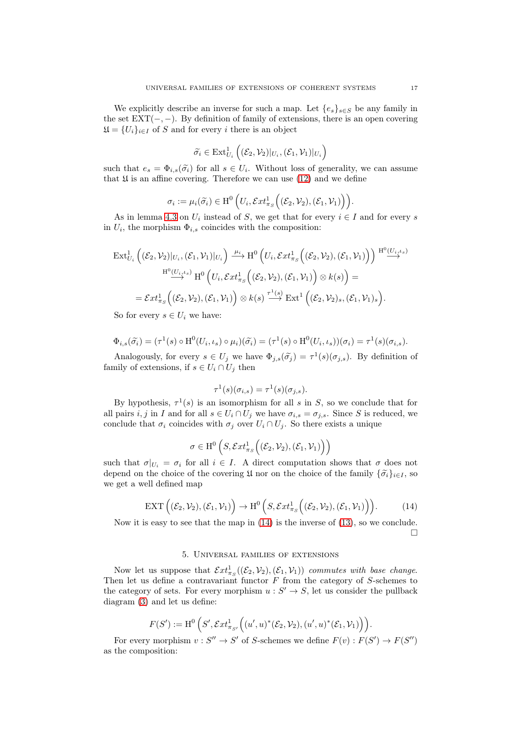We explicitly describe an inverse for such a map. Let $\{e_s\}_{s\in S}$ be any family in the set $\mathrm{EXT}(-,-)$. By definition of family of extensions, there is an open covering $\mathfrak{U}=\{U_i\}_{i\in I}$ of $S$ and for every $i$ there is an object

$$\widetilde{\sigma}_i \in \mathrm{Ext}^1_{U_i}\Big((\mathcal{E}_2,\mathcal{V}_2)|_{U_i},(\mathcal{E}_1,\mathcal{V}_1)|_{U_i}\Big)$$

such that $e_s=\Phi_{i,s}(\widetilde{\sigma}_i)$ for all $s\in U_i$. Without loss of generality, we can assume that $\mathfrak{U}$ is an affine covering. Therefore we can use (12) and we define

$$\sigma_i := \mu_i(\widetilde{\sigma}_i)\in \mathrm{H}^0\Big(U_i,\mathcal{E}xt^1_{\pi_S}\Big((\mathcal{E}_2,\mathcal{V}_2),(\mathcal{E}_1,\mathcal{V}_1)\Big)\Big).$$

As in lemma 4.3 on $U_i$ instead of $S$, we get that for every $i\in I$ and for every $s$ in $U_i$, the morphism $\Phi_{i,s}$ coincides with the composition:

$$\begin{aligned}
&\mathrm{Ext}^1_{U_i}\Big((\mathcal{E}_2,\mathcal{V}_2)|_{U_i},(\mathcal{E}_1,\mathcal{V}_1)|_{U_i}\Big)\xrightarrow{\ \mu_i\ }\mathrm{H}^0\Big(U_i,\mathcal{E}xt^1_{\pi_S}\Big((\mathcal{E}_2,\mathcal{V}_2),(\mathcal{E}_1,\mathcal{V}_1)\Big)\Big)\xrightarrow{\mathrm{H}^0(U_i,\iota_s)}\\
&\xrightarrow{\mathrm{H}^0(U_i,\iota_s)}\mathrm{H}^0\Big(U_i,\mathcal{E}xt^1_{\pi_S}\Big((\mathcal{E}_2,\mathcal{V}_2),(\mathcal{E}_1,\mathcal{V}_1)\Big)\otimes k(s)\Big)=\\
&=\mathcal{E}xt^1_{\pi_S}\Big((\mathcal{E}_2,\mathcal{V}_2),(\mathcal{E}_1,\mathcal{V}_1)\Big)\otimes k(s)\xrightarrow{\tau^1(s)}\mathrm{Ext}^1\Big((\mathcal{E}_2,\mathcal{V}_2)_s,(\mathcal{E}_1,\mathcal{V}_1)_s\Big).
\end{aligned}$$

So for every $s\in U_i$ we have:

$$\Phi_{i,s}(\widetilde{\sigma}_i)=(\tau^1(s)\circ \mathrm{H}^0(U_i,\iota_s)\circ\mu_i)(\widetilde{\sigma}_i)=(\tau^1(s)\circ\mathrm{H}^0(U_i,\iota_s))(\sigma_i)=\tau^1(s)(\sigma_{i,s}).$$

Analogously, for every $s\in U_j$ we have $\Phi_{j,s}(\widetilde{\sigma}_j)=\tau^1(s)(\sigma_{j,s})$. By definition of family of extensions, if $s\in U_i\cap U_j$ then

$$\tau^1(s)(\sigma_{i,s})=\tau^1(s)(\sigma_{j,s}).$$

By hypothesis, $\tau^1(s)$ is an isomorphism for all $s$ in $S$, so we conclude that for all pairs $i,j$ in $I$ and for all $s\in U_i\cap U_j$ we have $\sigma_{i,s}=\sigma_{j,s}$. Since $S$ is reduced, we conclude that $\sigma_i$ coincides with $\sigma_j$ over $U_i\cap U_j$. So there exists a unique

$$\sigma\in\mathrm{H}^0\Big(S,\mathcal{E}xt^1_{\pi_S}\Big((\mathcal{E}_2,\mathcal{V}_2),(\mathcal{E}_1,\mathcal{V}_1)\Big)\Big)$$

such that $\sigma|_{U_i}=\sigma_i$ for all $i\in I$. A direct computation shows that $\sigma$ does not depend on the choice of the covering $\mathfrak{U}$ nor on the choice of the family $\{\widetilde{\sigma}_i\}_{i\in I}$, so we get a well defined map

$$\mathrm{EXT}\Big((\mathcal{E}_2,\mathcal{V}_2),(\mathcal{E}_1,\mathcal{V}_1)\Big)\to\mathrm{H}^0\Big(S,\mathcal{E}xt^1_{\pi_S}\Big((\mathcal{E}_2,\mathcal{V}_2),(\mathcal{E}_1,\mathcal{V}_1)\Big)\Big).\tag{14}$$

Now it is easy to see that the map in (14) is the inverse of (13), so we conclude. □

## 5. Universal families of extensions

Now let us suppose that $\mathcal{E}xt^1_{\pi_S}((\mathcal{E}_2,\mathcal{V}_2),(\mathcal{E}_1,\mathcal{V}_1))$ *commutes with base change.* Then let us define a contravariant functor $F$ from the category of $S$-schemes to the category of sets. For every morphism $u:S'\to S$, let us consider the pullback diagram (3) and let us define:

$$F(S'):=\mathrm{H}^0\Big(S',\mathcal{E}xt^1_{\pi_{S'}}\Big((u',u)^*(\mathcal{E}_2,\mathcal{V}_2),(u',u)^*(\mathcal{E}_1,\mathcal{V}_1)\Big)\Big).$$

For every morphism $v:S''\to S'$ of $S$-schemes we define $F(v):F(S')\to F(S'')$ as the composition: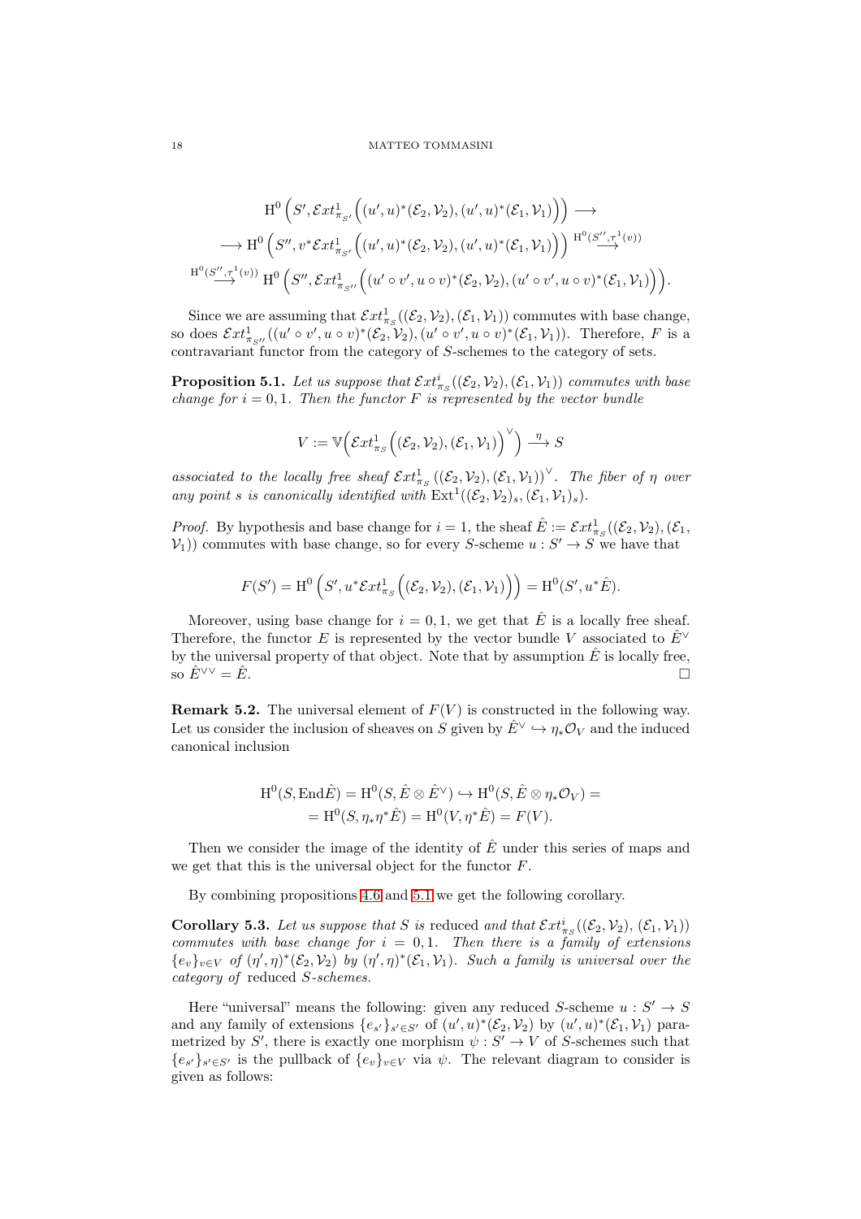$$\mathrm{H}^0\left(S', \mathcal{E}xt^1_{\pi_{S'}}\left((u',u)^*(\mathcal{E}_2,\mathcal{V}_2),(u',u)^*(\mathcal{E}_1,\mathcal{V}_1)\right)\right) \longrightarrow$$

$$\longrightarrow \mathrm{H}^0\left(S'', v^*\mathcal{E}xt^1_{\pi_{S'}}\left((u',u)^*(\mathcal{E}_2,\mathcal{V}_2),(u',u)^*(\mathcal{E}_1,\mathcal{V}_1)\right)\right) \stackrel{\mathrm{H}^0(S'',\tau^1(v))}{\longrightarrow}$$

$$\stackrel{\mathrm{H}^0(S'',\tau^1(v))}{\longrightarrow} \mathrm{H}^0\left(S'', \mathcal{E}xt^1_{\pi_{S''}}\left((u'\circ v', u\circ v)^*(\mathcal{E}_2,\mathcal{V}_2),(u'\circ v', u\circ v)^*(\mathcal{E}_1,\mathcal{V}_1)\right)\right).$$

Since we are assuming that $\mathcal{E}xt^1_{\pi_S}((\mathcal{E}_2,\mathcal{V}_2),(\mathcal{E}_1,\mathcal{V}_1))$ commutes with base change, so does $\mathcal{E}xt^1_{\pi_{S''}}((u'\circ v', u\circ v)^*(\mathcal{E}_2,\mathcal{V}_2),(u'\circ v', u\circ v)^*(\mathcal{E}_1,\mathcal{V}_1))$. Therefore, $F$ is a contravariant functor from the category of $S$-schemes to the category of sets.

**Proposition 5.1.** *Let us suppose that $\mathcal{E}xt^i_{\pi_S}((\mathcal{E}_2,\mathcal{V}_2),(\mathcal{E}_1,\mathcal{V}_1))$ commutes with base change for $i=0,1$. Then the functor $F$ is represented by the vector bundle*

$$V := \mathbb{V}\Big(\mathcal{E}xt^1_{\pi_S}\Big((\mathcal{E}_2,\mathcal{V}_2),(\mathcal{E}_1,\mathcal{V}_1)\Big)^\vee\Big) \stackrel{\eta}{\longrightarrow} S$$

*associated to the locally free sheaf $\mathcal{E}xt^1_{\pi_S}((\mathcal{E}_2,\mathcal{V}_2),(\mathcal{E}_1,\mathcal{V}_1))^\vee$. The fiber of $\eta$ over any point $s$ is canonically identified with $\mathrm{Ext}^1((\mathcal{E}_2,\mathcal{V}_2)_s,(\mathcal{E}_1,\mathcal{V}_1)_s)$.*

*Proof.* By hypothesis and base change for $i=1$, the sheaf $\hat{E} := \mathcal{E}xt^1_{\pi_S}((\mathcal{E}_2,\mathcal{V}_2),(\mathcal{E}_1,\mathcal{V}_1))$ commutes with base change, so for every $S$-scheme $u: S'\to S$ we have that

$$F(S') = \mathrm{H}^0\left(S', u^*\mathcal{E}xt^1_{\pi_S}\left((\mathcal{E}_2,\mathcal{V}_2),(\mathcal{E}_1,\mathcal{V}_1)\right)\right) = \mathrm{H}^0(S', u^*\hat{E}).$$

Moreover, using base change for $i=0,1$, we get that $\hat{E}$ is a locally free sheaf. Therefore, the functor $E$ is represented by the vector bundle $V$ associated to $\hat{E}^\vee$ by the universal property of that object. Note that by assumption $\hat{E}$ is locally free, so $\hat{E}^{\vee\vee} = \hat{E}$. □

**Remark 5.2.** The universal element of $F(V)$ is constructed in the following way. Let us consider the inclusion of sheaves on $S$ given by $\hat{E}^\vee \hookrightarrow \eta_*\mathcal{O}_V$ and the induced canonical inclusion

$$\mathrm{H}^0(S, \mathrm{End}\hat{E}) = \mathrm{H}^0(S, \hat{E}\otimes\hat{E}^\vee) \hookrightarrow \mathrm{H}^0(S, \hat{E}\otimes\eta_*\mathcal{O}_V) =$$
$$= \mathrm{H}^0(S, \eta_*\eta^*\hat{E}) = \mathrm{H}^0(V, \eta^*\hat{E}) = F(V).$$

Then we consider the image of the identity of $\hat{E}$ under this series of maps and we get that this is the universal object for the functor $F$.

By combining propositions 4.6 and 5.1 we get the following corollary.

**Corollary 5.3.** *Let us suppose that $S$ is* reduced *and that $\mathcal{E}xt^i_{\pi_S}((\mathcal{E}_2,\mathcal{V}_2),(\mathcal{E}_1,\mathcal{V}_1))$ commutes with base change for $i=0,1$. Then there is a family of extensions $\{e_v\}_{v\in V}$ of $(\eta',\eta)^*(\mathcal{E}_2,\mathcal{V}_2)$ by $(\eta',\eta)^*(\mathcal{E}_1,\mathcal{V}_1)$. Such a family is universal over the category of* reduced *$S$-schemes.*

Here "universal" means the following: given any reduced $S$-scheme $u: S'\to S$ and any family of extensions $\{e_{s'}\}_{s'\in S'}$ of $(u',u)^*(\mathcal{E}_2,\mathcal{V}_2)$ by $(u',u)^*(\mathcal{E}_1,\mathcal{V}_1)$ parametrized by $S'$, there is exactly one morphism $\psi: S'\to V$ of $S$-schemes such that $\{e_{s'}\}_{s'\in S'}$ is the pullback of $\{e_v\}_{v\in V}$ via $\psi$. The relevant diagram to consider is given as follows: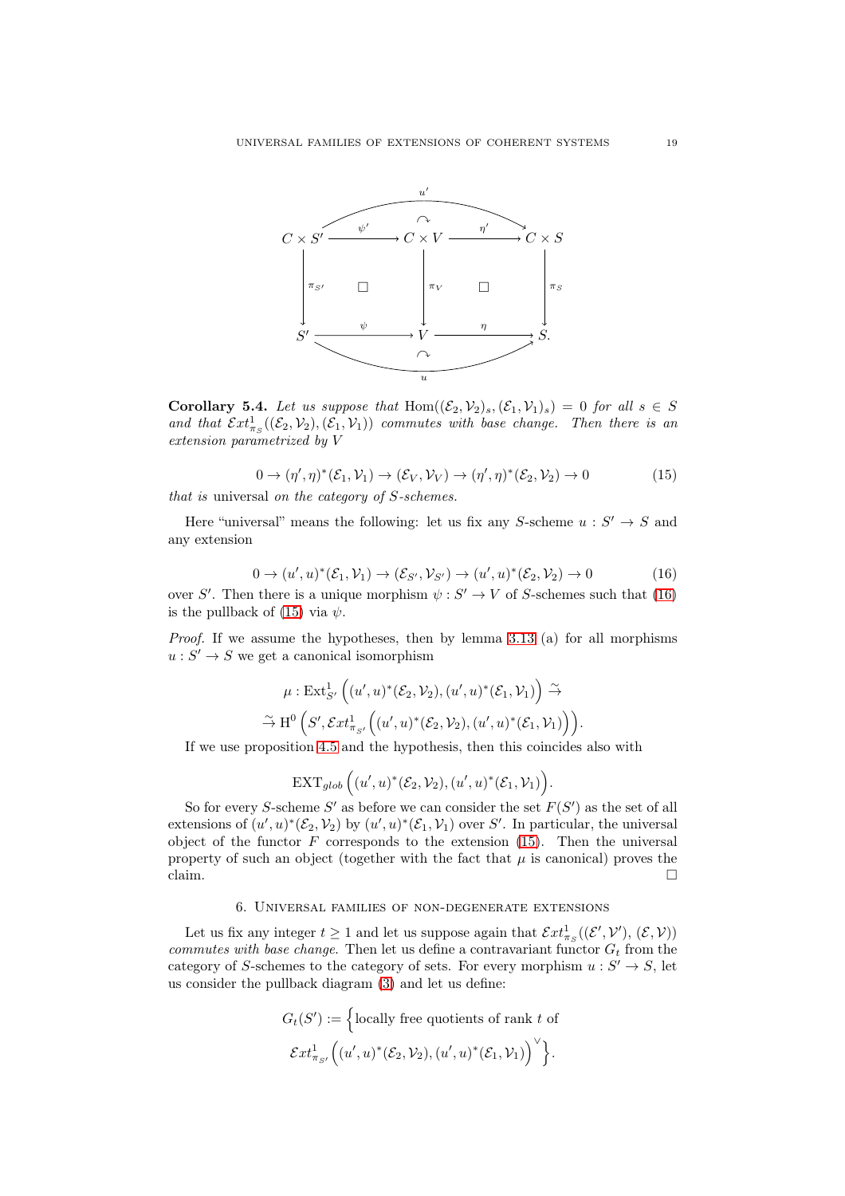$$
\begin{array}{ccccc}
C \times S' & \xrightarrow{\psi'} & C \times V & \xrightarrow{\eta'} & C \times S \\
\downarrow{\scriptstyle \pi_{S'}} & \square & \downarrow{\scriptstyle \pi_V} & \square & \downarrow{\scriptstyle \pi_S} \\
S' & \xrightarrow{\psi} & V & \xrightarrow{\eta} & S.
\end{array}
$$

(with $u' = \eta' \circ \psi'$ and $u = \eta \circ \psi$, both triangles commuting)

**Corollary 5.4.** *Let us suppose that* $\mathrm{Hom}((\mathcal{E}_2, \mathcal{V}_2)_s, (\mathcal{E}_1, \mathcal{V}_1)_s) = 0$ *for all* $s \in S$ *and that* $\mathcal{E}xt^1_{\pi_S}((\mathcal{E}_2, \mathcal{V}_2), (\mathcal{E}_1, \mathcal{V}_1))$ *commutes with base change. Then there is an extension parametrized by* $V$

$$
0 \to (\eta', \eta)^*(\mathcal{E}_1, \mathcal{V}_1) \to (\mathcal{E}_V, \mathcal{V}_V) \to (\eta', \eta)^*(\mathcal{E}_2, \mathcal{V}_2) \to 0 \tag{15}
$$

*that is* universal *on the category of* $S$*-schemes.*

Here "universal" means the following: let us fix any $S$-scheme $u : S' \to S$ and any extension

$$
0 \to (u', u)^*(\mathcal{E}_1, \mathcal{V}_1) \to (\mathcal{E}_{S'}, \mathcal{V}_{S'}) \to (u', u)^*(\mathcal{E}_2, \mathcal{V}_2) \to 0 \tag{16}
$$

over $S'$. Then there is a unique morphism $\psi : S' \to V$ of $S$-schemes such that (16) is the pullback of (15) via $\psi$.

*Proof.* If we assume the hypotheses, then by lemma 3.13 (a) for all morphisms $u : S' \to S$ we get a canonical isomorphism

$$
\mu : \mathrm{Ext}^1_{S'}\left((u', u)^*(\mathcal{E}_2, \mathcal{V}_2), (u', u)^*(\mathcal{E}_1, \mathcal{V}_1)\right) \xrightarrow{\sim}
$$
$$
\xrightarrow{\sim} \mathrm{H}^0\left(S', \mathcal{E}xt^1_{\pi_{S'}}\left((u', u)^*(\mathcal{E}_2, \mathcal{V}_2), (u', u)^*(\mathcal{E}_1, \mathcal{V}_1)\right)\right).
$$

If we use proposition 4.5 and the hypothesis, then this coincides also with

$$
\mathrm{EXT}_{glob}\left((u', u)^*(\mathcal{E}_2, \mathcal{V}_2), (u', u)^*(\mathcal{E}_1, \mathcal{V}_1)\right).
$$

So for every $S$-scheme $S'$ as before we can consider the set $F(S')$ as the set of all extensions of $(u', u)^*(\mathcal{E}_2, \mathcal{V}_2)$ by $(u', u)^*(\mathcal{E}_1, \mathcal{V}_1)$ over $S'$. In particular, the universal object of the functor $F$ corresponds to the extension (15). Then the universal property of such an object (together with the fact that $\mu$ is canonical) proves the claim. □

## 6. Universal families of non-degenerate extensions

Let us fix any integer $t \geq 1$ and let us suppose again that $\mathcal{E}xt^1_{\pi_S}((\mathcal{E}', \mathcal{V}'), (\mathcal{E}, \mathcal{V}))$ *commutes with base change*. Then let us define a contravariant functor $G_t$ from the category of $S$-schemes to the category of sets. For every morphism $u : S' \to S$, let us consider the pullback diagram (3) and let us define:

$$
G_t(S') := \Big\{ \text{locally free quotients of rank } t \text{ of}
$$
$$
\mathcal{E}xt^1_{\pi_{S'}}\left((u', u)^*(\mathcal{E}_2, \mathcal{V}_2), (u', u)^*(\mathcal{E}_1, \mathcal{V}_1)\right)^{\vee} \Big\}.
$$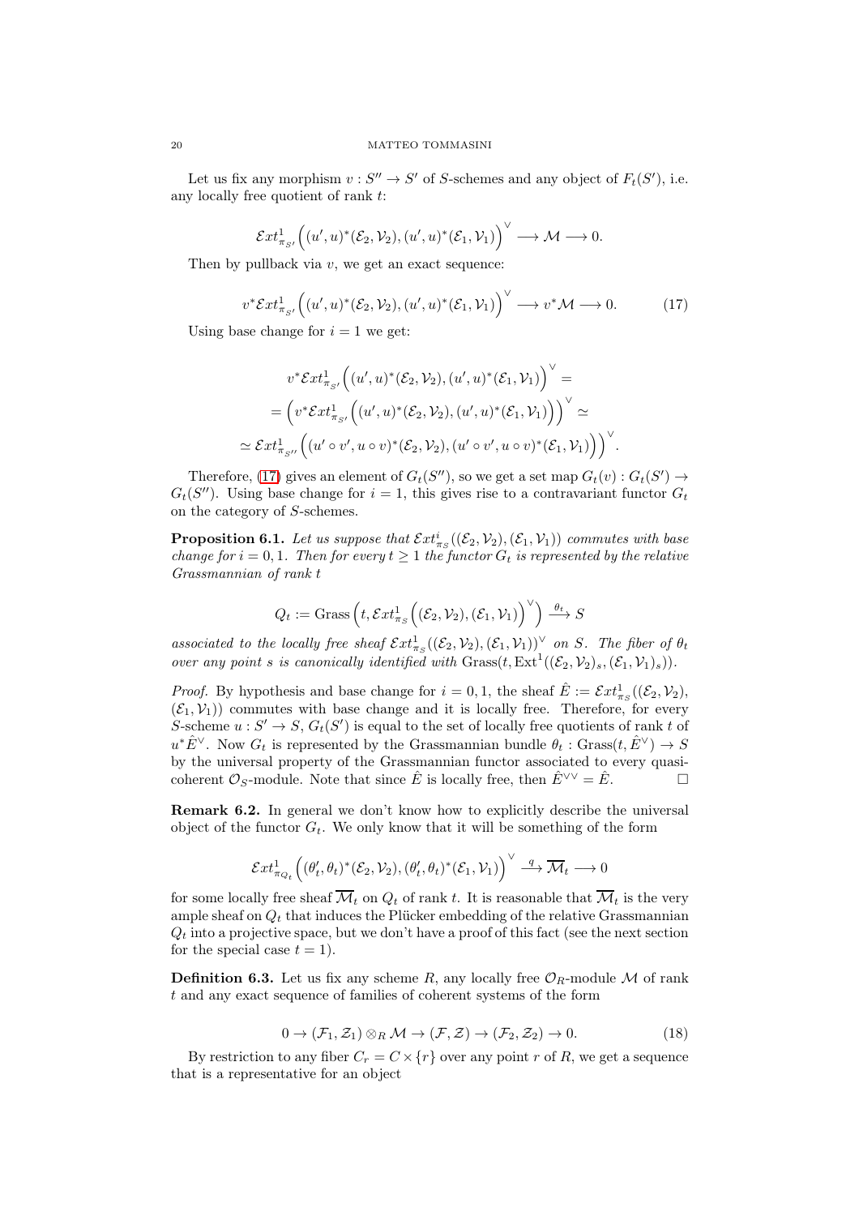Let us fix any morphism $v : S'' \to S'$ of $S$-schemes and any object of $F_t(S')$, i.e. any locally free quotient of rank $t$:

$$\mathcal{E}xt^1_{\pi_{S'}}\Big((u',u)^*(\mathcal{E}_2,\mathcal{V}_2),(u',u)^*(\mathcal{E}_1,\mathcal{V}_1)\Big)^\vee \longrightarrow \mathcal{M} \longrightarrow 0.$$

Then by pullback via $v$, we get an exact sequence:

$$v^*\mathcal{E}xt^1_{\pi_{S'}}\Big((u',u)^*(\mathcal{E}_2,\mathcal{V}_2),(u',u)^*(\mathcal{E}_1,\mathcal{V}_1)\Big)^\vee \longrightarrow v^*\mathcal{M} \longrightarrow 0. \tag{17}$$

Using base change for $i = 1$ we get:

$$\begin{aligned}
&v^*\mathcal{E}xt^1_{\pi_{S'}}\Big((u',u)^*(\mathcal{E}_2,\mathcal{V}_2),(u',u)^*(\mathcal{E}_1,\mathcal{V}_1)\Big)^\vee = \\
&= \Big(v^*\mathcal{E}xt^1_{\pi_{S'}}\Big((u',u)^*(\mathcal{E}_2,\mathcal{V}_2),(u',u)^*(\mathcal{E}_1,\mathcal{V}_1)\Big)\Big)^\vee \simeq \\
&\simeq \mathcal{E}xt^1_{\pi_{S''}}\Big((u'\circ v',u\circ v)^*(\mathcal{E}_2,\mathcal{V}_2),(u'\circ v',u\circ v)^*(\mathcal{E}_1,\mathcal{V}_1)\Big)\Big)^\vee.
\end{aligned}$$

Therefore, (17) gives an element of $G_t(S'')$, so we get a set map $G_t(v) : G_t(S') \to G_t(S'')$. Using base change for $i = 1$, this gives rise to a contravariant functor $G_t$ on the category of $S$-schemes.

**Proposition 6.1.** *Let us suppose that $\mathcal{E}xt^i_{\pi_S}((\mathcal{E}_2,\mathcal{V}_2),(\mathcal{E}_1,\mathcal{V}_1))$ commutes with base change for $i = 0,1$. Then for every $t \geq 1$ the functor $G_t$ is represented by the relative Grassmannian of rank $t$*

$$Q_t := \mathrm{Grass}\Big(t, \mathcal{E}xt^1_{\pi_S}\Big((\mathcal{E}_2,\mathcal{V}_2),(\mathcal{E}_1,\mathcal{V}_1)\Big)^\vee\Big) \xrightarrow{\ \theta_t\ } S$$

*associated to the locally free sheaf $\mathcal{E}xt^1_{\pi_S}((\mathcal{E}_2,\mathcal{V}_2),(\mathcal{E}_1,\mathcal{V}_1))^\vee$ on $S$. The fiber of $\theta_t$ over any point $s$ is canonically identified with $\mathrm{Grass}(t, \mathrm{Ext}^1((\mathcal{E}_2,\mathcal{V}_2)_s,(\mathcal{E}_1,\mathcal{V}_1)_s))$.*

*Proof.* By hypothesis and base change for $i = 0,1$, the sheaf $\hat{E} := \mathcal{E}xt^1_{\pi_S}((\mathcal{E}_2,\mathcal{V}_2),(\mathcal{E}_1,\mathcal{V}_1))$ commutes with base change and it is locally free. Therefore, for every $S$-scheme $u : S' \to S$, $G_t(S')$ is equal to the set of locally free quotients of rank $t$ of $u^*\hat{E}^\vee$. Now $G_t$ is represented by the Grassmannian bundle $\theta_t : \mathrm{Grass}(t,\hat{E}^\vee) \to S$ by the universal property of the Grassmannian functor associated to every quasi-coherent $\mathcal{O}_S$-module. Note that since $\hat{E}$ is locally free, then $\hat{E}^{\vee\vee} = \hat{E}$. □

**Remark 6.2.** In general we don't know how to explicitly describe the universal object of the functor $G_t$. We only know that it will be something of the form

$$\mathcal{E}xt^1_{\pi_{Q_t}}\Big((\theta'_t,\theta_t)^*(\mathcal{E}_2,\mathcal{V}_2),(\theta'_t,\theta_t)^*(\mathcal{E}_1,\mathcal{V}_1)\Big)^\vee \xrightarrow{\ q\ } \overline{\mathcal{M}}_t \longrightarrow 0$$

for some locally free sheaf $\overline{\mathcal{M}}_t$ on $Q_t$ of rank $t$. It is reasonable that $\overline{\mathcal{M}}_t$ is the very ample sheaf on $Q_t$ that induces the Plücker embedding of the relative Grassmannian $Q_t$ into a projective space, but we don't have a proof of this fact (see the next section for the special case $t = 1$).

**Definition 6.3.** Let us fix any scheme $R$, any locally free $\mathcal{O}_R$-module $\mathcal{M}$ of rank $t$ and any exact sequence of families of coherent systems of the form

$$0 \to (\mathcal{F}_1,\mathcal{Z}_1)\otimes_R \mathcal{M} \to (\mathcal{F},\mathcal{Z}) \to (\mathcal{F}_2,\mathcal{Z}_2) \to 0. \tag{18}$$

By restriction to any fiber $C_r = C \times \{r\}$ over any point $r$ of $R$, we get a sequence that is a representative for an object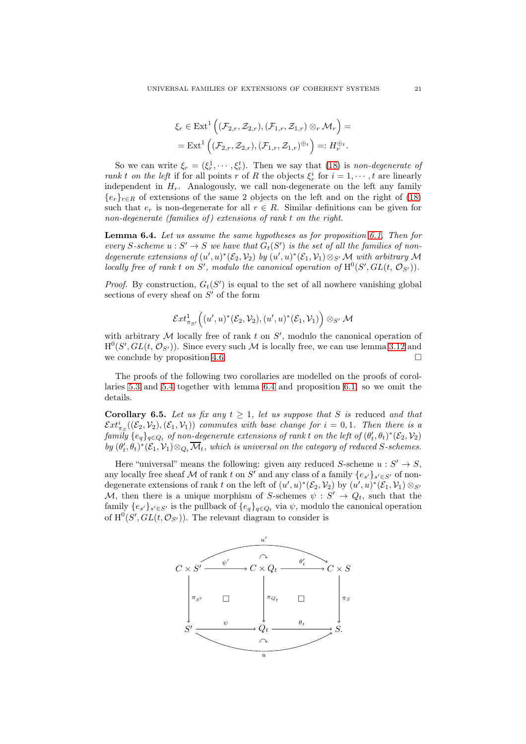$$\xi_r \in \operatorname{Ext}^1\left((\mathcal{F}_{2,r}, \mathcal{Z}_{2,r}), (\mathcal{F}_{1,r}, \mathcal{Z}_{1,r}) \otimes_r \mathcal{M}_r\right) =$$
$$= \operatorname{Ext}^1\left((\mathcal{F}_{2,r}, \mathcal{Z}_{2,r}), (\mathcal{F}_{1,r}, \mathcal{Z}_{1,r})^{\oplus t}\right) =: H_r^{\oplus t}.$$

So we can write $\xi_r = (\xi_r^1, \cdots, \xi_r^t)$. Then we say that (18) is *non-degenerate of rank t on the left* if for all points $r$ of $R$ the objects $\xi_r^i$ for $i = 1, \cdots, t$ are linearly independent in $H_r$. Analogously, we call non-degenerate on the left any family $\{e_r\}_{r \in R}$ of extensions of the same 2 objects on the left and on the right of (18) such that $e_r$ is non-degenerate for all $r \in R$. Similar definitions can be given for *non-degenerate (families of) extensions of rank t on the right.*

**Lemma 6.4.** *Let us assume the same hypotheses as for proposition 6.1. Then for every S-scheme $u : S' \to S$ we have that $G_t(S')$ is the set of all the families of non-degenerate extensions of $(u', u)^*(\mathcal{E}_2, \mathcal{V}_2)$ by $(u', u)^*(\mathcal{E}_1, \mathcal{V}_1) \otimes_{S'} \mathcal{M}$ with arbitrary $\mathcal{M}$ locally free of rank t on $S'$, modulo the canonical operation of $\mathrm{H}^0(S', GL(t, \mathcal{O}_{S'}))$.*

*Proof.* By construction, $G_t(S')$ is equal to the set of all nowhere vanishing global sections of every sheaf on $S'$ of the form

$$\mathcal{E}xt^1_{\pi_{S'}}\left((u', u)^*(\mathcal{E}_2, \mathcal{V}_2), (u', u)^*(\mathcal{E}_1, \mathcal{V}_1)\right) \otimes_{S'} \mathcal{M}$$

with arbitrary $\mathcal{M}$ locally free of rank $t$ on $S'$, modulo the canonical operation of $\mathrm{H}^0(S', GL(t, \mathcal{O}_{S'}))$. Since every such $\mathcal{M}$ is locally free, we can use lemma 3.12 and we conclude by proposition 4.6. □

The proofs of the following two corollaries are modelled on the proofs of corollaries 5.3 and 5.4 together with lemma 6.4 and proposition 6.1, so we omit the details.

**Corollary 6.5.** *Let us fix any $t \geq 1$, let us suppose that S is* reduced *and that $\mathcal{E}xt^i_{\pi_S}((\mathcal{E}_2, \mathcal{V}_2), (\mathcal{E}_1, \mathcal{V}_1))$ commutes with base change for $i = 0, 1$. Then there is a family $\{e_q\}_{q \in Q_t}$ of non-degenerate extensions of rank t on the left of $(\theta_t', \theta_t)^*(\mathcal{E}_2, \mathcal{V}_2)$ by $(\theta_t', \theta_t)^*(\mathcal{E}_1, \mathcal{V}_1) \otimes_{Q_t} \overline{\mathcal{M}}_t$, which is universal on the category of reduced S-schemes.*

Here "universal" means the following: given any reduced $S$-scheme $u : S' \to S$, any locally free sheaf $\mathcal{M}$ of rank $t$ on $S'$ and any class of a family $\{e_{s'}\}_{s' \in S'}$ of non-degenerate extensions of rank $t$ on the left of $(u', u)^*(\mathcal{E}_2, \mathcal{V}_2)$ by $(u', u)^*(\mathcal{E}_1, \mathcal{V}_1) \otimes_{S'} \mathcal{M}$, then there is a unique morphism of $S$-schemes $\psi : S' \to Q_t$, such that the family $\{e_{s'}\}_{s' \in S'}$ is the pullback of $\{e_q\}_{q \in Q_t}$ via $\psi$, modulo the canonical operation of $\mathrm{H}^0(S', GL(t, \mathcal{O}_{S'}))$. The relevant diagram to consider is

$$\begin{array}{ccccc}
C \times S' & \xrightarrow{\psi'} & C \times Q_t & \xrightarrow{\theta_t'} & C \times S \\
\downarrow{\scriptstyle \pi_{S'}} & \square & \downarrow{\scriptstyle \pi_{Q_t}} & \square & \downarrow{\scriptstyle \pi_S} \\
S' & \xrightarrow{\psi} & Q_t & \xrightarrow{\theta_t} & S
\end{array}$$

with $u' = \theta_t' \circ \psi'$ (top, commutative) and $u = \theta_t \circ \psi$ (bottom, commutative).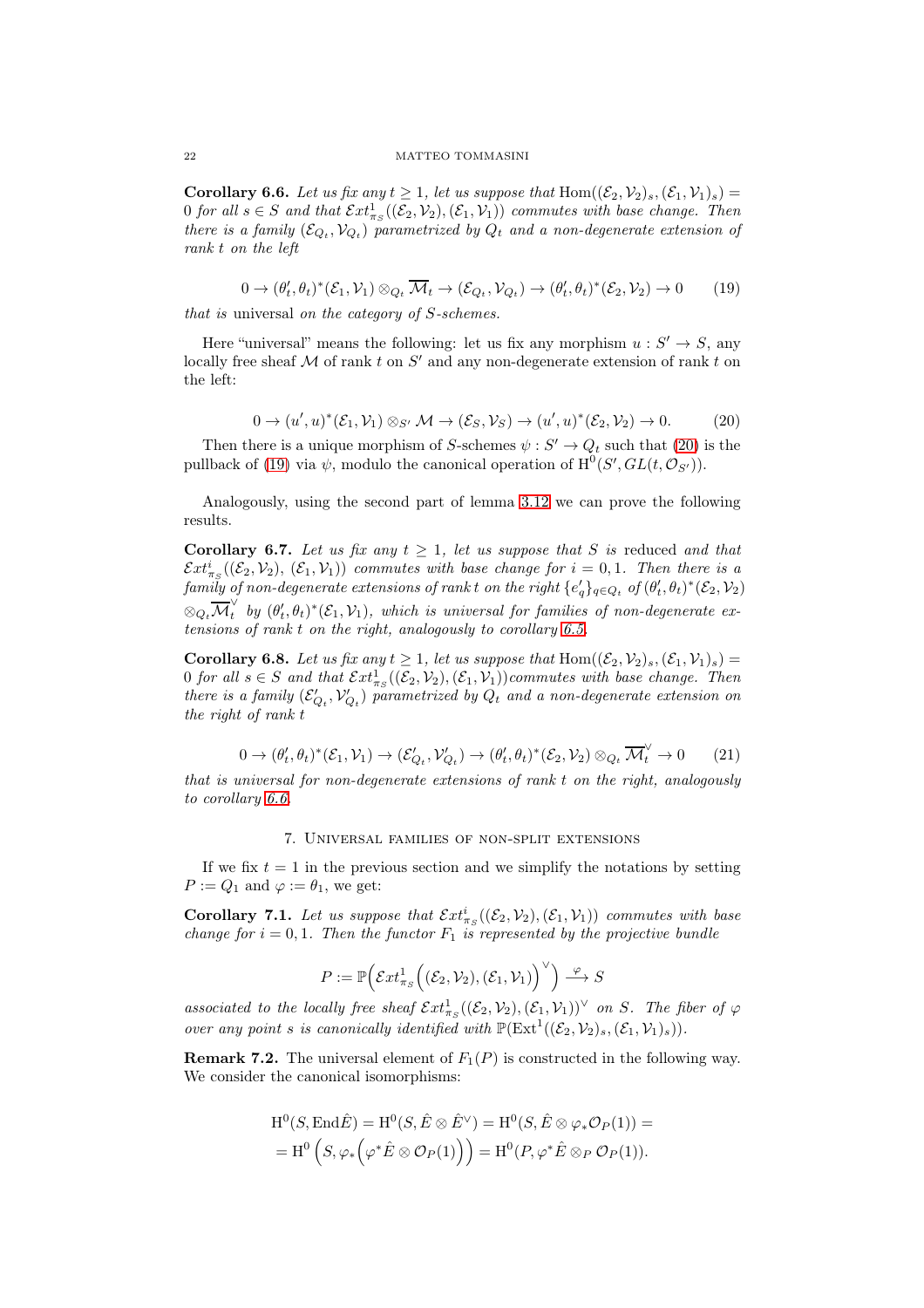**Corollary 6.6.** *Let us fix any $t \geq 1$, let us suppose that $\mathrm{Hom}((\mathcal{E}_2,\mathcal{V}_2)_s,(\mathcal{E}_1,\mathcal{V}_1)_s) = 0$ for all $s \in S$ and that $\mathcal{E}xt^1_{\pi_S}((\mathcal{E}_2,\mathcal{V}_2),(\mathcal{E}_1,\mathcal{V}_1))$ commutes with base change. Then there is a family $(\mathcal{E}_{Q_t},\mathcal{V}_{Q_t})$ parametrized by $Q_t$ and a non-degenerate extension of rank $t$ on the left*

$$0 \to (\theta'_t,\theta_t)^*(\mathcal{E}_1,\mathcal{V}_1) \otimes_{Q_t} \overline{\mathcal{M}}_t \to (\mathcal{E}_{Q_t},\mathcal{V}_{Q_t}) \to (\theta'_t,\theta_t)^*(\mathcal{E}_2,\mathcal{V}_2) \to 0 \qquad (19)$$

*that is* universal *on the category of $S$-schemes.*

Here "universal" means the following: let us fix any morphism $u : S' \to S$, any locally free sheaf $\mathcal{M}$ of rank $t$ on $S'$ and any non-degenerate extension of rank $t$ on the left:

$$0 \to (u',u)^*(\mathcal{E}_1,\mathcal{V}_1) \otimes_{S'} \mathcal{M} \to (\mathcal{E}_S,\mathcal{V}_S) \to (u',u)^*(\mathcal{E}_2,\mathcal{V}_2) \to 0. \qquad (20)$$

Then there is a unique morphism of $S$-schemes $\psi : S' \to Q_t$ such that (20) is the pullback of (19) via $\psi$, modulo the canonical operation of $\mathrm{H}^0(S', GL(t,\mathcal{O}_{S'}))$.

Analogously, using the second part of lemma 3.12 we can prove the following results.

**Corollary 6.7.** *Let us fix any $t \geq 1$, let us suppose that $S$ is* reduced *and that $\mathcal{E}xt^i_{\pi_S}((\mathcal{E}_2,\mathcal{V}_2),\,(\mathcal{E}_1,\mathcal{V}_1))$ commutes with base change for $i = 0,1$. Then there is a family of non-degenerate extensions of rank $t$ on the right $\{e'_q\}_{q\in Q_t}$ of $(\theta'_t,\theta_t)^*(\mathcal{E}_2,\mathcal{V}_2)$ $\otimes_{Q_t}\overline{\mathcal{M}}_t^{\vee}$ by $(\theta'_t,\theta_t)^*(\mathcal{E}_1,\mathcal{V}_1)$, which is universal for families of non-degenerate extensions of rank $t$ on the right, analogously to corollary 6.5.*

**Corollary 6.8.** *Let us fix any $t \geq 1$, let us suppose that $\mathrm{Hom}((\mathcal{E}_2,\mathcal{V}_2)_s,(\mathcal{E}_1,\mathcal{V}_1)_s) = 0$ for all $s \in S$ and that $\mathcal{E}xt^1_{\pi_S}((\mathcal{E}_2,\mathcal{V}_2),(\mathcal{E}_1,\mathcal{V}_1))$commutes with base change. Then there is a family $(\mathcal{E}'_{Q_t},\mathcal{V}'_{Q_t})$ parametrized by $Q_t$ and a non-degenerate extension on the right of rank $t$*

$$0 \to (\theta'_t,\theta_t)^*(\mathcal{E}_1,\mathcal{V}_1) \to (\mathcal{E}'_{Q_t},\mathcal{V}'_{Q_t}) \to (\theta'_t,\theta_t)^*(\mathcal{E}_2,\mathcal{V}_2) \otimes_{Q_t} \overline{\mathcal{M}}_t^{\vee} \to 0 \qquad (21)$$

*that is universal for non-degenerate extensions of rank $t$ on the right, analogously to corollary 6.6.*

## 7. Universal families of non-split extensions

If we fix $t = 1$ in the previous section and we simplify the notations by setting $P := Q_1$ and $\varphi := \theta_1$, we get:

**Corollary 7.1.** *Let us suppose that $\mathcal{E}xt^i_{\pi_S}((\mathcal{E}_2,\mathcal{V}_2),(\mathcal{E}_1,\mathcal{V}_1))$ commutes with base change for $i = 0,1$. Then the functor $F_1$ is represented by the projective bundle*

$$P := \mathbb{P}\Big(\mathcal{E}xt^1_{\pi_S}\Big((\mathcal{E}_2,\mathcal{V}_2),(\mathcal{E}_1,\mathcal{V}_1)\Big)^{\vee}\Big) \xrightarrow{\ \varphi\ } S$$

*associated to the locally free sheaf $\mathcal{E}xt^1_{\pi_S}((\mathcal{E}_2,\mathcal{V}_2),(\mathcal{E}_1,\mathcal{V}_1))^{\vee}$ on $S$. The fiber of $\varphi$ over any point $s$ is canonically identified with $\mathbb{P}(\mathrm{Ext}^1((\mathcal{E}_2,\mathcal{V}_2)_s,(\mathcal{E}_1,\mathcal{V}_1)_s))$.*

**Remark 7.2.** The universal element of $F_1(P)$ is constructed in the following way. We consider the canonical isomorphisms:

$$\begin{aligned}
&\mathrm{H}^0(S,\mathrm{End}\hat{E}) = \mathrm{H}^0(S,\hat{E}\otimes\hat{E}^{\vee}) = \mathrm{H}^0(S,\hat{E}\otimes\varphi_*\mathcal{O}_P(1)) = \\
&= \mathrm{H}^0\left(S,\varphi_*\Big(\varphi^*\hat{E}\otimes\mathcal{O}_P(1)\Big)\right) = \mathrm{H}^0(P,\varphi^*\hat{E}\otimes_P\mathcal{O}_P(1)).
\end{aligned}$$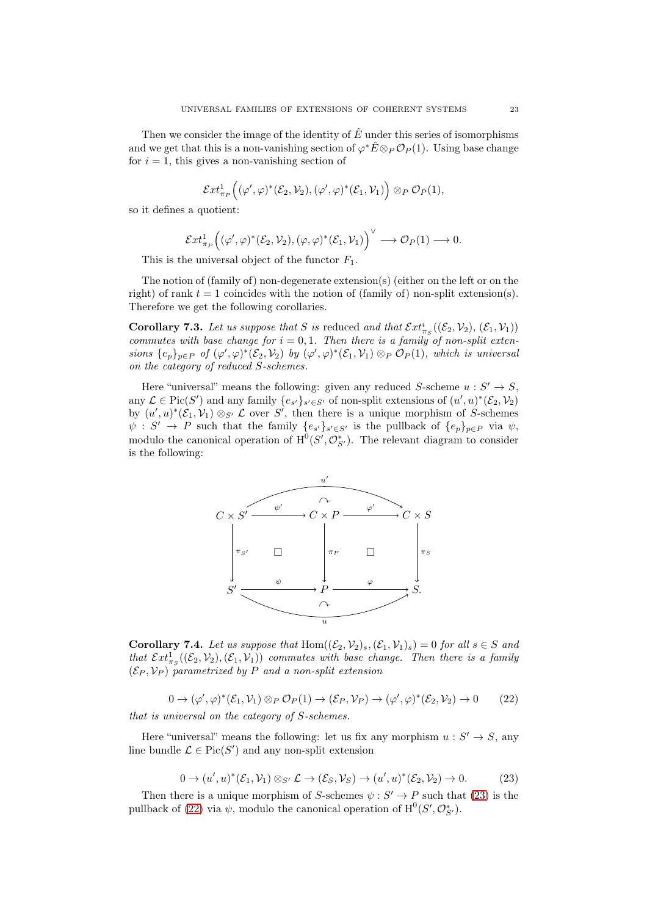Then we consider the image of the identity of $\hat{E}$ under this series of isomorphisms and we get that this is a non-vanishing section of $\varphi^* \hat{E} \otimes_P \mathcal{O}_P(1)$. Using base change for $i = 1$, this gives a non-vanishing section of

$$\mathcal{E}xt^1_{\pi_P}\Big((\varphi', \varphi)^*(\mathcal{E}_2, \mathcal{V}_2), (\varphi', \varphi)^*(\mathcal{E}_1, \mathcal{V}_1)\Big) \otimes_P \mathcal{O}_P(1),$$

so it defines a quotient:

$$\mathcal{E}xt^1_{\pi_P}\Big((\varphi', \varphi)^*(\mathcal{E}_2, \mathcal{V}_2), (\varphi, \varphi)^*(\mathcal{E}_1, \mathcal{V}_1)\Big)^\vee \longrightarrow \mathcal{O}_P(1) \longrightarrow 0.$$

This is the universal object of the functor $F_1$.

The notion of (family of) non-degenerate extension(s) (either on the left or on the right) of rank $t = 1$ coincides with the notion of (family of) non-split extension(s). Therefore we get the following corollaries.

**Corollary 7.3.** *Let us suppose that $S$ is* reduced *and that $\mathcal{E}xt^i_{\pi_S}((\mathcal{E}_2, \mathcal{V}_2), (\mathcal{E}_1, \mathcal{V}_1))$ commutes with base change for $i = 0, 1$. Then there is a family of non-split extensions $\{e_p\}_{p \in P}$ of $(\varphi', \varphi)^*(\mathcal{E}_2, \mathcal{V}_2)$ by $(\varphi', \varphi)^*(\mathcal{E}_1, \mathcal{V}_1) \otimes_P \mathcal{O}_P(1)$, which is universal on the category of reduced $S$-schemes.*

Here "universal" means the following: given any reduced $S$-scheme $u : S' \to S$, any $\mathcal{L} \in \mathrm{Pic}(S')$ and any family $\{e_{s'}\}_{s' \in S'}$ of non-split extensions of $(u', u)^*(\mathcal{E}_2, \mathcal{V}_2)$ by $(u', u)^*(\mathcal{E}_1, \mathcal{V}_1) \otimes_{S'} \mathcal{L}$ over $S'$, then there is a unique morphism of $S$-schemes $\psi : S' \to P$ such that the family $\{e_{s'}\}_{s' \in S'}$ is the pullback of $\{e_p\}_{p \in P}$ via $\psi$, modulo the canonical operation of $\mathrm{H}^0(S', \mathcal{O}^*_{S'})$. The relevant diagram to consider is the following:

$$\begin{array}{ccccc}
C \times S' & \xrightarrow{\psi'} & C \times P & \xrightarrow{\varphi'} & C \times S \\
\downarrow{\scriptstyle \pi_{S'}} & \square & \downarrow{\scriptstyle \pi_P} & \square & \downarrow{\scriptstyle \pi_S} \\
S' & \xrightarrow{\psi} & P & \xrightarrow{\varphi} & S.
\end{array}$$

with $u' = \varphi' \circ \psi'$ and $u = \varphi \circ \psi$.

**Corollary 7.4.** *Let us suppose that $\mathrm{Hom}((\mathcal{E}_2, \mathcal{V}_2)_s, (\mathcal{E}_1, \mathcal{V}_1)_s) = 0$ for all $s \in S$ and that $\mathcal{E}xt^1_{\pi_S}((\mathcal{E}_2, \mathcal{V}_2), (\mathcal{E}_1, \mathcal{V}_1))$ commutes with base change. Then there is a family $(\mathcal{E}_P, \mathcal{V}_P)$ parametrized by $P$ and a non-split extension*

$$0 \to (\varphi', \varphi)^*(\mathcal{E}_1, \mathcal{V}_1) \otimes_P \mathcal{O}_P(1) \to (\mathcal{E}_P, \mathcal{V}_P) \to (\varphi', \varphi)^*(\mathcal{E}_2, \mathcal{V}_2) \to 0 \qquad (22)$$

*that is universal on the category of $S$-schemes.*

Here "universal" means the following: let us fix any morphism $u : S' \to S$, any line bundle $\mathcal{L} \in \mathrm{Pic}(S')$ and any non-split extension

$$0 \to (u', u)^*(\mathcal{E}_1, \mathcal{V}_1) \otimes_{S'} \mathcal{L} \to (\mathcal{E}_S, \mathcal{V}_S) \to (u', u)^*(\mathcal{E}_2, \mathcal{V}_2) \to 0. \qquad (23)$$

Then there is a unique morphism of $S$-schemes $\psi : S' \to P$ such that (23) is the pullback of (22) via $\psi$, modulo the canonical operation of $\mathrm{H}^0(S', \mathcal{O}^*_{S'})$.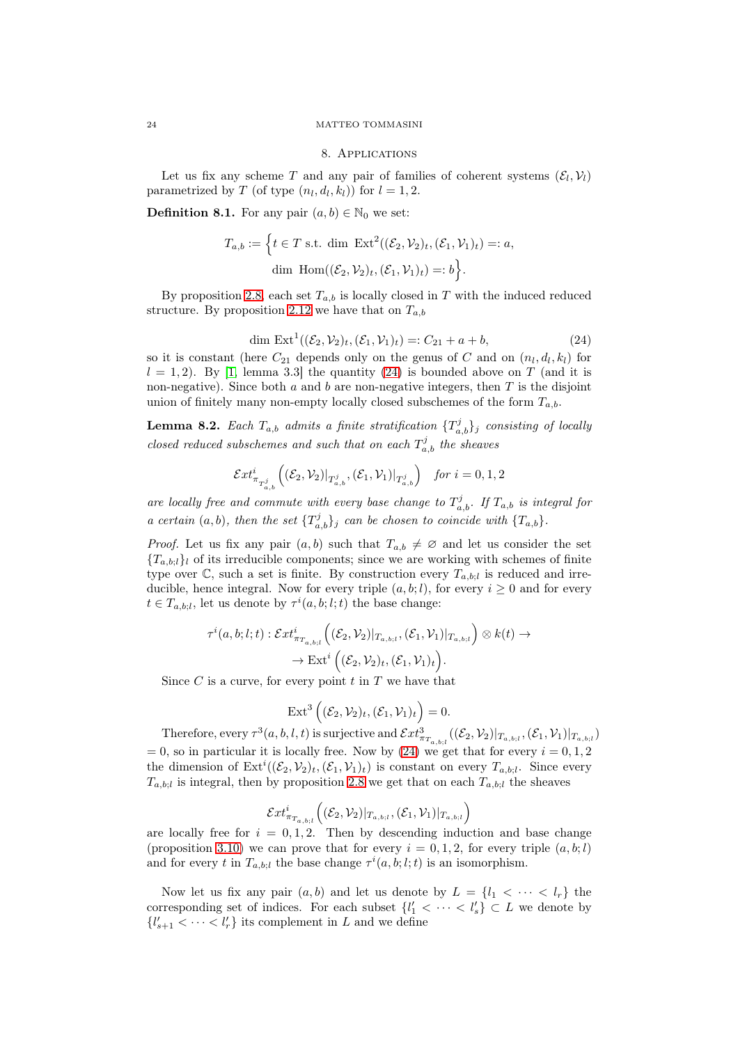## 8. Applications

Let us fix any scheme $T$ and any pair of families of coherent systems $(\mathcal{E}_l, \mathcal{V}_l)$ parametrized by $T$ (of type $(n_l, d_l, k_l)$) for $l = 1, 2$.

**Definition 8.1.** For any pair $(a, b) \in \mathbb{N}_0$ we set:

$$T_{a,b} := \Big\{ t \in T \text{ s.t. } \dim \operatorname{Ext}^2((\mathcal{E}_2, \mathcal{V}_2)_t, (\mathcal{E}_1, \mathcal{V}_1)_t) =: a, \\ \dim \operatorname{Hom}((\mathcal{E}_2, \mathcal{V}_2)_t, (\mathcal{E}_1, \mathcal{V}_1)_t) =: b \Big\}.$$

By proposition 2.8, each set $T_{a,b}$ is locally closed in $T$ with the induced reduced structure. By proposition 2.12 we have that on $T_{a,b}$

$$\dim \operatorname{Ext}^1((\mathcal{E}_2, \mathcal{V}_2)_t, (\mathcal{E}_1, \mathcal{V}_1)_t) =: C_{21} + a + b, \tag{24}$$

so it is constant (here $C_{21}$ depends only on the genus of $C$ and on $(n_l, d_l, k_l)$ for $l = 1, 2$). By [1, lemma 3.3] the quantity (24) is bounded above on $T$ (and it is non-negative). Since both $a$ and $b$ are non-negative integers, then $T$ is the disjoint union of finitely many non-empty locally closed subschemes of the form $T_{a,b}$.

**Lemma 8.2.** *Each $T_{a,b}$ admits a finite stratification $\{T^j_{a,b}\}_j$ consisting of locally closed reduced subschemes and such that on each $T^j_{a,b}$ the sheaves*

$$\mathcal{E}xt^i_{\pi_{T^j_{a,b}}}\Big((\mathcal{E}_2, \mathcal{V}_2)|_{T^j_{a,b}}, (\mathcal{E}_1, \mathcal{V}_1)|_{T^j_{a,b}}\Big) \quad \textit{for } i = 0, 1, 2$$

*are locally free and commute with every base change to $T^j_{a,b}$. If $T_{a,b}$ is integral for a certain $(a, b)$, then the set $\{T^j_{a,b}\}_j$ can be chosen to coincide with $\{T_{a,b}\}$.*

*Proof.* Let us fix any pair $(a, b)$ such that $T_{a,b} \neq \varnothing$ and let us consider the set $\{T_{a,b;l}\}_l$ of its irreducible components; since we are working with schemes of finite type over $\mathbb{C}$, such a set is finite. By construction every $T_{a,b;l}$ is reduced and irreducible, hence integral. Now for every triple $(a, b; l)$, for every $i \geq 0$ and for every $t \in T_{a,b;l}$, let us denote by $\tau^i(a, b; l; t)$ the base change:

$$\tau^i(a, b; l; t) : \mathcal{E}xt^i_{\pi_{T_{a,b;l}}}\Big((\mathcal{E}_2, \mathcal{V}_2)|_{T_{a,b;l}}, (\mathcal{E}_1, \mathcal{V}_1)|_{T_{a,b;l}}\Big) \otimes k(t) \to \\ \to \operatorname{Ext}^i\Big((\mathcal{E}_2, \mathcal{V}_2)_t, (\mathcal{E}_1, \mathcal{V}_1)_t\Big).$$

Since $C$ is a curve, for every point $t$ in $T$ we have that

$$\operatorname{Ext}^3\Big((\mathcal{E}_2, \mathcal{V}_2)_t, (\mathcal{E}_1, \mathcal{V}_1)_t\Big) = 0.$$

Therefore, every $\tau^3(a, b, l, t)$ is surjective and $\mathcal{E}xt^3_{\pi_{T_{a,b;l}}}((\mathcal{E}_2, \mathcal{V}_2)|_{T_{a,b;l}}, (\mathcal{E}_1, \mathcal{V}_1)|_{T_{a,b;l}}) = 0$, so in particular it is locally free. Now by (24) we get that for every $i = 0, 1, 2$ the dimension of $\operatorname{Ext}^i((\mathcal{E}_2, \mathcal{V}_2)_t, (\mathcal{E}_1, \mathcal{V}_1)_t)$ is constant on every $T_{a,b;l}$. Since every $T_{a,b;l}$ is integral, then by proposition 2.8 we get that on each $T_{a,b;l}$ the sheaves

$$\mathcal{E}xt^i_{\pi_{T_{a,b;l}}}\Big((\mathcal{E}_2, \mathcal{V}_2)|_{T_{a,b;l}}, (\mathcal{E}_1, \mathcal{V}_1)|_{T_{a,b;l}}\Big)$$

are locally free for $i = 0, 1, 2$. Then by descending induction and base change (proposition 3.10) we can prove that for every $i = 0, 1, 2$, for every triple $(a, b; l)$ and for every $t$ in $T_{a,b;l}$ the base change $\tau^i(a, b; l; t)$ is an isomorphism.

Now let us fix any pair $(a, b)$ and let us denote by $L = \{l_1 < \cdots < l_r\}$ the corresponding set of indices. For each subset $\{l'_1 < \cdots < l'_s\} \subset L$ we denote by $\{l'_{s+1} < \cdots < l'_r\}$ its complement in $L$ and we define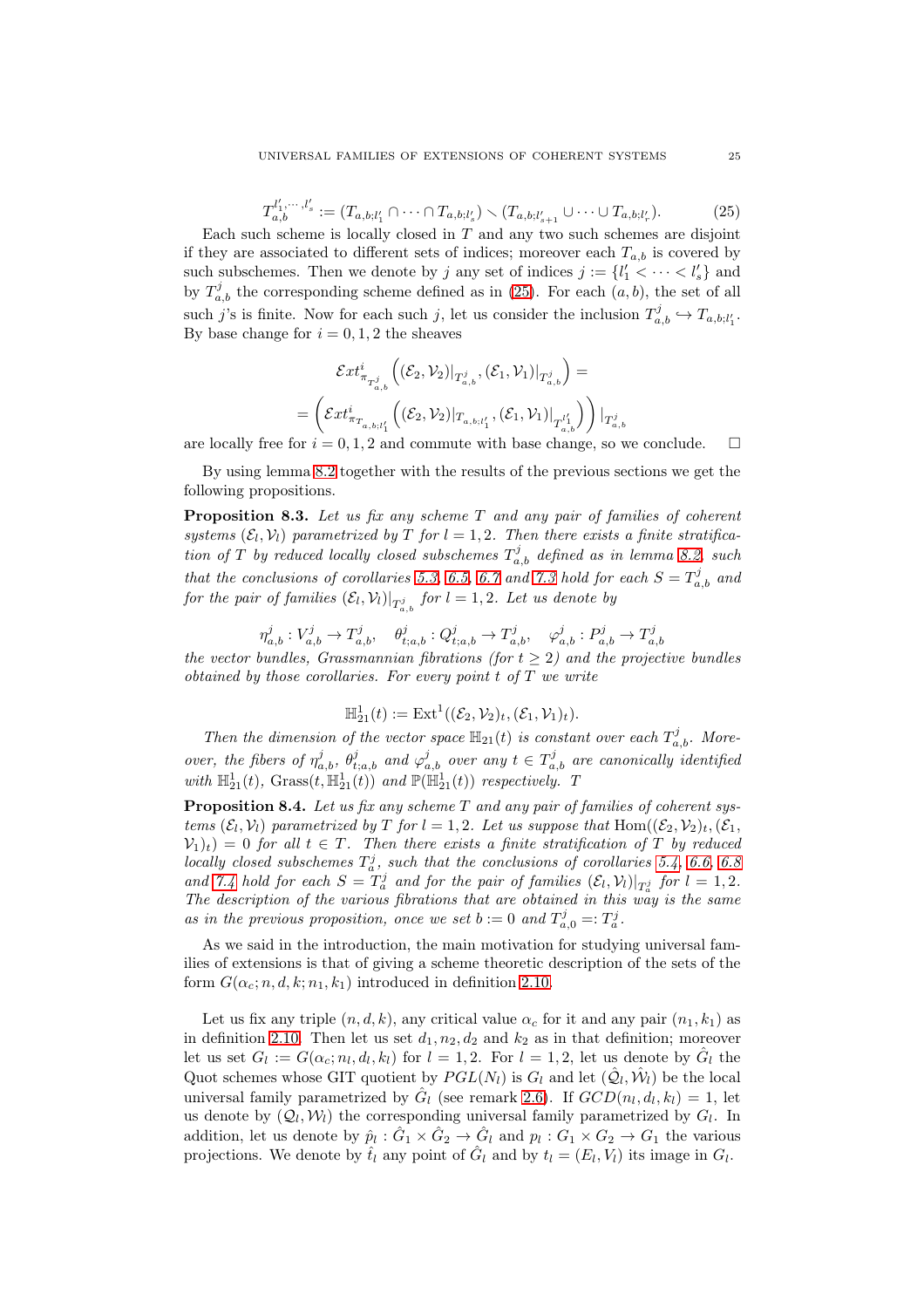$$T_{a,b}^{l'_1,\cdots,l'_s} := (T_{a,b;l'_1} \cap \cdots \cap T_{a,b;l'_s}) \smallsetminus (T_{a,b;l'_{s+1}} \cup \cdots \cup T_{a,b;l'_r}). \tag{25}$$

Each such scheme is locally closed in $T$ and any two such schemes are disjoint if they are associated to different sets of indices; moreover each $T_{a,b}$ is covered by such subschemes. Then we denote by $j$ any set of indices $j := \{l'_1 < \cdots < l'_s\}$ and by $T^j_{a,b}$ the corresponding scheme defined as in (25). For each $(a, b)$, the set of all such $j$'s is finite. Now for each such $j$, let us consider the inclusion $T^j_{a,b} \hookrightarrow T_{a,b;l'_1}$. By base change for $i = 0, 1, 2$ the sheaves

$$\mathcal{E}xt^i_{\pi_{T^j_{a,b}}} \left( (\mathcal{E}_2, \mathcal{V}_2)|_{T^j_{a,b}}, (\mathcal{E}_1, \mathcal{V}_1)|_{T^j_{a,b}} \right) =$$

$$= \left( \mathcal{E}xt^i_{\pi_{T_{a,b;l'_1}}} \left( (\mathcal{E}_2, \mathcal{V}_2)|_{T_{a,b;l'_1}}, (\mathcal{E}_1, \mathcal{V}_1)|_{T^{l'_1}_{a,b}} \right) \right) |_{T^j_{a,b}}$$

are locally free for $i = 0, 1, 2$ and commute with base change, so we conclude. $\square$

By using lemma 8.2 together with the results of the previous sections we get the following propositions.

**Proposition 8.3.** *Let us fix any scheme $T$ and any pair of families of coherent systems $(\mathcal{E}_l, \mathcal{V}_l)$ parametrized by $T$ for $l = 1, 2$. Then there exists a finite stratification of $T$ by reduced locally closed subschemes $T^j_{a,b}$ defined as in lemma 8.2, such that the conclusions of corollaries 5.3, 6.5, 6.7 and 7.3 hold for each $S = T^j_{a,b}$ and for the pair of families $(\mathcal{E}_l, \mathcal{V}_l)|_{T^j_{a,b}}$ for $l = 1, 2$. Let us denote by*

$$\eta^j_{a,b} : V^j_{a,b} \to T^j_{a,b}, \quad \theta^j_{t;a,b} : Q^j_{t;a,b} \to T^j_{a,b}, \quad \varphi^j_{a,b} : P^j_{a,b} \to T^j_{a,b}$$

*the vector bundles, Grassmannian fibrations (for $t \geq 2$) and the projective bundles obtained by those corollaries. For every point $t$ of $T$ we write*

$$\mathbb{H}^1_{21}(t) := \mathrm{Ext}^1((\mathcal{E}_2, \mathcal{V}_2)_t, (\mathcal{E}_1, \mathcal{V}_1)_t).$$

*Then the dimension of the vector space $\mathbb{H}_{21}(t)$ is constant over each $T^j_{a,b}$. Moreover, the fibers of $\eta^j_{a,b}$, $\theta^j_{t;a,b}$ and $\varphi^j_{a,b}$ over any $t \in T^j_{a,b}$ are canonically identified with $\mathbb{H}^1_{21}(t)$, $\mathrm{Grass}(t, \mathbb{H}^1_{21}(t))$ and $\mathbb{P}(\mathbb{H}^1_{21}(t))$ respectively. T*

**Proposition 8.4.** *Let us fix any scheme $T$ and any pair of families of coherent systems $(\mathcal{E}_l, \mathcal{V}_l)$ parametrized by $T$ for $l = 1, 2$. Let us suppose that $\mathrm{Hom}((\mathcal{E}_2, \mathcal{V}_2)_t, (\mathcal{E}_1, \mathcal{V}_1)_t) = 0$ for all $t \in T$. Then there exists a finite stratification of $T$ by reduced locally closed subschemes $T^j_a$, such that the conclusions of corollaries 5.4, 6.6, 6.8 and 7.4 hold for each $S = T^j_a$ and for the pair of families $(\mathcal{E}_l, \mathcal{V}_l)|_{T^j_a}$ for $l = 1, 2$. The description of the various fibrations that are obtained in this way is the same as in the previous proposition, once we set $b := 0$ and $T^j_{a,0} =: T^j_a$.*

As we said in the introduction, the main motivation for studying universal families of extensions is that of giving a scheme theoretic description of the sets of the form $G(\alpha_c; n, d, k; n_1, k_1)$ introduced in definition 2.10.

Let us fix any triple $(n, d, k)$, any critical value $\alpha_c$ for it and any pair $(n_1, k_1)$ as in definition 2.10. Then let us set $d_1, n_2, d_2$ and $k_2$ as in that definition; moreover let us set $G_l := G(\alpha_c; n_l, d_l, k_l)$ for $l = 1, 2$. For $l = 1, 2$, let us denote by $\hat{G}_l$ the Quot schemes whose GIT quotient by $PGL(N_l)$ is $G_l$ and let $(\hat{\mathcal{Q}}_l, \hat{\mathcal{W}}_l)$ be the local universal family parametrized by $\hat{G}_l$ (see remark 2.6). If $GCD(n_l, d_l, k_l) = 1$, let us denote by $(\mathcal{Q}_l, \mathcal{W}_l)$ the corresponding universal family parametrized by $G_l$. In addition, let us denote by $\hat{p}_l : \hat{G}_1 \times \hat{G}_2 \to \hat{G}_l$ and $p_l : G_1 \times G_2 \to G_1$ the various projections. We denote by $\hat{t}_l$ any point of $\hat{G}_l$ and by $t_l = (E_l, V_l)$ its image in $G_l$.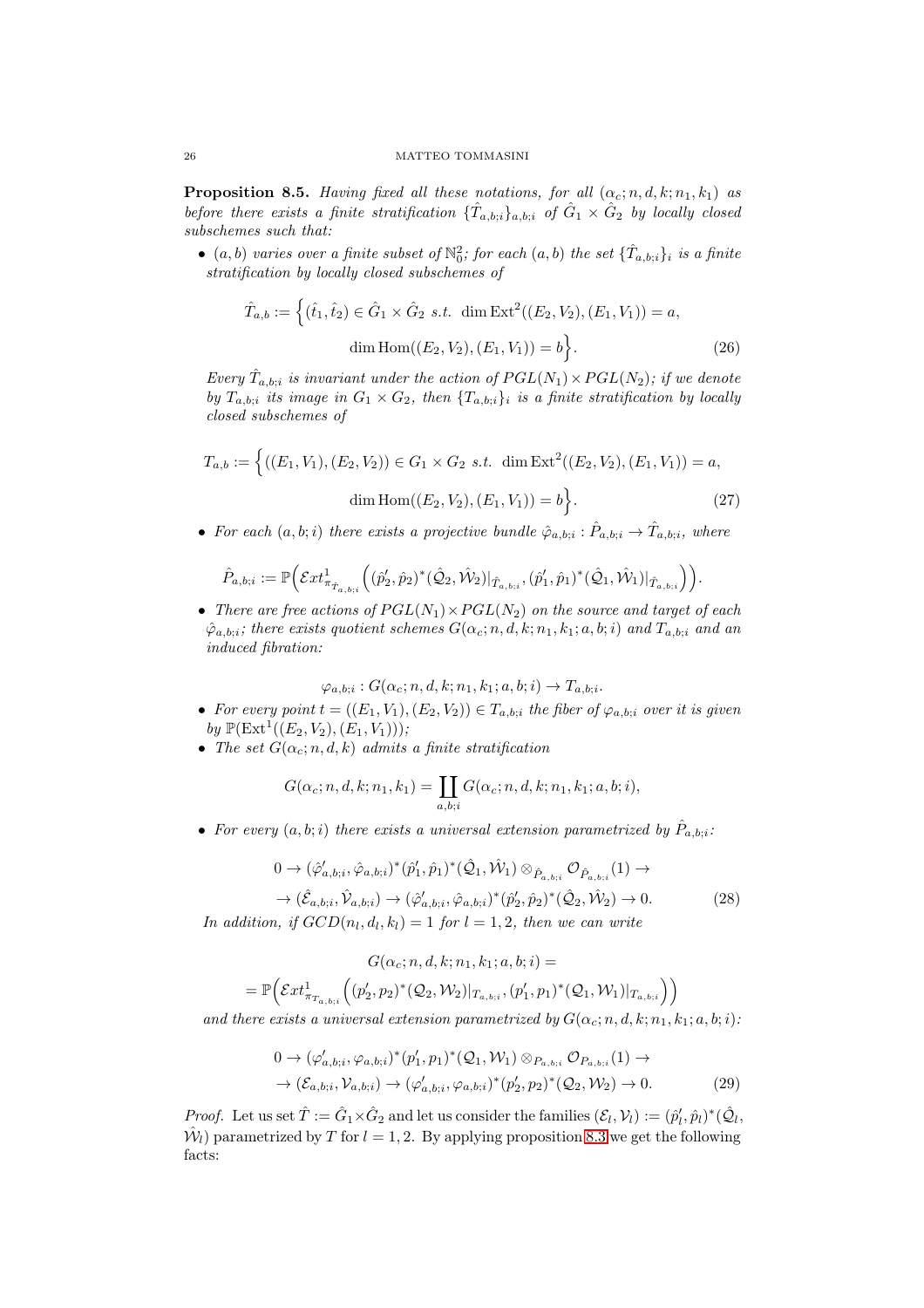**Proposition 8.5.** *Having fixed all these notations, for all $(\alpha_c; n, d, k; n_1, k_1)$ as before there exists a finite stratification $\{\hat{T}_{a,b;i}\}_{a,b;i}$ of $\hat{G}_1 \times \hat{G}_2$ by locally closed subschemes such that:*

- *$(a, b)$ varies over a finite subset of $\mathbb{N}_0^2$; for each $(a, b)$ the set $\{\hat{T}_{a,b;i}\}_i$ is a finite stratification by locally closed subschemes of*

$$\hat{T}_{a,b} := \Big\{(\hat{t}_1, \hat{t}_2) \in \hat{G}_1 \times \hat{G}_2 \text{ s.t. } \dim \mathrm{Ext}^2((E_2, V_2), (E_1, V_1)) = a,$$
$$\dim \mathrm{Hom}((E_2, V_2), (E_1, V_1)) = b\Big\}. \tag{26}$$

*Every $\hat{T}_{a,b;i}$ is invariant under the action of $PGL(N_1) \times PGL(N_2)$; if we denote by $T_{a,b;i}$ its image in $G_1 \times G_2$, then $\{T_{a,b;i}\}_i$ is a finite stratification by locally closed subschemes of*

$$T_{a,b} := \Big\{((E_1, V_1), (E_2, V_2)) \in G_1 \times G_2 \text{ s.t. } \dim \mathrm{Ext}^2((E_2, V_2), (E_1, V_1)) = a,$$
$$\dim \mathrm{Hom}((E_2, V_2), (E_1, V_1)) = b\Big\}. \tag{27}$$

- *For each $(a, b; i)$ there exists a projective bundle $\hat{\varphi}_{a,b;i} : \hat{P}_{a,b;i} \to \hat{T}_{a,b;i}$, where*

$$\hat{P}_{a,b;i} := \mathbb{P}\Big(\mathcal{E}xt^1_{\pi_{\hat{T}_{a,b;i}}}\Big((\hat{p}'_2, \hat{p}_2)^*(\hat{\mathcal{Q}}_2, \hat{\mathcal{W}}_2)|_{\hat{T}_{a,b;i}}, (\hat{p}'_1, \hat{p}_1)^*(\hat{\mathcal{Q}}_1, \hat{\mathcal{W}}_1)|_{\hat{T}_{a,b;i}}\Big)\Big).$$

- *There are free actions of $PGL(N_1) \times PGL(N_2)$ on the source and target of each $\hat{\varphi}_{a,b;i}$; there exists quotient schemes $G(\alpha_c; n, d, k; n_1, k_1; a, b; i)$ and $T_{a,b;i}$ and an induced fibration:*

$$\varphi_{a,b;i} : G(\alpha_c; n, d, k; n_1, k_1; a, b; i) \to T_{a,b;i}.$$

- *For every point $t = ((E_1, V_1), (E_2, V_2)) \in T_{a,b;i}$ the fiber of $\varphi_{a,b;i}$ over it is given by $\mathbb{P}(\mathrm{Ext}^1((E_2, V_2), (E_1, V_1)))$;*
- *The set $G(\alpha_c; n, d, k)$ admits a finite stratification*

$$G(\alpha_c; n, d, k; n_1, k_1) = \coprod_{a,b;i} G(\alpha_c; n, d, k; n_1, k_1; a, b; i),$$

- *For every $(a, b; i)$ there exists a universal extension parametrized by $\hat{P}_{a,b;i}$:*

$$0 \to (\hat{\varphi}'_{a,b;i}, \hat{\varphi}_{a,b;i})^*(\hat{p}'_1, \hat{p}_1)^*(\hat{\mathcal{Q}}_1, \hat{\mathcal{W}}_1) \otimes_{\hat{P}_{a,b;i}} \mathcal{O}_{\hat{P}_{a,b;i}}(1) \to$$
$$\to (\hat{\mathcal{E}}_{a,b;i}, \hat{\mathcal{V}}_{a,b;i}) \to (\hat{\varphi}'_{a,b;i}, \hat{\varphi}_{a,b;i})^*(\hat{p}'_2, \hat{p}_2)^*(\hat{\mathcal{Q}}_2, \hat{\mathcal{W}}_2) \to 0. \tag{28}$$

*In addition, if $GCD(n_l, d_l, k_l) = 1$ for $l = 1, 2$, then we can write*

$$G(\alpha_c; n, d, k; n_1, k_1; a, b; i) =$$
$$= \mathbb{P}\Big(\mathcal{E}xt^1_{\pi_{T_{a,b;i}}}\Big((p'_2, p_2)^*(\mathcal{Q}_2, \mathcal{W}_2)|_{T_{a,b;i}}, (p'_1, p_1)^*(\mathcal{Q}_1, \mathcal{W}_1)|_{T_{a,b;i}}\Big)\Big)$$

*and there exists a universal extension parametrized by $G(\alpha_c; n, d, k; n_1, k_1; a, b; i)$:*

$$0 \to (\varphi'_{a,b;i}, \varphi_{a,b;i})^*(p'_1, p_1)^*(\mathcal{Q}_1, \mathcal{W}_1) \otimes_{P_{a,b;i}} \mathcal{O}_{P_{a,b;i}}(1) \to$$
$$\to (\mathcal{E}_{a,b;i}, \mathcal{V}_{a,b;i}) \to (\varphi'_{a,b;i}, \varphi_{a,b;i})^*(p'_2, p_2)^*(\mathcal{Q}_2, \mathcal{W}_2) \to 0. \tag{29}$$

*Proof.* Let us set $\hat{T} := \hat{G}_1 \times \hat{G}_2$ and let us consider the families $(\mathcal{E}_l, \mathcal{V}_l) := (\hat{p}'_l, \hat{p}_l)^*(\hat{\mathcal{Q}}_l, \hat{\mathcal{W}}_l)$ parametrized by $T$ for $l = 1, 2$. By applying proposition 8.3 we get the following facts: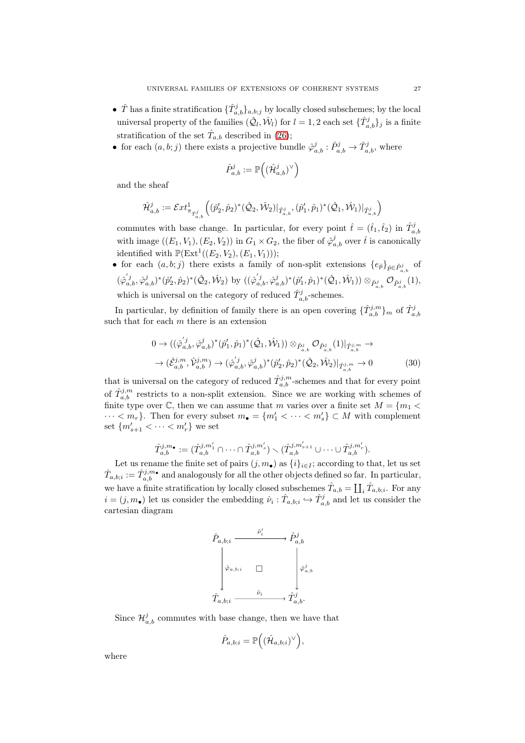- $\hat{T}$ has a finite stratification $\{\hat{T}^j_{a,b}\}_{a,b;j}$ by locally closed subschemes; by the local universal property of the families $(\hat{\mathcal{Q}}_l, \hat{\mathcal{W}}_l)$ for $l = 1, 2$ each set $\{\hat{T}^j_{a,b}\}_j$ is a finite stratification of the set $\hat{T}_{a,b}$ described in (26);
- for each $(a, b; j)$ there exists a projective bundle $\hat{\varphi}^j_{a,b} : \hat{P}^j_{a,b} \to \hat{T}^j_{a,b}$, where

$$\hat{P}^j_{a,b} := \mathbb{P}\Big((\hat{\mathcal{H}}^j_{a,b})^\vee\Big)$$

and the sheaf

$$\hat{\mathcal{H}}^j_{a,b} := \mathcal{E}xt^1_{\pi_{\hat{T}^j_{a,b}}}\Big((\hat{p}'_2, \hat{p}_2)^*(\hat{\mathcal{Q}}_2, \hat{\mathcal{W}}_2)|_{\hat{T}^j_{a,b}}, (\hat{p}'_1, \hat{p}_1)^*(\hat{\mathcal{Q}}_1, \hat{\mathcal{W}}_1)|_{\hat{T}^j_{a,b}}\Big)$$

commutes with base change. In particular, for every point $\hat{t} = (\hat{t}_1, \hat{t}_2)$ in $\hat{T}^j_{a,b}$ with image $((E_1, V_1), (E_2, V_2))$ in $G_1 \times G_2$, the fiber of $\hat{\varphi}^j_{a,b}$ over $\hat{t}$ is canonically identified with $\mathbb{P}(\mathrm{Ext}^1((E_2, V_2), (E_1, V_1)))$;
- for each $(a, b; j)$ there exists a family of non-split extensions $\{e_{\hat{p}}\}_{\hat{p} \in \hat{P}^j_{a,b}}$ of $((\hat{\varphi}'^j_{a,b}, \hat{\varphi}^j_{a,b})^*(\hat{p}'_2, \hat{p}_2)^*(\hat{\mathcal{Q}}_2, \hat{\mathcal{W}}_2)$ by $((\hat{\varphi}'^j_{a,b}, \hat{\varphi}^j_{a,b})^*(\hat{p}'_1, \hat{p}_1)^*(\hat{\mathcal{Q}}_1, \hat{\mathcal{W}}_1)) \otimes_{\hat{P}^j_{a,b}} \mathcal{O}_{\hat{P}^j_{a,b}}(1)$, which is universal on the category of reduced $\hat{T}^j_{a,b}$-schemes.

In particular, by definition of family there is an open covering $\{\hat{T}^{j,m}_{a,b}\}_m$ of $\hat{T}^j_{a,b}$ such that for each $m$ there is an extension

$$\begin{aligned} 0 \to ((\hat{\varphi}'^j_{a,b}, \hat{\varphi}^j_{a,b})^*(\hat{p}'_1, \hat{p}_1)^*(\hat{\mathcal{Q}}_1, \hat{\mathcal{W}}_1)) \otimes_{\hat{P}^j_{a,b}} \mathcal{O}_{\hat{P}^j_{a,b}}(1)|_{\hat{T}^{j,m}_{a,b}} \to \\ \to (\hat{\mathcal{E}}^{j,m}_{a,b}, \hat{\mathcal{V}}^{j,m}_{a,b}) \to (\hat{\varphi}'^j_{a,b}, \hat{\varphi}^j_{a,b})^*(\hat{p}'_2, \hat{p}_2)^*(\hat{\mathcal{Q}}_2, \hat{\mathcal{W}}_2)|_{\hat{T}^{j,m}_{a,b}} \to 0 \end{aligned} \tag{30}$$

that is universal on the category of reduced $\hat{T}^{j,m}_{a,b}$-schemes and that for every point of $\hat{T}^{j,m}_{a,b}$ restricts to a non-split extension. Since we are working with schemes of finite type over $\mathbb{C}$, then we can assume that $m$ varies over a finite set $M = \{m_1 < \cdots < m_r\}$. Then for every subset $m_\bullet = \{m'_1 < \cdots < m'_s\} \subset M$ with complement set $\{m'_{s+1} < \cdots < m'_r\}$ we set

$$\hat{T}^{j,m_\bullet}_{a,b} := (\hat{T}^{j,m'_1}_{a,b} \cap \cdots \cap \hat{T}^{j,m'_s}_{a,b}) \smallsetminus (\hat{T}^{j,m'_{s+1}}_{a,b} \cup \cdots \cup \hat{T}^{j,m'_r}_{a,b}).$$

Let us rename the finite set of pairs $(j, m_\bullet)$ as $\{i\}_{i \in I}$; according to that, let us set $\hat{T}_{a,b;i} := \hat{T}^{j,m_\bullet}_{a,b}$ and analogously for all the other objects defined so far. In particular, we have a finite stratification by locally closed subschemes $\hat{T}_{a,b} = \coprod_i \hat{T}_{a,b;i}$. For any $i = (j, m_\bullet)$ let us consider the embedding $\hat{\nu}_i : \hat{T}_{a,b;i} \hookrightarrow \hat{T}^j_{a,b}$ and let us consider the cartesian diagram

$$\begin{array}{ccc} \hat{P}_{a,b;i} & \xrightarrow{\hat{\nu}'_i} & \hat{P}^j_{a,b} \\ \Big\downarrow{\scriptstyle \hat{\varphi}_{a,b;i}} & \square & \Big\downarrow{\scriptstyle \hat{\varphi}^j_{a,b}} \\ \hat{T}_{a,b;i} & \xrightarrow{\hat{\nu}_i} & \hat{T}^j_{a,b}. \end{array}$$

Since $\mathcal{H}^j_{a,b}$ commutes with base change, then we have that

$$\hat{P}_{a,b;i} = \mathbb{P}\Big((\hat{\mathcal{H}}_{a,b;i})^\vee\Big),$$

where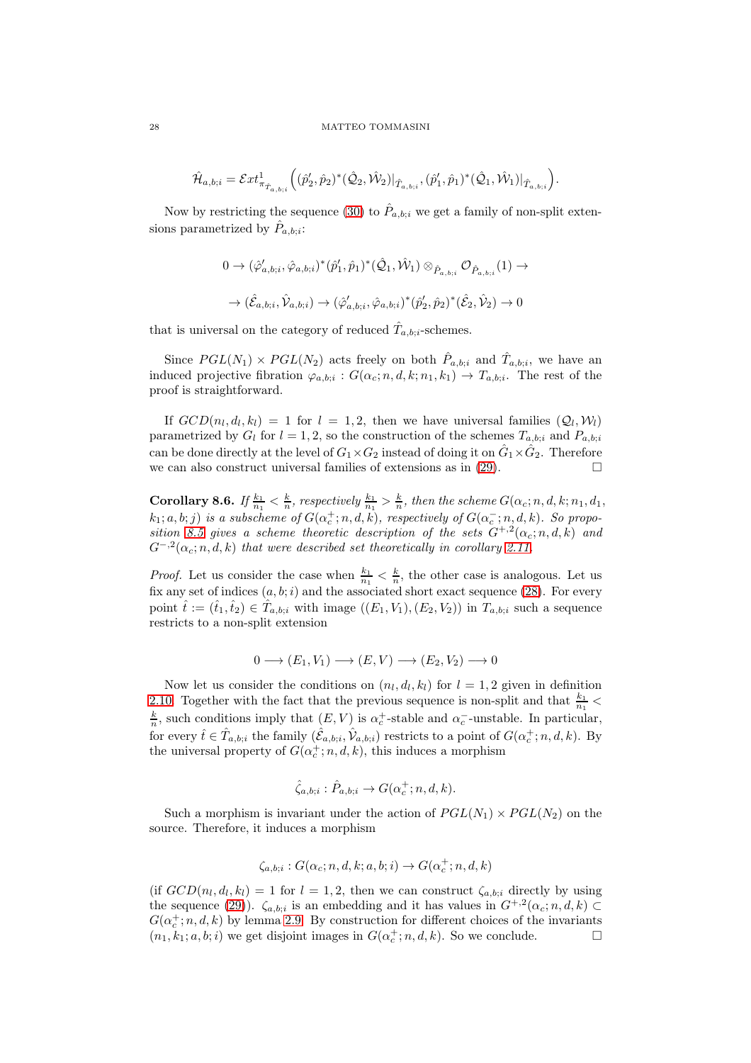$$\hat{\mathcal{H}}_{a,b;i} = \mathcal{E}xt^1_{\pi_{\hat{T}_{a,b;i}}}\Big((\hat{p}_2', \hat{p}_2)^*(\hat{\mathcal{Q}}_2, \hat{\mathcal{W}}_2)|_{\hat{T}_{a,b;i}}, (\hat{p}_1', \hat{p}_1)^*(\hat{\mathcal{Q}}_1, \hat{\mathcal{W}}_1)|_{\hat{T}_{a,b;i}}\Big).$$

Now by restricting the sequence (30) to $\hat{P}_{a,b;i}$ we get a family of non-split extensions parametrized by $\hat{P}_{a,b;i}$:

$$0 \to (\hat{\varphi}_{a,b;i}', \hat{\varphi}_{a,b;i})^*(\hat{p}_1', \hat{p}_1)^*(\hat{\mathcal{Q}}_1, \hat{\mathcal{W}}_1) \otimes_{\hat{P}_{a,b;i}} \mathcal{O}_{\hat{P}_{a,b;i}}(1) \to$$

$$\to (\hat{\mathcal{E}}_{a,b;i}, \hat{\mathcal{V}}_{a,b;i}) \to (\hat{\varphi}_{a,b;i}', \hat{\varphi}_{a,b;i})^*(\hat{p}_2', \hat{p}_2)^*(\hat{\mathcal{E}}_2, \hat{\mathcal{V}}_2) \to 0$$

that is universal on the category of reduced $\hat{T}_{a,b;i}$-schemes.

Since $PGL(N_1) \times PGL(N_2)$ acts freely on both $\hat{P}_{a,b;i}$ and $\hat{T}_{a,b;i}$, we have an induced projective fibration $\varphi_{a,b;i} : G(\alpha_c; n, d, k; n_1, k_1) \to T_{a,b;i}$. The rest of the proof is straightforward.

If $GCD(n_l, d_l, k_l) = 1$ for $l = 1, 2$, then we have universal families $(\mathcal{Q}_l, \mathcal{W}_l)$ parametrized by $G_l$ for $l = 1, 2$, so the construction of the schemes $T_{a,b;i}$ and $P_{a,b;i}$ can be done directly at the level of $G_1 \times G_2$ instead of doing it on $\hat{G}_1 \times \hat{G}_2$. Therefore we can also construct universal families of extensions as in (29). □

**Corollary 8.6.** *If $\frac{k_1}{n_1} < \frac{k}{n}$, respectively $\frac{k_1}{n_1} > \frac{k}{n}$, then the scheme $G(\alpha_c; n, d, k; n_1, d_1, k_1; a, b; j)$ is a subscheme of $G(\alpha_c^+; n, d, k)$, respectively of $G(\alpha_c^-; n, d, k)$. So proposition 8.5 gives a scheme theoretic description of the sets $G^{+,2}(\alpha_c; n, d, k)$ and $G^{-,2}(\alpha_c; n, d, k)$ that were described set theoretically in corollary 2.11.*

*Proof.* Let us consider the case when $\frac{k_1}{n_1} < \frac{k}{n}$, the other case is analogous. Let us fix any set of indices $(a, b; i)$ and the associated short exact sequence (28). For every point $\hat{t} := (\hat{t}_1, \hat{t}_2) \in \hat{T}_{a,b;i}$ with image $((E_1, V_1), (E_2, V_2))$ in $T_{a,b;i}$ such a sequence restricts to a non-split extension

$$0 \longrightarrow (E_1, V_1) \longrightarrow (E, V) \longrightarrow (E_2, V_2) \longrightarrow 0$$

Now let us consider the conditions on $(n_l, d_l, k_l)$ for $l = 1, 2$ given in definition 2.10. Together with the fact that the previous sequence is non-split and that $\frac{k_1}{n_1} < \frac{k}{n}$, such conditions imply that $(E, V)$ is $\alpha_c^+$-stable and $\alpha_c^-$-unstable. In particular, for every $\hat{t} \in \hat{T}_{a,b;i}$ the family $(\hat{\mathcal{E}}_{a,b;i}, \hat{\mathcal{V}}_{a,b;i})$ restricts to a point of $G(\alpha_c^+; n, d, k)$. By the universal property of $G(\alpha_c^+; n, d, k)$, this induces a morphism

$$\hat{\zeta}_{a,b;i} : \hat{P}_{a,b;i} \to G(\alpha_c^+; n, d, k).$$

Such a morphism is invariant under the action of $PGL(N_1) \times PGL(N_2)$ on the source. Therefore, it induces a morphism

$$\zeta_{a,b;i} : G(\alpha_c; n, d, k; a, b; i) \to G(\alpha_c^+; n, d, k)$$

(if $GCD(n_l, d_l, k_l) = 1$ for $l = 1, 2$, then we can construct $\zeta_{a,b;i}$ directly by using the sequence (29)). $\zeta_{a,b;i}$ is an embedding and it has values in $G^{+,2}(\alpha_c; n, d, k) \subset G(\alpha_c^+; n, d, k)$ by lemma 2.9. By construction for different choices of the invariants $(n_1, k_1; a, b; i)$ we get disjoint images in $G(\alpha_c^+; n, d, k)$. So we conclude. □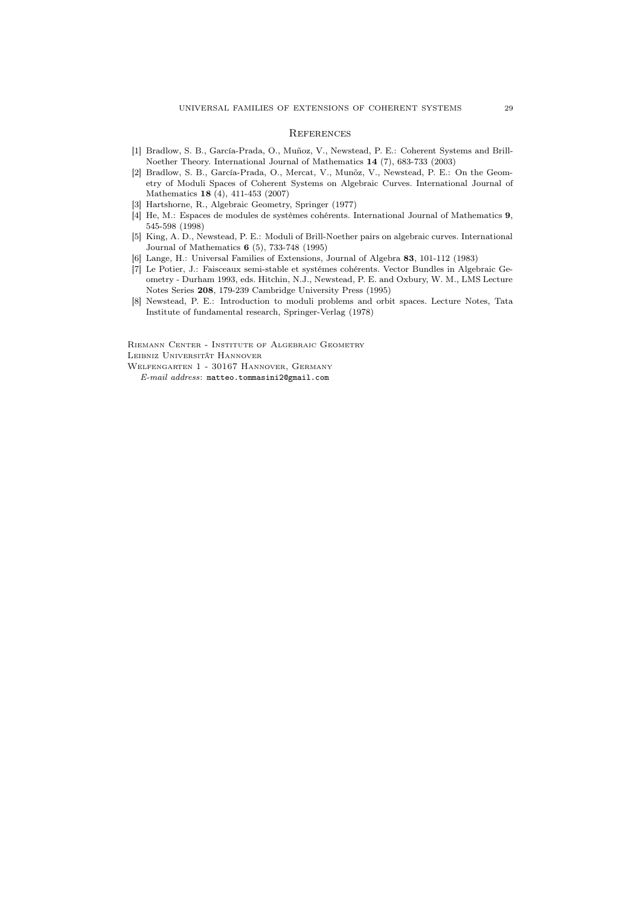## References

[1] Bradlow, S. B., García-Prada, O., Muñoz, V., Newstead, P. E.: Coherent Systems and Brill-Noether Theory. International Journal of Mathematics **14** (7), 683-733 (2003)

[2] Bradlow, S. B., García-Prada, O., Mercat, V., Munõz, V., Newstead, P. E.: On the Geometry of Moduli Spaces of Coherent Systems on Algebraic Curves. International Journal of Mathematics **18** (4), 411-453 (2007)

[3] Hartshorne, R., Algebraic Geometry, Springer (1977)

[4] He, M.: Espaces de modules de systèmes cohérents. International Journal of Mathematics **9**, 545-598 (1998)

[5] King, A. D., Newstead, P. E.: Moduli of Brill-Noether pairs on algebraic curves. International Journal of Mathematics **6** (5), 733-748 (1995)

[6] Lange, H.: Universal Families of Extensions, Journal of Algebra **83**, 101-112 (1983)

[7] Le Potier, J.: Faisceaux semi-stable et systémes cohérents. Vector Bundles in Algebraic Geometry - Durham 1993, eds. Hitchin, N.J., Newstead, P. E. and Oxbury, W. M., LMS Lecture Notes Series **208**, 179-239 Cambridge University Press (1995)

[8] Newstead, P. E.: Introduction to moduli problems and orbit spaces. Lecture Notes, Tata Institute of fundamental research, Springer-Verlag (1978)

Riemann Center - Institute of Algebraic Geometry
Leibniz Universität Hannover
Welfengarten 1 - 30167 Hannover, Germany
*E-mail address*: matteo.tommasini2@gmail.com